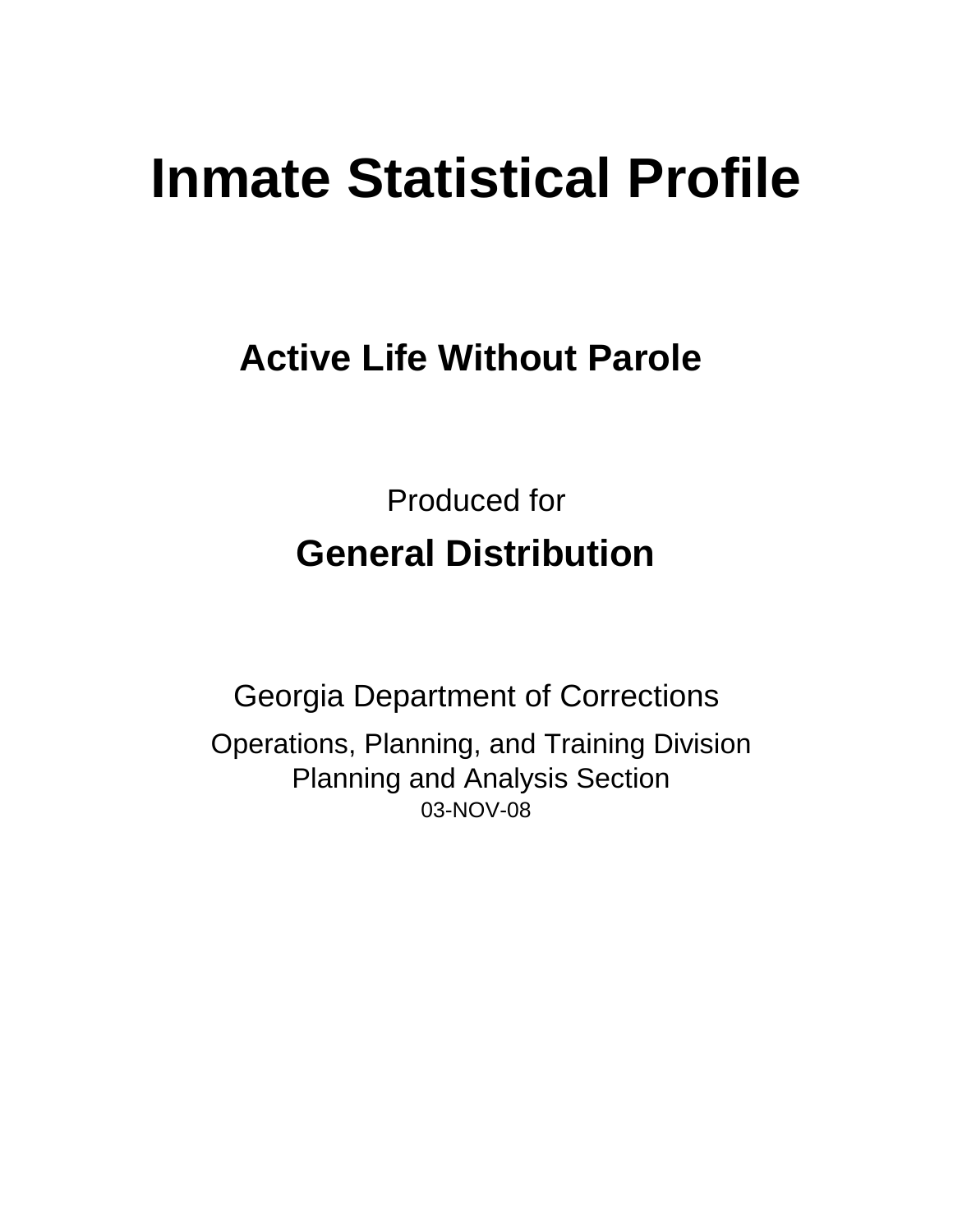# Inmate Statistical Profile

## Active Life Without Parole

Produced for

**General Distribution**

Georgia Department of Corrections

Operations, Planning, and Training Division
Planning and Analysis Section
03-NOV-08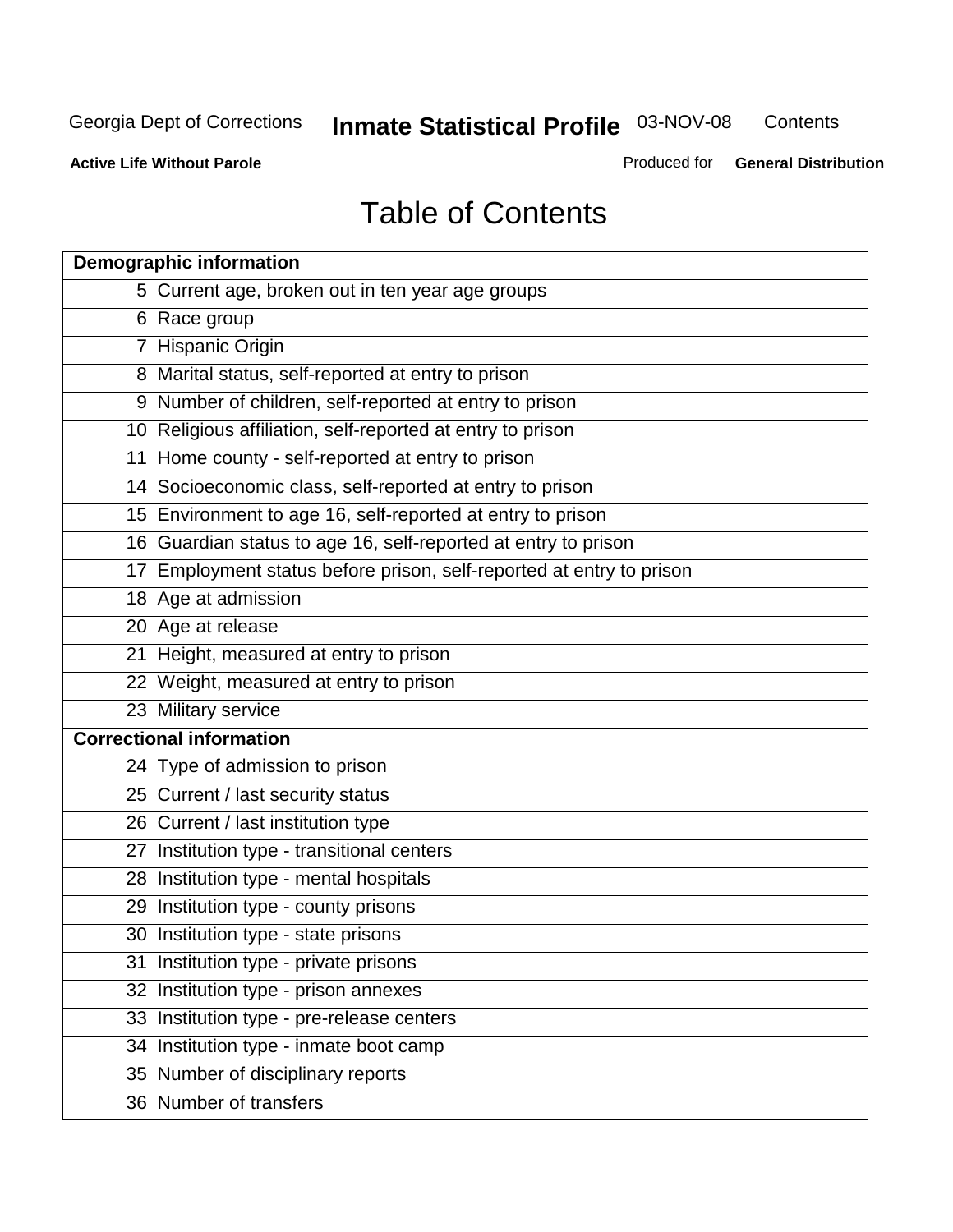# Table of Contents

| Demographic information | |
|---|---|
| 5 | Current age, broken out in ten year age groups |
| 6 | Race group |
| 7 | Hispanic Origin |
| 8 | Marital status, self-reported at entry to prison |
| 9 | Number of children, self-reported at entry to prison |
| 10 | Religious affiliation, self-reported at entry to prison |
| 11 | Home county - self-reported at entry to prison |
| 14 | Socioeconomic class, self-reported at entry to prison |
| 15 | Environment to age 16, self-reported at entry to prison |
| 16 | Guardian status to age 16, self-reported at entry to prison |
| 17 | Employment status before prison, self-reported at entry to prison |
| 18 | Age at admission |
| 20 | Age at release |
| 21 | Height, measured at entry to prison |
| 22 | Weight, measured at entry to prison |
| 23 | Military service |
| **Correctional information** | |
| 24 | Type of admission to prison |
| 25 | Current / last security status |
| 26 | Current / last institution type |
| 27 | Institution type - transitional centers |
| 28 | Institution type - mental hospitals |
| 29 | Institution type - county prisons |
| 30 | Institution type - state prisons |
| 31 | Institution type - private prisons |
| 32 | Institution type - prison annexes |
| 33 | Institution type - pre-release centers |
| 34 | Institution type - inmate boot camp |
| 35 | Number of disciplinary reports |
| 36 | Number of transfers |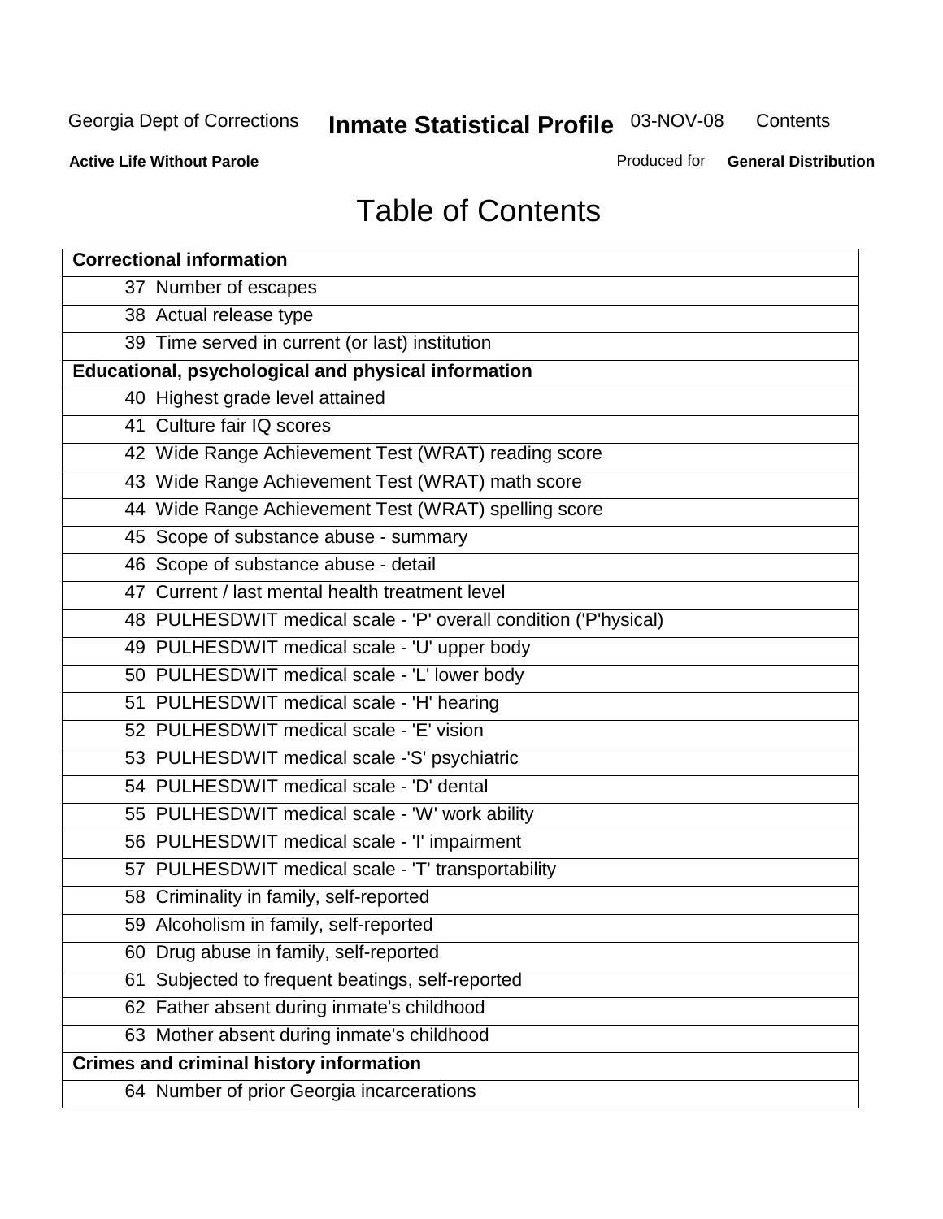# Table of Contents

| **Correctional information** |
|---|
| 37 Number of escapes |
| 38 Actual release type |
| 39 Time served in current (or last) institution |
| **Educational, psychological and physical information** |
| 40 Highest grade level attained |
| 41 Culture fair IQ scores |
| 42 Wide Range Achievement Test (WRAT) reading score |
| 43 Wide Range Achievement Test (WRAT) math score |
| 44 Wide Range Achievement Test (WRAT) spelling score |
| 45 Scope of substance abuse - summary |
| 46 Scope of substance abuse - detail |
| 47 Current / last mental health treatment level |
| 48 PULHESDWIT medical scale - 'P' overall condition ('P'hysical) |
| 49 PULHESDWIT medical scale - 'U' upper body |
| 50 PULHESDWIT medical scale - 'L' lower body |
| 51 PULHESDWIT medical scale - 'H' hearing |
| 52 PULHESDWIT medical scale - 'E' vision |
| 53 PULHESDWIT medical scale -'S' psychiatric |
| 54 PULHESDWIT medical scale - 'D' dental |
| 55 PULHESDWIT medical scale - 'W' work ability |
| 56 PULHESDWIT medical scale - 'I' impairment |
| 57 PULHESDWIT medical scale - 'T' transportability |
| 58 Criminality in family, self-reported |
| 59 Alcoholism in family, self-reported |
| 60 Drug abuse in family, self-reported |
| 61 Subjected to frequent beatings, self-reported |
| 62 Father absent during inmate's childhood |
| 63 Mother absent during inmate's childhood |
| **Crimes and criminal history information** |
| 64 Number of prior Georgia incarcerations |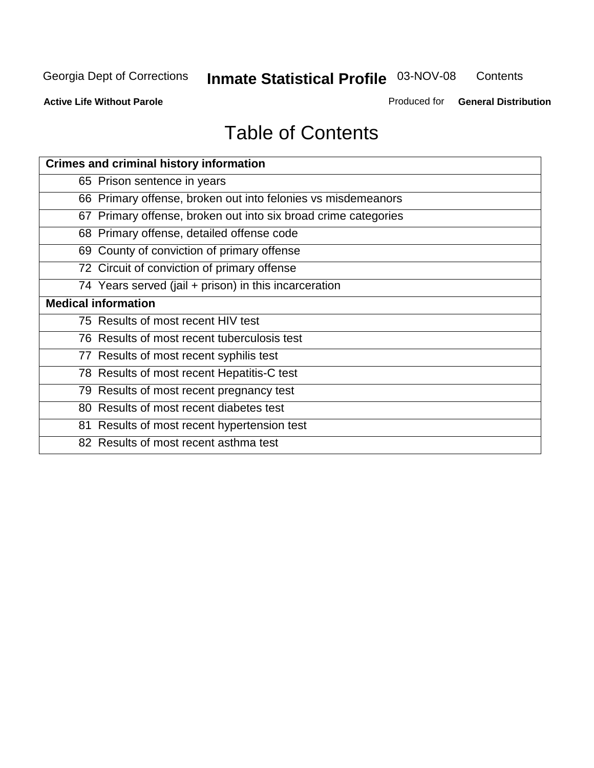# Table of Contents

| Crimes and criminal history information | |
|---|---|
| 65 | Prison sentence in years |
| 66 | Primary offense, broken out into felonies vs misdemeanors |
| 67 | Primary offense, broken out into six broad crime categories |
| 68 | Primary offense, detailed offense code |
| 69 | County of conviction of primary offense |
| 72 | Circuit of conviction of primary offense |
| 74 | Years served (jail + prison) in this incarceration |
| **Medical information** | |
| 75 | Results of most recent HIV test |
| 76 | Results of most recent tuberculosis test |
| 77 | Results of most recent syphilis test |
| 78 | Results of most recent Hepatitis-C test |
| 79 | Results of most recent pregnancy test |
| 80 | Results of most recent diabetes test |
| 81 | Results of most recent hypertension test |
| 82 | Results of most recent asthma test |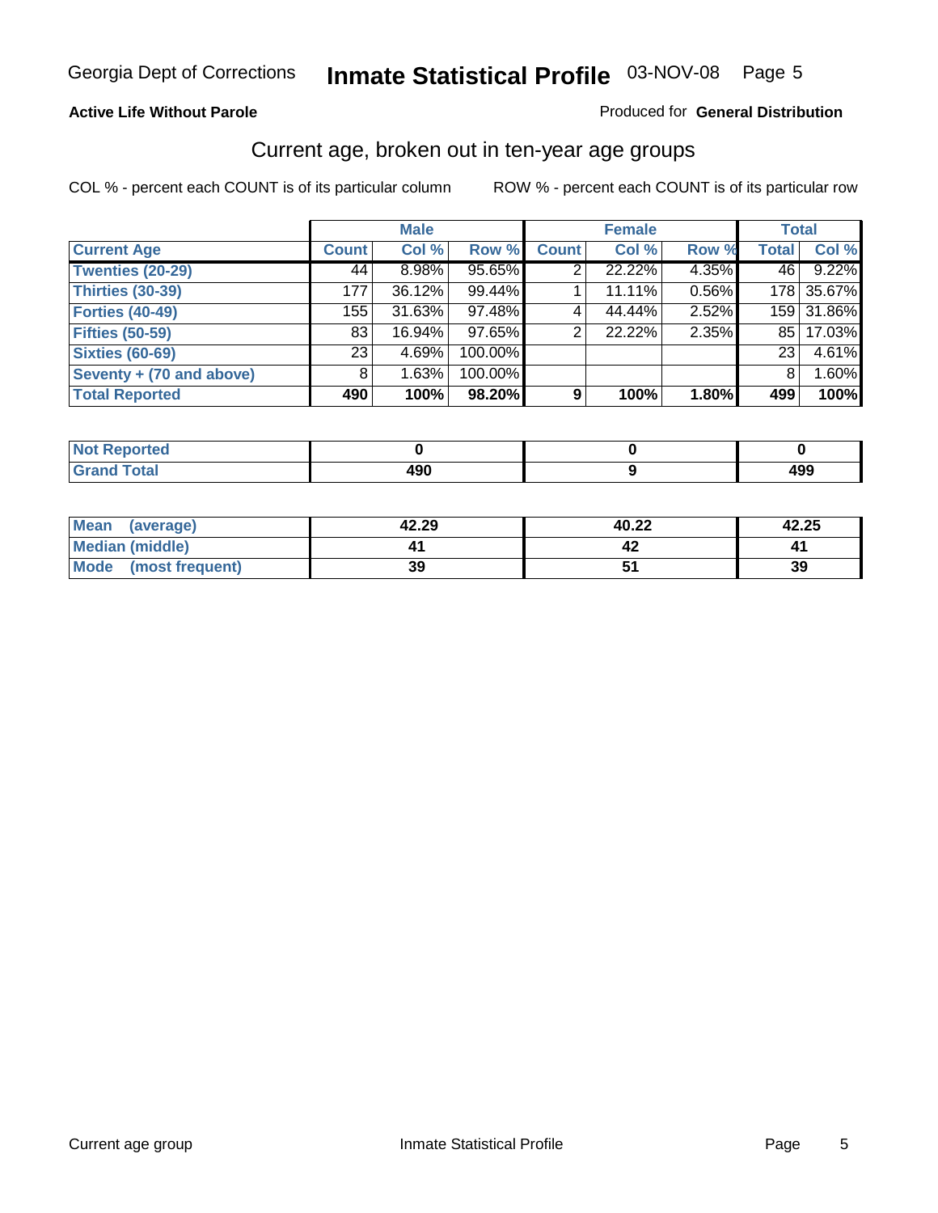Georgia Dept of Corrections **Inmate Statistical Profile** 03-NOV-08 Page 5

**Active Life Without Parole**

Produced for **General Distribution**

## Current age, broken out in ten-year age groups

COL % - percent each COUNT is of its particular column ROW % - percent each COUNT is of its particular row

| | Male | | | Female | | | Total | |
|---|---|---|---|---|---|---|---|---|
| **Current Age** | **Count** | **Col %** | **Row %** | **Count** | **Col %** | **Row %** | **Total** | **Col %** |
| **Twenties (20-29)** | 44 | 8.98% | 95.65% | 2 | 22.22% | 4.35% | 46 | 9.22% |
| **Thirties (30-39)** | 177 | 36.12% | 99.44% | 1 | 11.11% | 0.56% | 178 | 35.67% |
| **Forties (40-49)** | 155 | 31.63% | 97.48% | 4 | 44.44% | 2.52% | 159 | 31.86% |
| **Fifties (50-59)** | 83 | 16.94% | 97.65% | 2 | 22.22% | 2.35% | 85 | 17.03% |
| **Sixties (60-69)** | 23 | 4.69% | 100.00% | | | | 23 | 4.61% |
| **Seventy + (70 and above)** | 8 | 1.63% | 100.00% | | | | 8 | 1.60% |
| **Total Reported** | **490** | **100%** | **98.20%** | **9** | **100%** | **1.80%** | **499** | **100%** |

| | Male | Female | Total |
|---|---|---|---|
| **Not Reported** | **0** | **0** | **0** |
| **Grand Total** | **490** | **9** | **499** |

| | Male | Female | Total |
|---|---|---|---|
| **Mean (average)** | **42.29** | **40.22** | **42.25** |
| **Median (middle)** | **41** | **42** | **41** |
| **Mode (most frequent)** | **39** | **51** | **39** |

Current age group Inmate Statistical Profile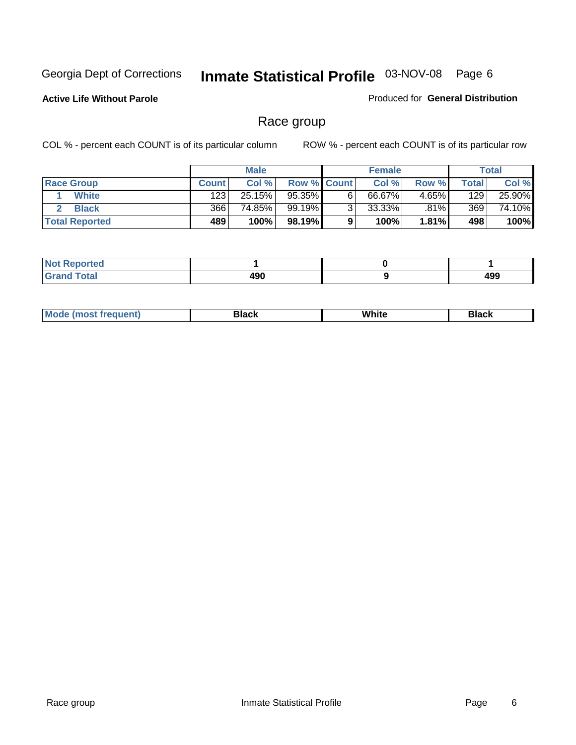Georgia Dept of Corrections **Inmate Statistical Profile** 03-NOV-08

**Active Life Without Parole**

Produced for **General Distribution**

## Race group

COL % - percent each COUNT is of its particular column

ROW % - percent each COUNT is of its particular row

| | Male | | | Female | | | Total | |
|---|---|---|---|---|---|---|---|---|
| **Race Group** | **Count** | **Col %** | **Row %** | **Count** | **Col %** | **Row %** | **Total** | **Col %** |
| 1 **White** | 123 | 25.15% | 95.35% | 6 | 66.67% | 4.65% | 129 | 25.90% |
| 2 **Black** | 366 | 74.85% | 99.19% | 3 | 33.33% | .81% | 369 | 74.10% |
| **Total Reported** | **489** | **100%** | **98.19%** | **9** | **100%** | **1.81%** | **498** | **100%** |

| | Male | Female | Total |
|---|---|---|---|
| **Not Reported** | **1** | **0** | **1** |
| **Grand Total** | **490** | **9** | **499** |

| | Male | Female | Total |
|---|---|---|---|
| **Mode (most frequent)** | **Black** | **White** | **Black** |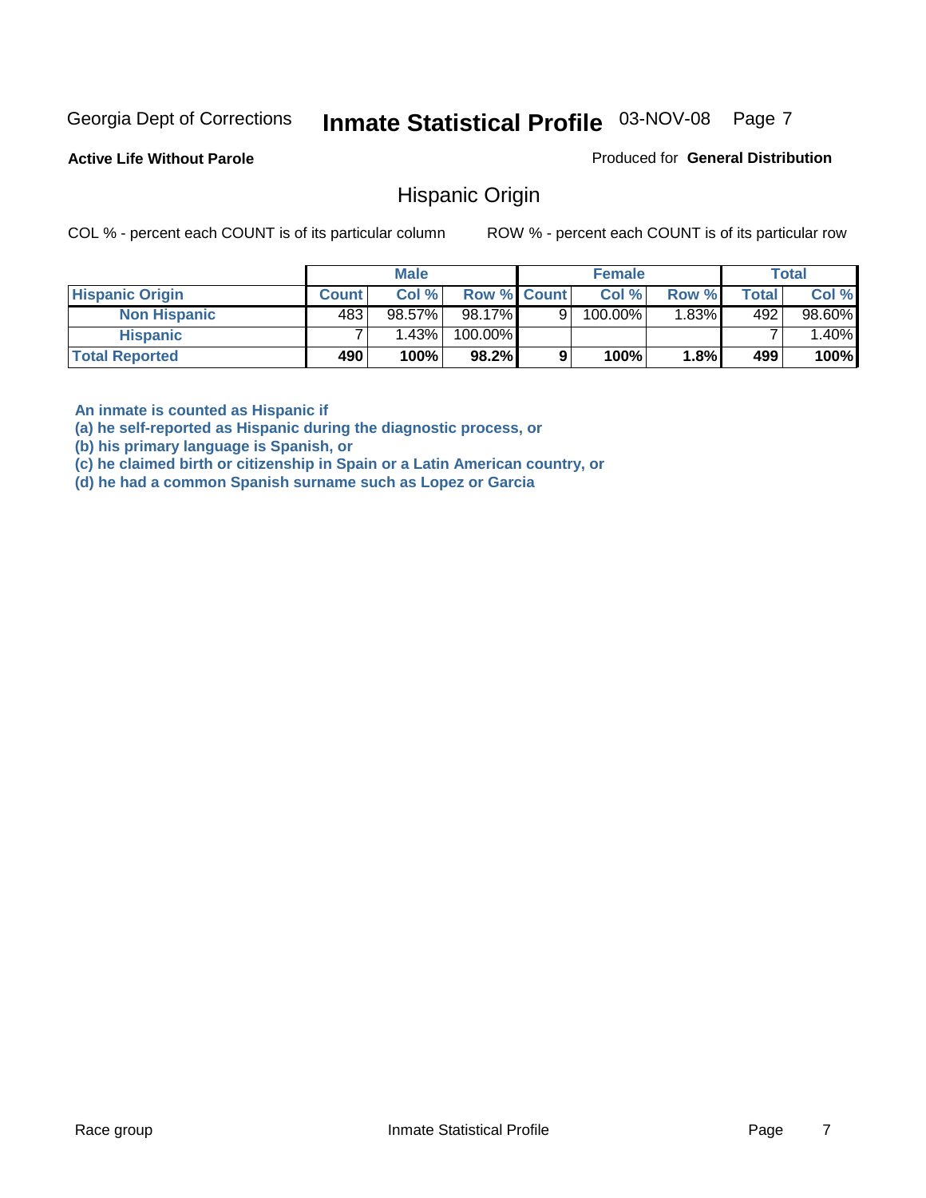Georgia Dept of Corrections **Inmate Statistical Profile** 03-NOV-08

**Active Life Without Parole**

Produced for **General Distribution**

## Hispanic Origin

COL % - percent each COUNT is of its particular column

ROW % - percent each COUNT is of its particular row

| | Male | | | Female | | | Total | |
|---|---|---|---|---|---|---|---|---|
| **Hispanic Origin** | **Count** | **Col %** | **Row %** | **Count** | **Col %** | **Row %** | **Total** | **Col %** |
| **Non Hispanic** | 483 | 98.57% | 98.17% | 9 | 100.00% | 1.83% | 492 | 98.60% |
| **Hispanic** | 7 | 1.43% | 100.00% | | | | 7 | 1.40% |
| **Total Reported** | **490** | **100%** | **98.2%** | **9** | **100%** | **1.8%** | **499** | **100%** |

**An inmate is counted as Hispanic if**
**(a) he self-reported as Hispanic during the diagnostic process, or**
**(b) his primary language is Spanish, or**
**(c) he claimed birth or citizenship in Spain or a Latin American country, or**
**(d) he had a common Spanish surname such as Lopez or Garcia**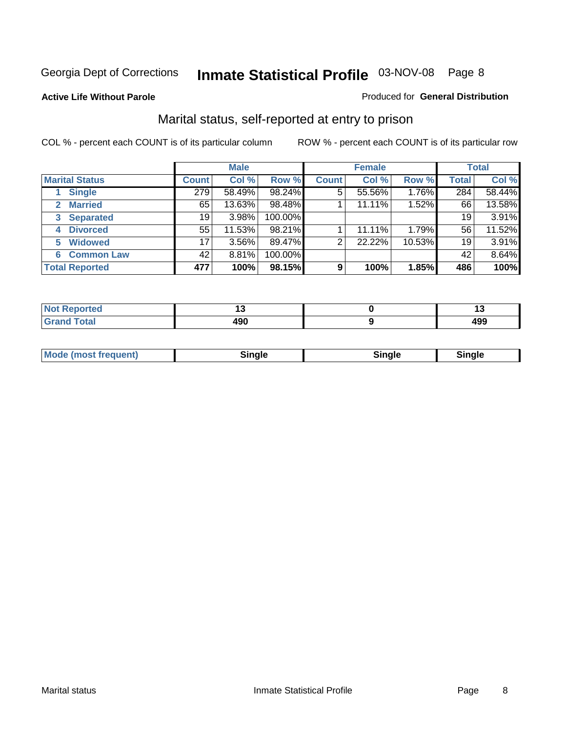Georgia Dept of Corrections **Inmate Statistical Profile** 03-NOV-08

**Active Life Without Parole**

Produced for **General Distribution**

## Marital status, self-reported at entry to prison

COL % - percent each COUNT is of its particular column

ROW % - percent each COUNT is of its particular row

| | Male | | | Female | | | Total | |
|---|---|---|---|---|---|---|---|---|
| **Marital Status** | **Count** | **Col %** | **Row %** | **Count** | **Col %** | **Row %** | **Total** | **Col %** |
| 1 Single | 279 | 58.49% | 98.24% | 5 | 55.56% | 1.76% | 284 | 58.44% |
| 2 Married | 65 | 13.63% | 98.48% | 1 | 11.11% | 1.52% | 66 | 13.58% |
| 3 Separated | 19 | 3.98% | 100.00% | | | | 19 | 3.91% |
| 4 Divorced | 55 | 11.53% | 98.21% | 1 | 11.11% | 1.79% | 56 | 11.52% |
| 5 Widowed | 17 | 3.56% | 89.47% | 2 | 22.22% | 10.53% | 19 | 3.91% |
| 6 Common Law | 42 | 8.81% | 100.00% | | | | 42 | 8.64% |
| **Total Reported** | **477** | **100%** | **98.15%** | **9** | **100%** | **1.85%** | **486** | **100%** |

| | Male | Female | Total |
|---|---|---|---|
| Not Reported | 13 | 0 | 13 |
| Grand Total | 490 | 9 | 499 |

| | Male | Female | Total |
|---|---|---|---|
| Mode (most frequent) | Single | Single | Single |

Marital status Inmate Statistical Profile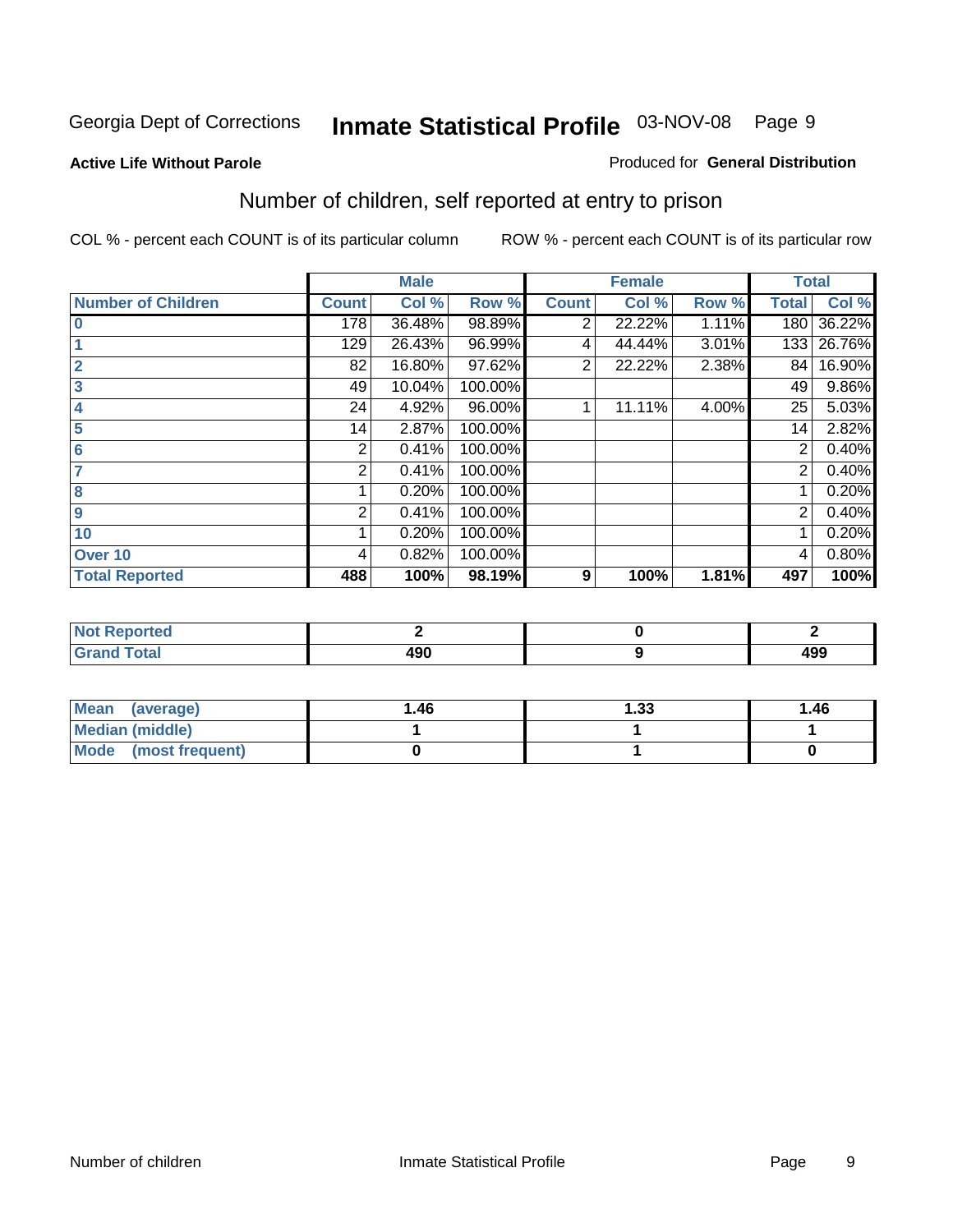Georgia Dept of Corrections **Inmate Statistical Profile** 03-NOV-08

**Active Life Without Parole**

Produced for **General Distribution**

## Number of children, self reported at entry to prison

COL % - percent each COUNT is of its particular column

ROW % - percent each COUNT is of its particular row

| | Male | | | Female | | | Total | |
|---|---|---|---|---|---|---|---|---|
| **Number of Children** | **Count** | **Col %** | **Row %** | **Count** | **Col %** | **Row %** | **Total** | **Col %** |
| **0** | 178 | 36.48% | 98.89% | 2 | 22.22% | 1.11% | 180 | 36.22% |
| **1** | 129 | 26.43% | 96.99% | 4 | 44.44% | 3.01% | 133 | 26.76% |
| **2** | 82 | 16.80% | 97.62% | 2 | 22.22% | 2.38% | 84 | 16.90% |
| **3** | 49 | 10.04% | 100.00% | | | | 49 | 9.86% |
| **4** | 24 | 4.92% | 96.00% | 1 | 11.11% | 4.00% | 25 | 5.03% |
| **5** | 14 | 2.87% | 100.00% | | | | 14 | 2.82% |
| **6** | 2 | 0.41% | 100.00% | | | | 2 | 0.40% |
| **7** | 2 | 0.41% | 100.00% | | | | 2 | 0.40% |
| **8** | 1 | 0.20% | 100.00% | | | | 1 | 0.20% |
| **9** | 2 | 0.41% | 100.00% | | | | 2 | 0.40% |
| **10** | 1 | 0.20% | 100.00% | | | | 1 | 0.20% |
| **Over 10** | 4 | 0.82% | 100.00% | | | | 4 | 0.80% |
| **Total Reported** | **488** | **100%** | **98.19%** | **9** | **100%** | **1.81%** | **497** | **100%** |

| | Male | Female | Total |
|---|---|---|---|
| **Not Reported** | **2** | **0** | **2** |
| **Grand Total** | **490** | **9** | **499** |

| | Male | Female | Total |
|---|---|---|---|
| **Mean (average)** | **1.46** | **1.33** | **1.46** |
| **Median (middle)** | **1** | **1** | **1** |
| **Mode (most frequent)** | **0** | **1** | **0** |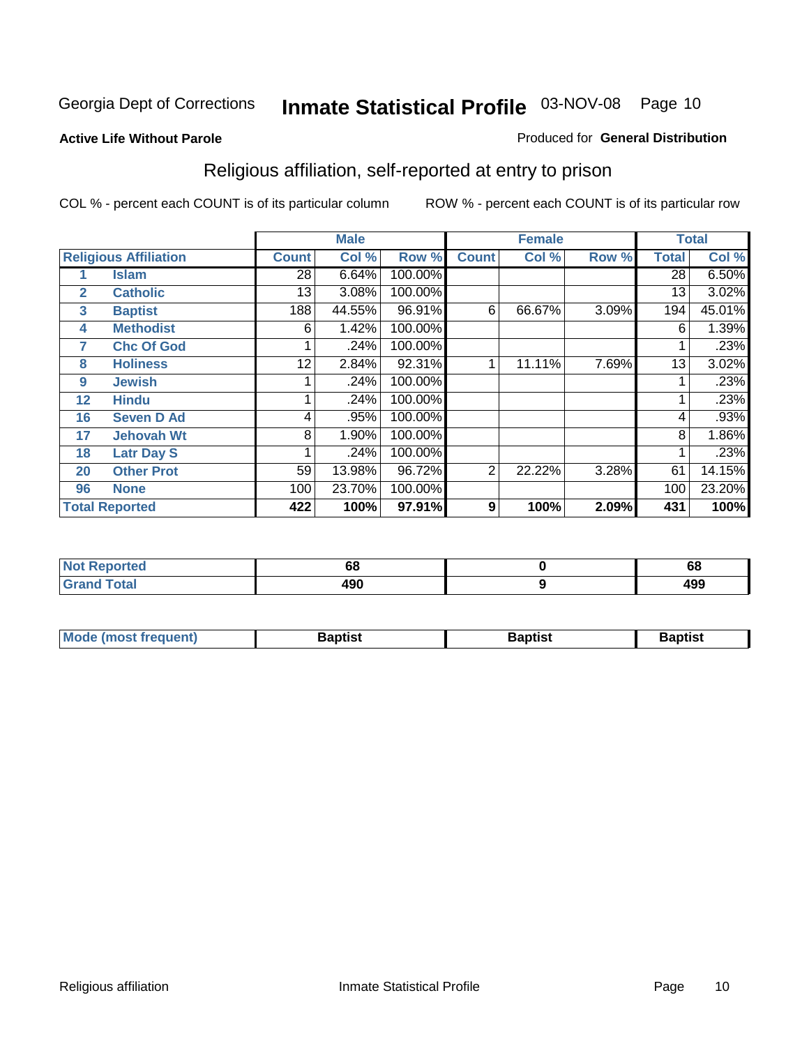Georgia Dept of Corrections **Inmate Statistical Profile** 03-NOV-08

**Active Life Without Parole**

Produced for **General Distribution**

## Religious affiliation, self-reported at entry to prison

COL % - percent each COUNT is of its particular column ROW % - percent each COUNT is of its particular row

| Religious Affiliation | | Male | | | Female | | | Total | |
|---|---|---|---|---|---|---|---|---|---|
| | | Count | Col % | Row % | Count | Col % | Row % | Total | Col % |
| 1 | Islam | 28 | 6.64% | 100.00% | | | | 28 | 6.50% |
| 2 | Catholic | 13 | 3.08% | 100.00% | | | | 13 | 3.02% |
| 3 | Baptist | 188 | 44.55% | 96.91% | 6 | 66.67% | 3.09% | 194 | 45.01% |
| 4 | Methodist | 6 | 1.42% | 100.00% | | | | 6 | 1.39% |
| 7 | Chc Of God | 1 | .24% | 100.00% | | | | 1 | .23% |
| 8 | Holiness | 12 | 2.84% | 92.31% | 1 | 11.11% | 7.69% | 13 | 3.02% |
| 9 | Jewish | 1 | .24% | 100.00% | | | | 1 | .23% |
| 12 | Hindu | 1 | .24% | 100.00% | | | | 1 | .23% |
| 16 | Seven D Ad | 4 | .95% | 100.00% | | | | 4 | .93% |
| 17 | Jehovah Wt | 8 | 1.90% | 100.00% | | | | 8 | 1.86% |
| 18 | Latr Day S | 1 | .24% | 100.00% | | | | 1 | .23% |
| 20 | Other Prot | 59 | 13.98% | 96.72% | 2 | 22.22% | 3.28% | 61 | 14.15% |
| 96 | None | 100 | 23.70% | 100.00% | | | | 100 | 23.20% |
| **Total Reported** | | **422** | **100%** | **97.91%** | **9** | **100%** | **2.09%** | **431** | **100%** |

| | Male | Female | Total |
|---|---|---|---|
| Not Reported | 68 | 0 | 68 |
| Grand Total | 490 | 9 | 499 |

| | Male | Female | Total |
|---|---|---|---|
| Mode (most frequent) | Baptist | Baptist | Baptist |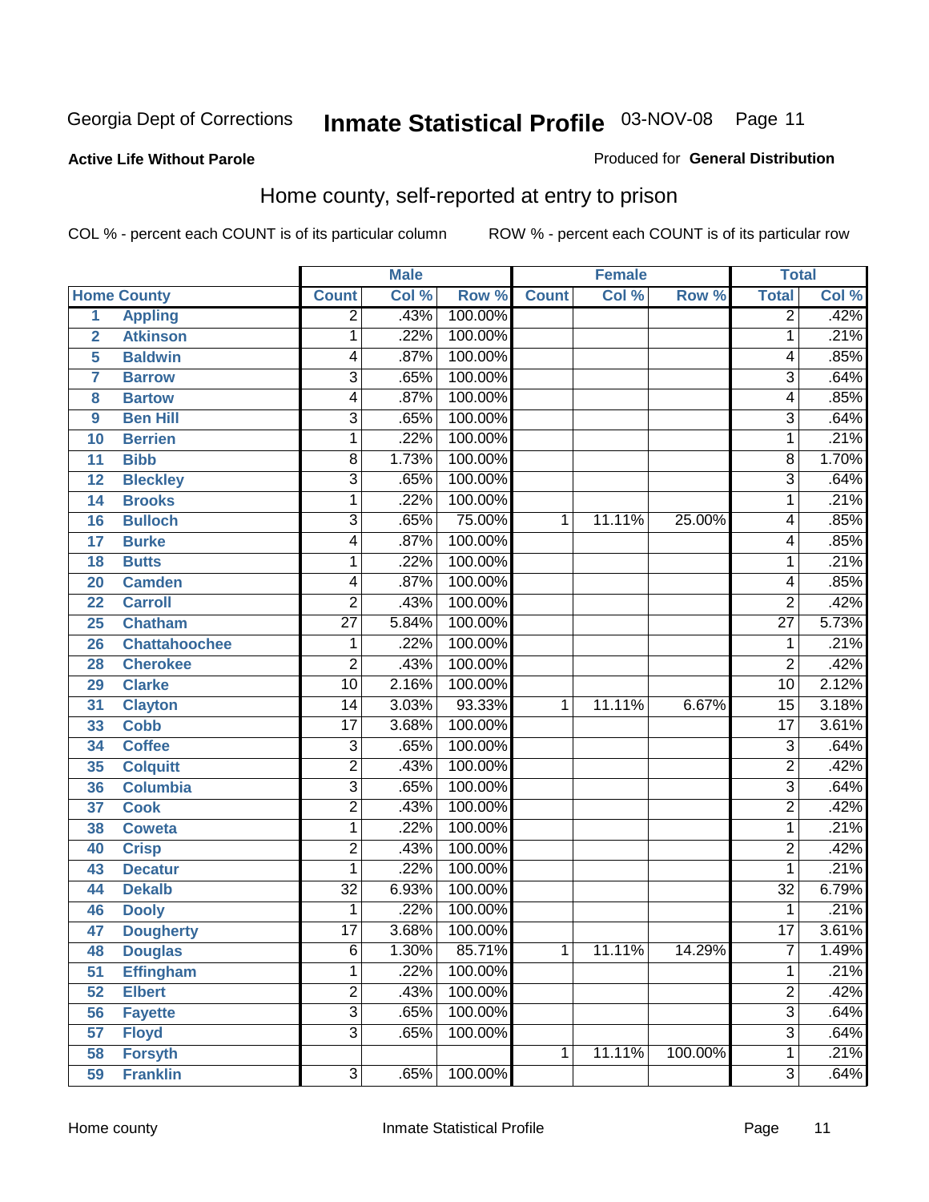Georgia Dept of Corrections **Inmate Statistical Profile** 03-NOV-08

**Active Life Without Parole**

Produced for **General Distribution**

## Home county, self-reported at entry to prison

COL % - percent each COUNT is of its particular column    ROW % - percent each COUNT is of its particular row

| Home County | | Male | | | Female | | | Total | |
|---|---|---|---|---|---|---|---|---|---|
| | | Count | Col % | Row % | Count | Col % | Row % | Total | Col % |
| 1 | Appling | 2 | .43% | 100.00% | | | | 2 | .42% |
| 2 | Atkinson | 1 | .22% | 100.00% | | | | 1 | .21% |
| 5 | Baldwin | 4 | .87% | 100.00% | | | | 4 | .85% |
| 7 | Barrow | 3 | .65% | 100.00% | | | | 3 | .64% |
| 8 | Bartow | 4 | .87% | 100.00% | | | | 4 | .85% |
| 9 | Ben Hill | 3 | .65% | 100.00% | | | | 3 | .64% |
| 10 | Berrien | 1 | .22% | 100.00% | | | | 1 | .21% |
| 11 | Bibb | 8 | 1.73% | 100.00% | | | | 8 | 1.70% |
| 12 | Bleckley | 3 | .65% | 100.00% | | | | 3 | .64% |
| 14 | Brooks | 1 | .22% | 100.00% | | | | 1 | .21% |
| 16 | Bulloch | 3 | .65% | 75.00% | 1 | 11.11% | 25.00% | 4 | .85% |
| 17 | Burke | 4 | .87% | 100.00% | | | | 4 | .85% |
| 18 | Butts | 1 | .22% | 100.00% | | | | 1 | .21% |
| 20 | Camden | 4 | .87% | 100.00% | | | | 4 | .85% |
| 22 | Carroll | 2 | .43% | 100.00% | | | | 2 | .42% |
| 25 | Chatham | 27 | 5.84% | 100.00% | | | | 27 | 5.73% |
| 26 | Chattahoochee | 1 | .22% | 100.00% | | | | 1 | .21% |
| 28 | Cherokee | 2 | .43% | 100.00% | | | | 2 | .42% |
| 29 | Clarke | 10 | 2.16% | 100.00% | | | | 10 | 2.12% |
| 31 | Clayton | 14 | 3.03% | 93.33% | 1 | 11.11% | 6.67% | 15 | 3.18% |
| 33 | Cobb | 17 | 3.68% | 100.00% | | | | 17 | 3.61% |
| 34 | Coffee | 3 | .65% | 100.00% | | | | 3 | .64% |
| 35 | Colquitt | 2 | .43% | 100.00% | | | | 2 | .42% |
| 36 | Columbia | 3 | .65% | 100.00% | | | | 3 | .64% |
| 37 | Cook | 2 | .43% | 100.00% | | | | 2 | .42% |
| 38 | Coweta | 1 | .22% | 100.00% | | | | 1 | .21% |
| 40 | Crisp | 2 | .43% | 100.00% | | | | 2 | .42% |
| 43 | Decatur | 1 | .22% | 100.00% | | | | 1 | .21% |
| 44 | Dekalb | 32 | 6.93% | 100.00% | | | | 32 | 6.79% |
| 46 | Dooly | 1 | .22% | 100.00% | | | | 1 | .21% |
| 47 | Dougherty | 17 | 3.68% | 100.00% | | | | 17 | 3.61% |
| 48 | Douglas | 6 | 1.30% | 85.71% | 1 | 11.11% | 14.29% | 7 | 1.49% |
| 51 | Effingham | 1 | .22% | 100.00% | | | | 1 | .21% |
| 52 | Elbert | 2 | .43% | 100.00% | | | | 2 | .42% |
| 56 | Fayette | 3 | .65% | 100.00% | | | | 3 | .64% |
| 57 | Floyd | 3 | .65% | 100.00% | | | | 3 | .64% |
| 58 | Forsyth | | | | 1 | 11.11% | 100.00% | 1 | .21% |
| 59 | Franklin | 3 | .65% | 100.00% | | | | 3 | .64% |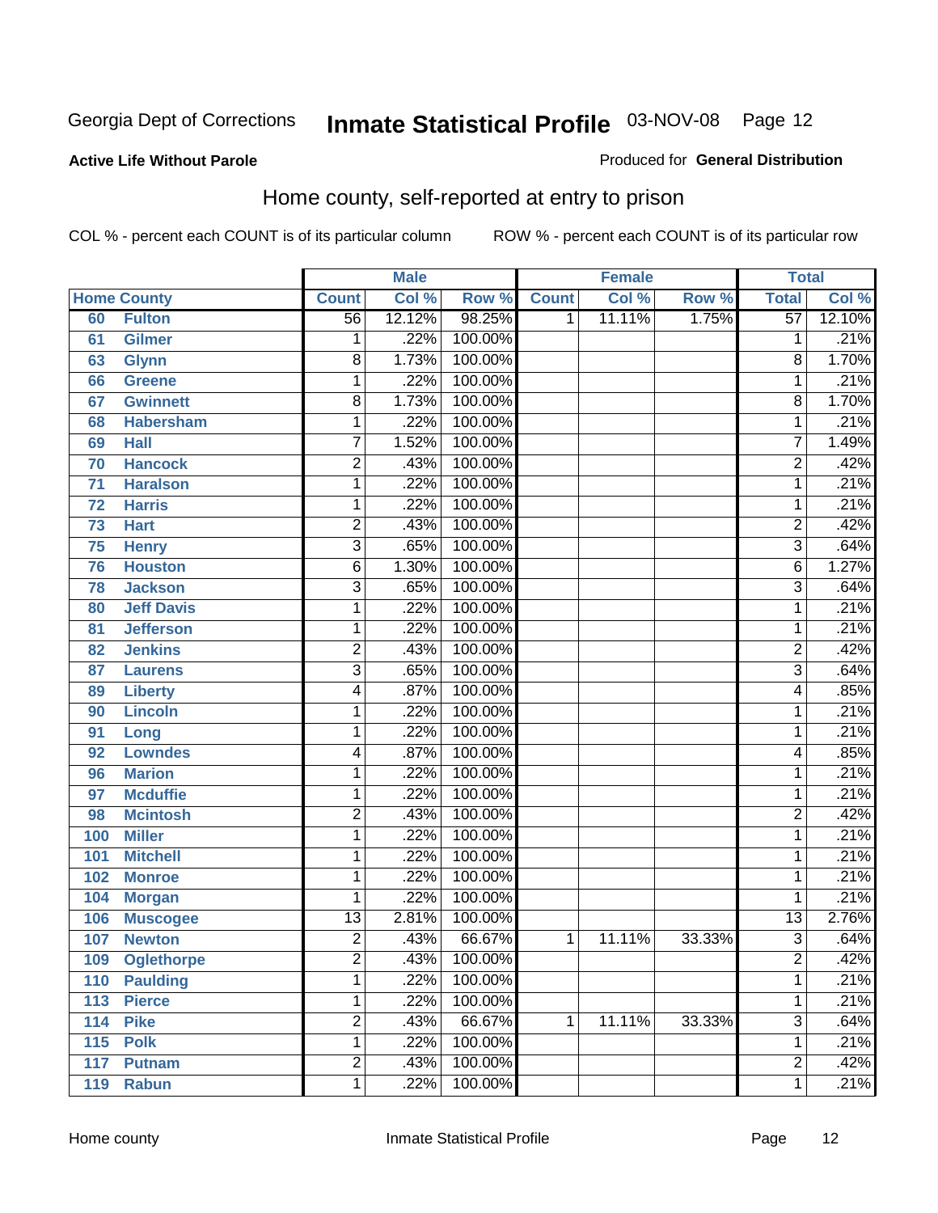Georgia Dept of Corrections **Inmate Statistical Profile** 03-NOV-08

**Active Life Without Parole**

Produced for **General Distribution**

## Home county, self-reported at entry to prison

COL % - percent each COUNT is of its particular column ROW % - percent each COUNT is of its particular row

| Home County | | Male | | | Female | | | Total | |
|---|---|---|---|---|---|---|---|---|---|
| | | Count | Col % | Row % | Count | Col % | Row % | Total | Col % |
| 60 | Fulton | 56 | 12.12% | 98.25% | 1 | 11.11% | 1.75% | 57 | 12.10% |
| 61 | Gilmer | 1 | .22% | 100.00% | | | | 1 | .21% |
| 63 | Glynn | 8 | 1.73% | 100.00% | | | | 8 | 1.70% |
| 66 | Greene | 1 | .22% | 100.00% | | | | 1 | .21% |
| 67 | Gwinnett | 8 | 1.73% | 100.00% | | | | 8 | 1.70% |
| 68 | Habersham | 1 | .22% | 100.00% | | | | 1 | .21% |
| 69 | Hall | 7 | 1.52% | 100.00% | | | | 7 | 1.49% |
| 70 | Hancock | 2 | .43% | 100.00% | | | | 2 | .42% |
| 71 | Haralson | 1 | .22% | 100.00% | | | | 1 | .21% |
| 72 | Harris | 1 | .22% | 100.00% | | | | 1 | .21% |
| 73 | Hart | 2 | .43% | 100.00% | | | | 2 | .42% |
| 75 | Henry | 3 | .65% | 100.00% | | | | 3 | .64% |
| 76 | Houston | 6 | 1.30% | 100.00% | | | | 6 | 1.27% |
| 78 | Jackson | 3 | .65% | 100.00% | | | | 3 | .64% |
| 80 | Jeff Davis | 1 | .22% | 100.00% | | | | 1 | .21% |
| 81 | Jefferson | 1 | .22% | 100.00% | | | | 1 | .21% |
| 82 | Jenkins | 2 | .43% | 100.00% | | | | 2 | .42% |
| 87 | Laurens | 3 | .65% | 100.00% | | | | 3 | .64% |
| 89 | Liberty | 4 | .87% | 100.00% | | | | 4 | .85% |
| 90 | Lincoln | 1 | .22% | 100.00% | | | | 1 | .21% |
| 91 | Long | 1 | .22% | 100.00% | | | | 1 | .21% |
| 92 | Lowndes | 4 | .87% | 100.00% | | | | 4 | .85% |
| 96 | Marion | 1 | .22% | 100.00% | | | | 1 | .21% |
| 97 | Mcduffie | 1 | .22% | 100.00% | | | | 1 | .21% |
| 98 | Mcintosh | 2 | .43% | 100.00% | | | | 2 | .42% |
| 100 | Miller | 1 | .22% | 100.00% | | | | 1 | .21% |
| 101 | Mitchell | 1 | .22% | 100.00% | | | | 1 | .21% |
| 102 | Monroe | 1 | .22% | 100.00% | | | | 1 | .21% |
| 104 | Morgan | 1 | .22% | 100.00% | | | | 1 | .21% |
| 106 | Muscogee | 13 | 2.81% | 100.00% | | | | 13 | 2.76% |
| 107 | Newton | 2 | .43% | 66.67% | 1 | 11.11% | 33.33% | 3 | .64% |
| 109 | Oglethorpe | 2 | .43% | 100.00% | | | | 2 | .42% |
| 110 | Paulding | 1 | .22% | 100.00% | | | | 1 | .21% |
| 113 | Pierce | 1 | .22% | 100.00% | | | | 1 | .21% |
| 114 | Pike | 2 | .43% | 66.67% | 1 | 11.11% | 33.33% | 3 | .64% |
| 115 | Polk | 1 | .22% | 100.00% | | | | 1 | .21% |
| 117 | Putnam | 2 | .43% | 100.00% | | | | 2 | .42% |
| 119 | Rabun | 1 | .22% | 100.00% | | | | 1 | .21% |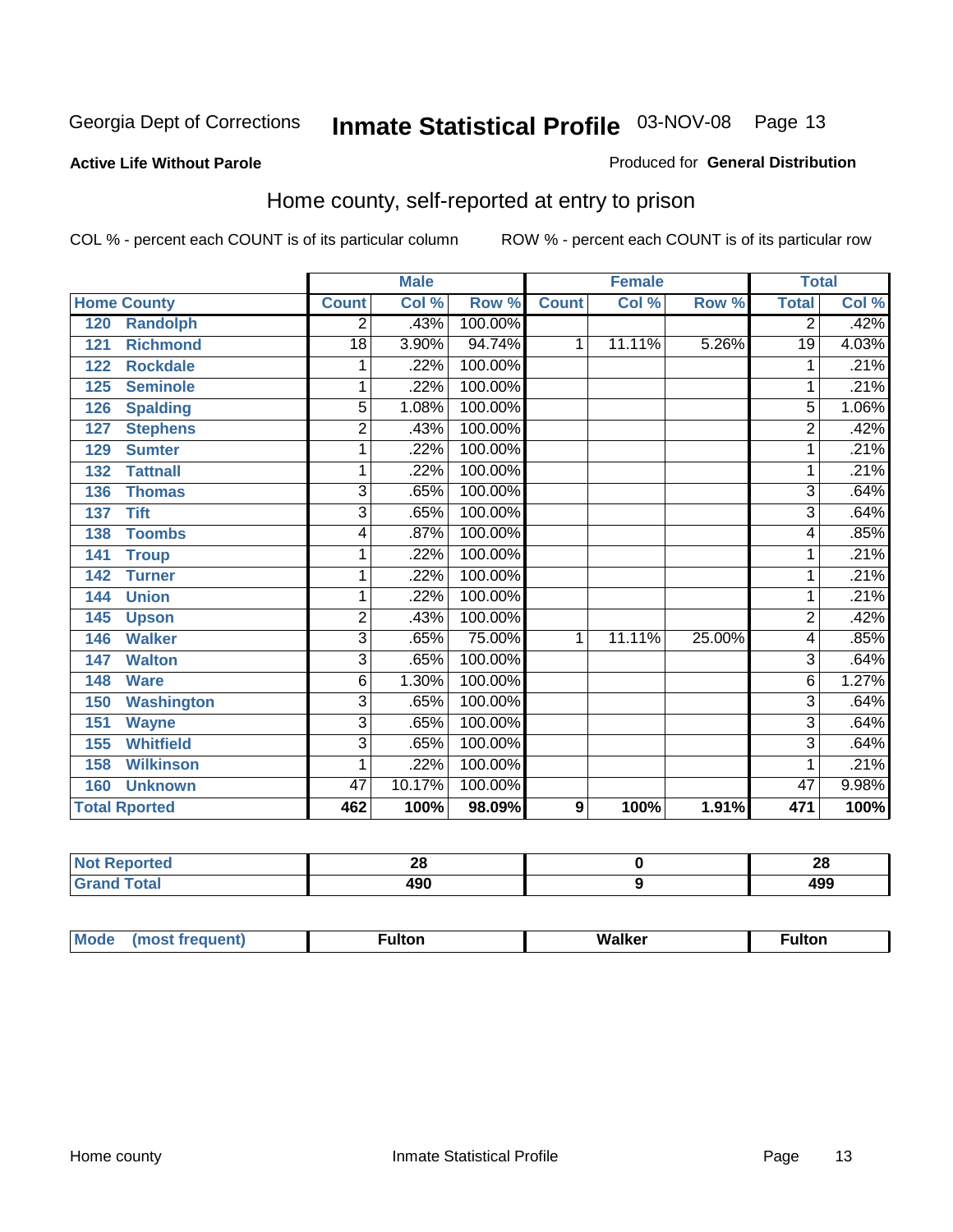Georgia Dept of Corrections **Inmate Statistical Profile** 03-NOV-08

**Active Life Without Parole**

Produced for **General Distribution**

## Home county, self-reported at entry to prison

COL % - percent each COUNT is of its particular column ROW % - percent each COUNT is of its particular row

| Home County | | Male | | | Female | | | Total | |
|---|---|---|---|---|---|---|---|---|---|
| | | Count | Col % | Row % | Count | Col % | Row % | Total | Col % |
| 120 | Randolph | 2 | .43% | 100.00% | | | | 2 | .42% |
| 121 | Richmond | 18 | 3.90% | 94.74% | 1 | 11.11% | 5.26% | 19 | 4.03% |
| 122 | Rockdale | 1 | .22% | 100.00% | | | | 1 | .21% |
| 125 | Seminole | 1 | .22% | 100.00% | | | | 1 | .21% |
| 126 | Spalding | 5 | 1.08% | 100.00% | | | | 5 | 1.06% |
| 127 | Stephens | 2 | .43% | 100.00% | | | | 2 | .42% |
| 129 | Sumter | 1 | .22% | 100.00% | | | | 1 | .21% |
| 132 | Tattnall | 1 | .22% | 100.00% | | | | 1 | .21% |
| 136 | Thomas | 3 | .65% | 100.00% | | | | 3 | .64% |
| 137 | Tift | 3 | .65% | 100.00% | | | | 3 | .64% |
| 138 | Toombs | 4 | .87% | 100.00% | | | | 4 | .85% |
| 141 | Troup | 1 | .22% | 100.00% | | | | 1 | .21% |
| 142 | Turner | 1 | .22% | 100.00% | | | | 1 | .21% |
| 144 | Union | 1 | .22% | 100.00% | | | | 1 | .21% |
| 145 | Upson | 2 | .43% | 100.00% | | | | 2 | .42% |
| 146 | Walker | 3 | .65% | 75.00% | 1 | 11.11% | 25.00% | 4 | .85% |
| 147 | Walton | 3 | .65% | 100.00% | | | | 3 | .64% |
| 148 | Ware | 6 | 1.30% | 100.00% | | | | 6 | 1.27% |
| 150 | Washington | 3 | .65% | 100.00% | | | | 3 | .64% |
| 151 | Wayne | 3 | .65% | 100.00% | | | | 3 | .64% |
| 155 | Whitfield | 3 | .65% | 100.00% | | | | 3 | .64% |
| 158 | Wilkinson | 1 | .22% | 100.00% | | | | 1 | .21% |
| 160 | Unknown | 47 | 10.17% | 100.00% | | | | 47 | 9.98% |
| Total Rported | | 462 | 100% | 98.09% | 9 | 100% | 1.91% | 471 | 100% |

| | Male | Female | Total |
|---|---|---|---|
| Not Reported | 28 | 0 | 28 |
| Grand Total | 490 | 9 | 499 |

| | Male | Female | Total |
|---|---|---|---|
| Mode (most frequent) | Fulton | Walker | Fulton |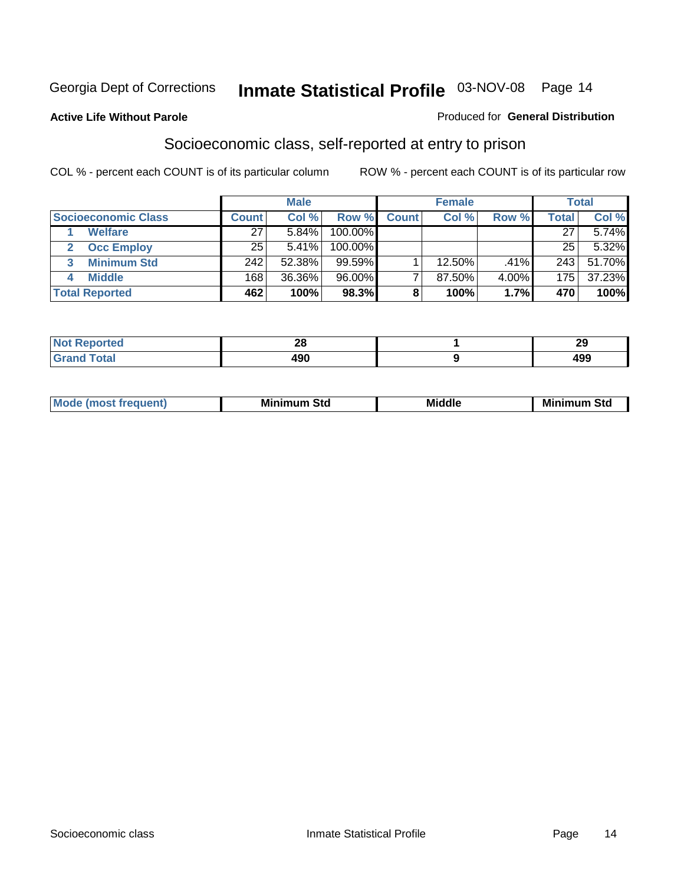Georgia Dept of Corrections **Inmate Statistical Profile** 03-NOV-08

**Active Life Without Parole**

Produced for **General Distribution**

## Socioeconomic class, self-reported at entry to prison

COL % - percent each COUNT is of its particular column

ROW % - percent each COUNT is of its particular row

| | Male | | | Female | | | Total | |
|---|---|---|---|---|---|---|---|---|
| **Socioeconomic Class** | **Count** | **Col %** | **Row %** | **Count** | **Col %** | **Row %** | **Total** | **Col %** |
| 1 **Welfare** | 27 | 5.84% | 100.00% | | | | 27 | 5.74% |
| 2 **Occ Employ** | 25 | 5.41% | 100.00% | | | | 25 | 5.32% |
| 3 **Minimum Std** | 242 | 52.38% | 99.59% | 1 | 12.50% | .41% | 243 | 51.70% |
| 4 **Middle** | 168 | 36.36% | 96.00% | 7 | 87.50% | 4.00% | 175 | 37.23% |
| **Total Reported** | **462** | **100%** | **98.3%** | **8** | **100%** | **1.7%** | **470** | **100%** |

| | Male | Female | Total |
|---|---|---|---|
| **Not Reported** | **28** | **1** | **29** |
| **Grand Total** | **490** | **9** | **499** |

| | Male | Female | Total |
|---|---|---|---|
| **Mode (most frequent)** | **Minimum Std** | **Middle** | **Minimum Std** |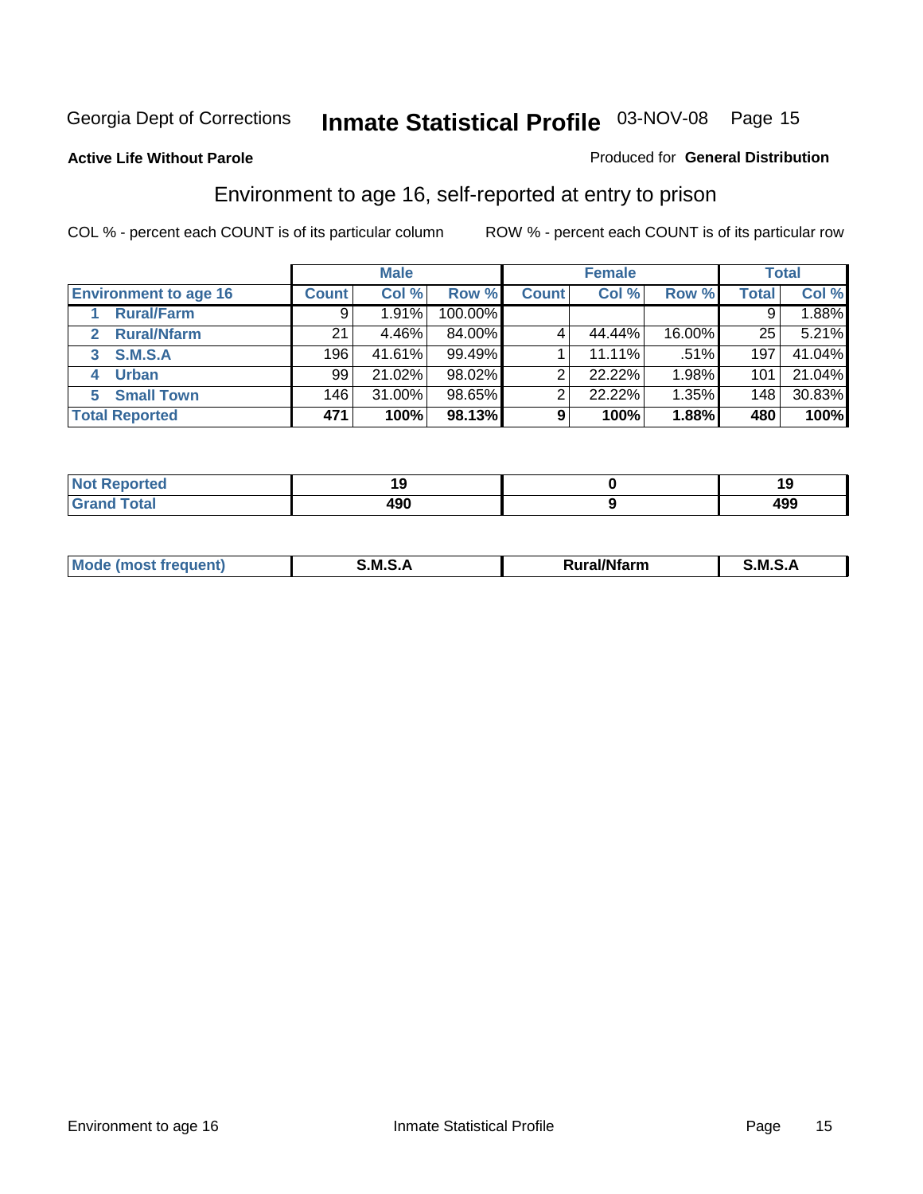Georgia Dept of Corrections **Inmate Statistical Profile** 03-NOV-08 Page 15

**Active Life Without Parole**

Produced for **General Distribution**

## Environment to age 16, self-reported at entry to prison

COL % - percent each COUNT is of its particular column

ROW % - percent each COUNT is of its particular row

| | Male | | | Female | | | Total | |
|---|---|---|---|---|---|---|---|---|
| **Environment to age 16** | **Count** | **Col %** | **Row %** | **Count** | **Col %** | **Row %** | **Total** | **Col %** |
| 1 **Rural/Farm** | 9 | 1.91% | 100.00% | | | | 9 | 1.88% |
| 2 **Rural/Nfarm** | 21 | 4.46% | 84.00% | 4 | 44.44% | 16.00% | 25 | 5.21% |
| 3 **S.M.S.A** | 196 | 41.61% | 99.49% | 1 | 11.11% | .51% | 197 | 41.04% |
| 4 **Urban** | 99 | 21.02% | 98.02% | 2 | 22.22% | 1.98% | 101 | 21.04% |
| 5 **Small Town** | 146 | 31.00% | 98.65% | 2 | 22.22% | 1.35% | 148 | 30.83% |
| **Total Reported** | **471** | **100%** | **98.13%** | **9** | **100%** | **1.88%** | **480** | **100%** |

| | Male | Female | Total |
|---|---|---|---|
| **Not Reported** | **19** | **0** | **19** |
| **Grand Total** | **490** | **9** | **499** |

| | Male | Female | Total |
|---|---|---|---|
| **Mode (most frequent)** | **S.M.S.A** | **Rural/Nfarm** | **S.M.S.A** |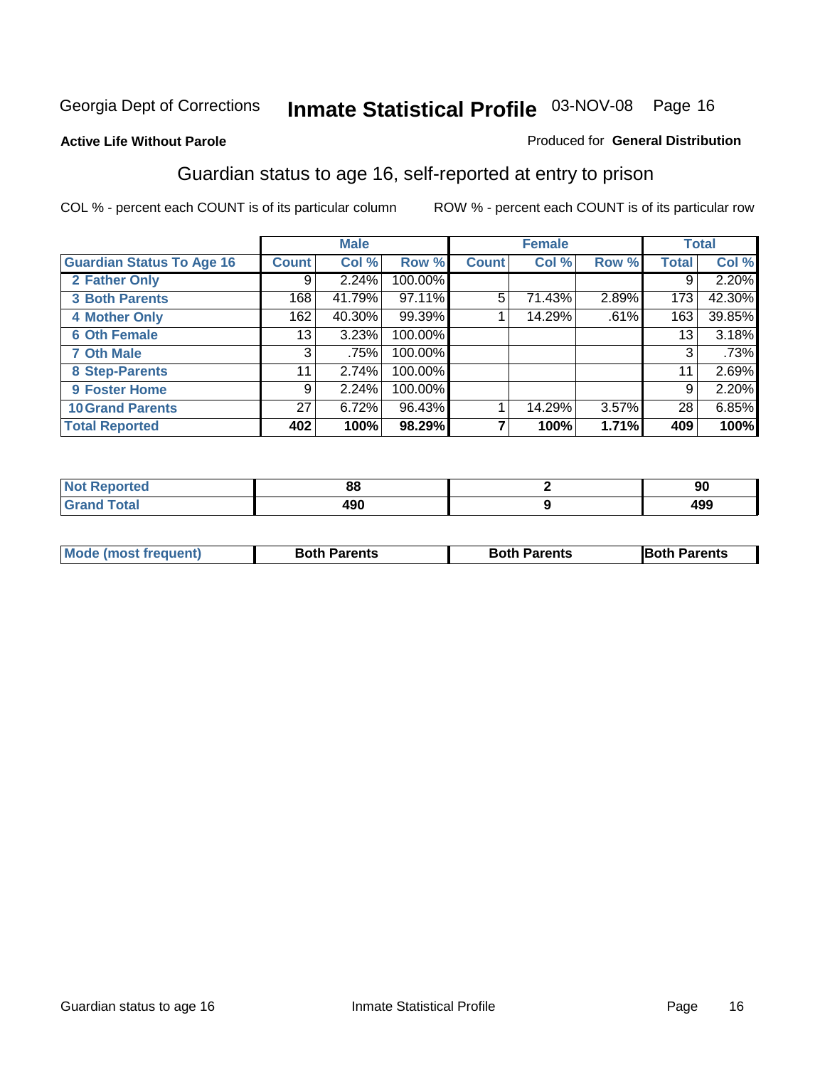Georgia Dept of Corrections **Inmate Statistical Profile** 03-NOV-08

**Active Life Without Parole**

Produced for **General Distribution**

## Guardian status to age 16, self-reported at entry to prison

COL % - percent each COUNT is of its particular column

ROW % - percent each COUNT is of its particular row

| | Male | | | Female | | | Total | |
|---|---|---|---|---|---|---|---|---|
| Guardian Status To Age 16 | Count | Col % | Row % | Count | Col % | Row % | Total | Col % |
| 2 Father Only | 9 | 2.24% | 100.00% | | | | 9 | 2.20% |
| 3 Both Parents | 168 | 41.79% | 97.11% | 5 | 71.43% | 2.89% | 173 | 42.30% |
| 4 Mother Only | 162 | 40.30% | 99.39% | 1 | 14.29% | .61% | 163 | 39.85% |
| 6 Oth Female | 13 | 3.23% | 100.00% | | | | 13 | 3.18% |
| 7 Oth Male | 3 | .75% | 100.00% | | | | 3 | .73% |
| 8 Step-Parents | 11 | 2.74% | 100.00% | | | | 11 | 2.69% |
| 9 Foster Home | 9 | 2.24% | 100.00% | | | | 9 | 2.20% |
| 10 Grand Parents | 27 | 6.72% | 96.43% | 1 | 14.29% | 3.57% | 28 | 6.85% |
| **Total Reported** | **402** | **100%** | **98.29%** | **7** | **100%** | **1.71%** | **409** | **100%** |

| | Male | Female | Total |
|---|---|---|---|
| Not Reported | 88 | 2 | 90 |
| Grand Total | 490 | 9 | 499 |

| | Male | Female | Total |
|---|---|---|---|
| Mode (most frequent) | Both Parents | Both Parents | Both Parents |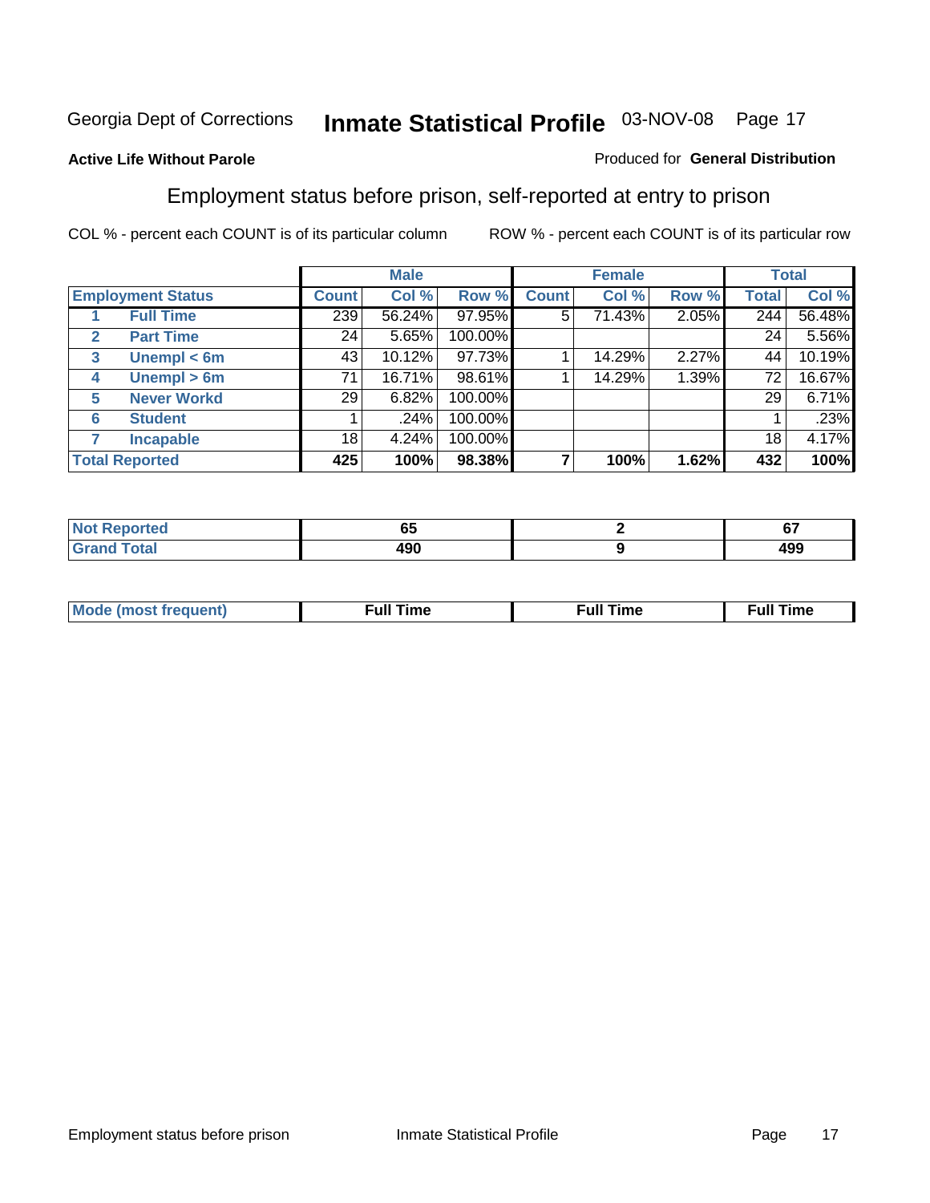Georgia Dept of Corrections **Inmate Statistical Profile** 03-NOV-08 Page 17

**Active Life Without Parole**

Produced for **General Distribution**

## Employment status before prison, self-reported at entry to prison

COL % - percent each COUNT is of its particular column ROW % - percent each COUNT is of its particular row

| | | Male | | | Female | | | Total | |
|---|---|---|---|---|---|---|---|---|---|
| **Employment Status** | | **Count** | **Col %** | **Row %** | **Count** | **Col %** | **Row %** | **Total** | **Col %** |
| **1** | **Full Time** | 239 | 56.24% | 97.95% | 5 | 71.43% | 2.05% | 244 | 56.48% |
| **2** | **Part Time** | 24 | 5.65% | 100.00% | | | | 24 | 5.56% |
| **3** | **Unempl < 6m** | 43 | 10.12% | 97.73% | 1 | 14.29% | 2.27% | 44 | 10.19% |
| **4** | **Unempl > 6m** | 71 | 16.71% | 98.61% | 1 | 14.29% | 1.39% | 72 | 16.67% |
| **5** | **Never Workd** | 29 | 6.82% | 100.00% | | | | 29 | 6.71% |
| **6** | **Student** | 1 | .24% | 100.00% | | | | 1 | .23% |
| **7** | **Incapable** | 18 | 4.24% | 100.00% | | | | 18 | 4.17% |
| **Total Reported** | | **425** | **100%** | **98.38%** | **7** | **100%** | **1.62%** | **432** | **100%** |

| | Male | Female | Total |
|---|---|---|---|
| **Not Reported** | **65** | **2** | **67** |
| **Grand Total** | **490** | **9** | **499** |

| | Male | Female | Total |
|---|---|---|---|
| **Mode (most frequent)** | **Full Time** | **Full Time** | **Full Time** |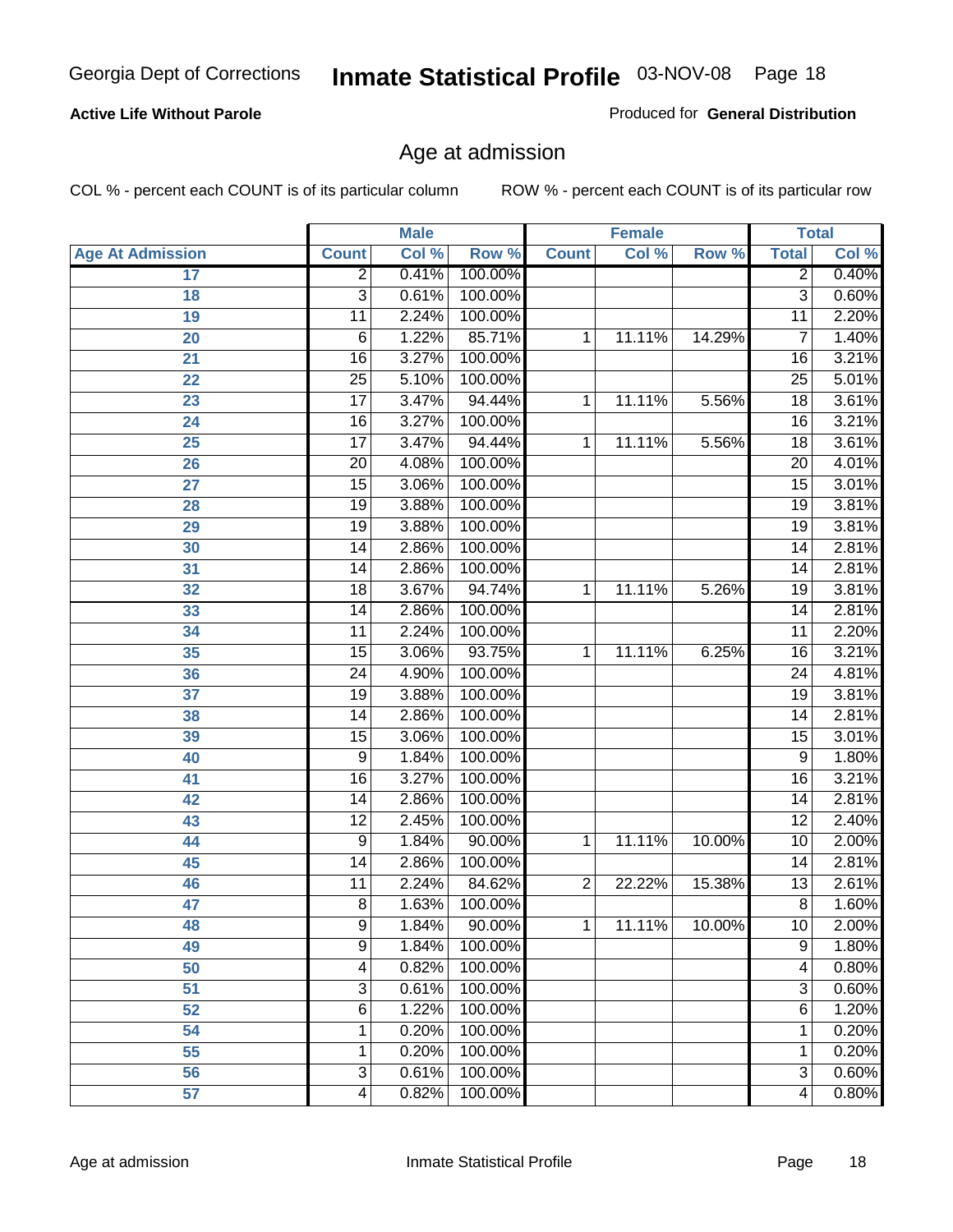**Active Life Without Parole** Produced for **General Distribution**

## Age at admission

COL % - percent each COUNT is of its particular column ROW % - percent each COUNT is of its particular row

| | Male | | | Female | | | Total | |
|---|---|---|---|---|---|---|---|---|
| Age At Admission | Count | Col % | Row % | Count | Col % | Row % | Total | Col % |
| 17 | 2 | 0.41% | 100.00% | | | | 2 | 0.40% |
| 18 | 3 | 0.61% | 100.00% | | | | 3 | 0.60% |
| 19 | 11 | 2.24% | 100.00% | | | | 11 | 2.20% |
| 20 | 6 | 1.22% | 85.71% | 1 | 11.11% | 14.29% | 7 | 1.40% |
| 21 | 16 | 3.27% | 100.00% | | | | 16 | 3.21% |
| 22 | 25 | 5.10% | 100.00% | | | | 25 | 5.01% |
| 23 | 17 | 3.47% | 94.44% | 1 | 11.11% | 5.56% | 18 | 3.61% |
| 24 | 16 | 3.27% | 100.00% | | | | 16 | 3.21% |
| 25 | 17 | 3.47% | 94.44% | 1 | 11.11% | 5.56% | 18 | 3.61% |
| 26 | 20 | 4.08% | 100.00% | | | | 20 | 4.01% |
| 27 | 15 | 3.06% | 100.00% | | | | 15 | 3.01% |
| 28 | 19 | 3.88% | 100.00% | | | | 19 | 3.81% |
| 29 | 19 | 3.88% | 100.00% | | | | 19 | 3.81% |
| 30 | 14 | 2.86% | 100.00% | | | | 14 | 2.81% |
| 31 | 14 | 2.86% | 100.00% | | | | 14 | 2.81% |
| 32 | 18 | 3.67% | 94.74% | 1 | 11.11% | 5.26% | 19 | 3.81% |
| 33 | 14 | 2.86% | 100.00% | | | | 14 | 2.81% |
| 34 | 11 | 2.24% | 100.00% | | | | 11 | 2.20% |
| 35 | 15 | 3.06% | 93.75% | 1 | 11.11% | 6.25% | 16 | 3.21% |
| 36 | 24 | 4.90% | 100.00% | | | | 24 | 4.81% |
| 37 | 19 | 3.88% | 100.00% | | | | 19 | 3.81% |
| 38 | 14 | 2.86% | 100.00% | | | | 14 | 2.81% |
| 39 | 15 | 3.06% | 100.00% | | | | 15 | 3.01% |
| 40 | 9 | 1.84% | 100.00% | | | | 9 | 1.80% |
| 41 | 16 | 3.27% | 100.00% | | | | 16 | 3.21% |
| 42 | 14 | 2.86% | 100.00% | | | | 14 | 2.81% |
| 43 | 12 | 2.45% | 100.00% | | | | 12 | 2.40% |
| 44 | 9 | 1.84% | 90.00% | 1 | 11.11% | 10.00% | 10 | 2.00% |
| 45 | 14 | 2.86% | 100.00% | | | | 14 | 2.81% |
| 46 | 11 | 2.24% | 84.62% | 2 | 22.22% | 15.38% | 13 | 2.61% |
| 47 | 8 | 1.63% | 100.00% | | | | 8 | 1.60% |
| 48 | 9 | 1.84% | 90.00% | 1 | 11.11% | 10.00% | 10 | 2.00% |
| 49 | 9 | 1.84% | 100.00% | | | | 9 | 1.80% |
| 50 | 4 | 0.82% | 100.00% | | | | 4 | 0.80% |
| 51 | 3 | 0.61% | 100.00% | | | | 3 | 0.60% |
| 52 | 6 | 1.22% | 100.00% | | | | 6 | 1.20% |
| 54 | 1 | 0.20% | 100.00% | | | | 1 | 0.20% |
| 55 | 1 | 0.20% | 100.00% | | | | 1 | 0.20% |
| 56 | 3 | 0.61% | 100.00% | | | | 3 | 0.60% |
| 57 | 4 | 0.82% | 100.00% | | | | 4 | 0.80% |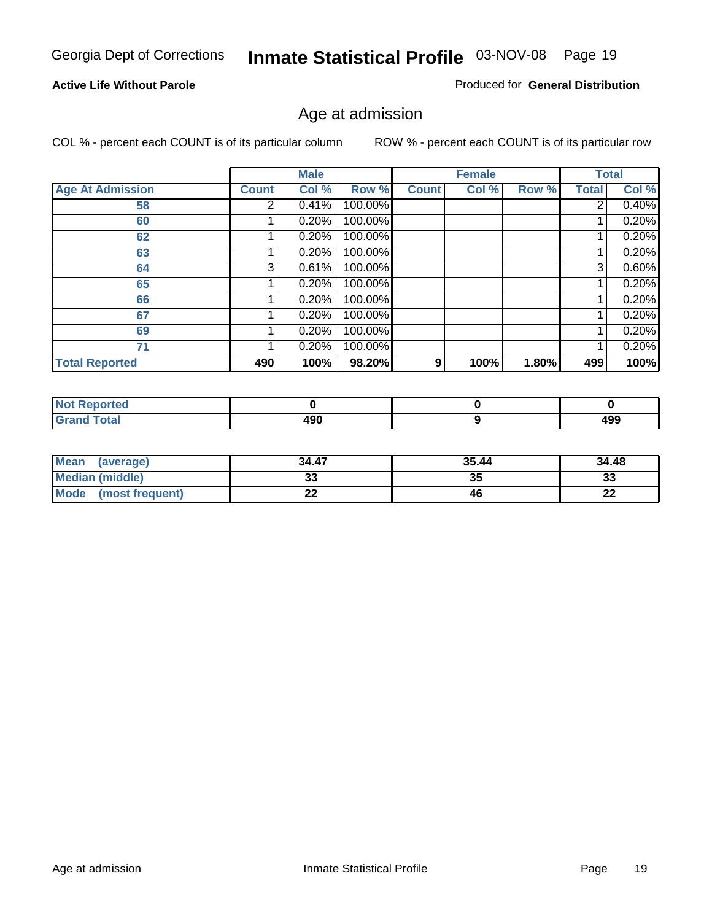Georgia Dept of Corrections **Inmate Statistical Profile** 03-NOV-08

**Active Life Without Parole**

Produced for **General Distribution**

## Age at admission

COL % - percent each COUNT is of its particular column

ROW % - percent each COUNT is of its particular row

| | Male | | | Female | | | Total | |
|---|---|---|---|---|---|---|---|---|
| **Age At Admission** | **Count** | **Col %** | **Row %** | **Count** | **Col %** | **Row %** | **Total** | **Col %** |
| 58 | 2 | 0.41% | 100.00% | | | | 2 | 0.40% |
| 60 | 1 | 0.20% | 100.00% | | | | 1 | 0.20% |
| 62 | 1 | 0.20% | 100.00% | | | | 1 | 0.20% |
| 63 | 1 | 0.20% | 100.00% | | | | 1 | 0.20% |
| 64 | 3 | 0.61% | 100.00% | | | | 3 | 0.60% |
| 65 | 1 | 0.20% | 100.00% | | | | 1 | 0.20% |
| 66 | 1 | 0.20% | 100.00% | | | | 1 | 0.20% |
| 67 | 1 | 0.20% | 100.00% | | | | 1 | 0.20% |
| 69 | 1 | 0.20% | 100.00% | | | | 1 | 0.20% |
| 71 | 1 | 0.20% | 100.00% | | | | 1 | 0.20% |
| **Total Reported** | **490** | **100%** | **98.20%** | **9** | **100%** | **1.80%** | **499** | **100%** |

| | Male | Female | Total |
|---|---|---|---|
| **Not Reported** | 0 | 0 | 0 |
| **Grand Total** | 490 | 9 | 499 |

| | Male | Female | Total |
|---|---|---|---|
| **Mean (average)** | 34.47 | 35.44 | 34.48 |
| **Median (middle)** | 33 | 35 | 33 |
| **Mode (most frequent)** | 22 | 46 | 22 |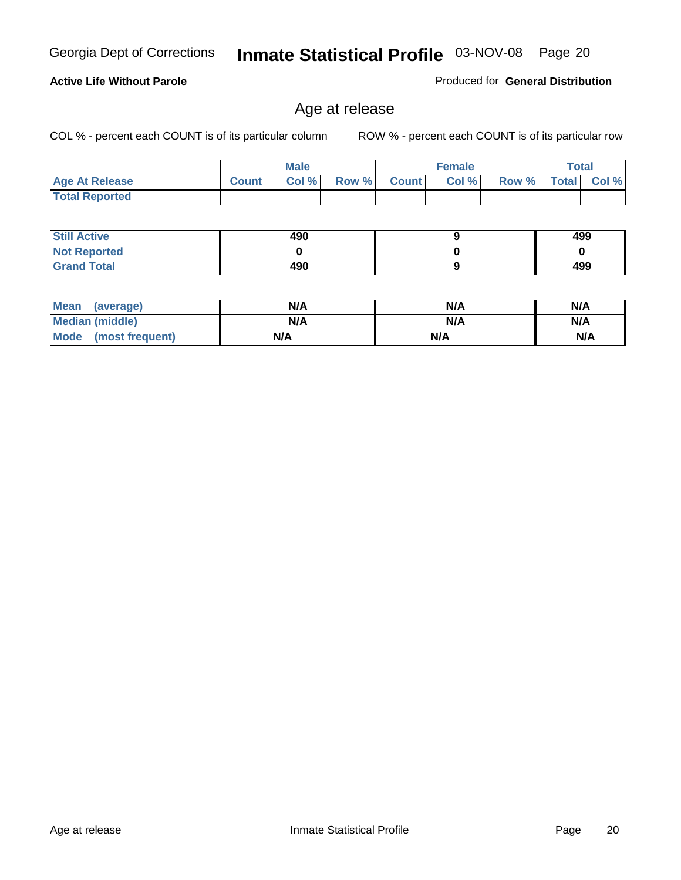**Active Life Without Parole**

Produced for **General Distribution**

## Age at release

COL % - percent each COUNT is of its particular column

ROW % - percent each COUNT is of its particular row

| | Male | | | Female | | | Total | |
|---|---|---|---|---|---|---|---|---|
| **Age At Release** | **Count** | **Col %** | **Row %** | **Count** | **Col %** | **Row %** | **Total** | **Col %** |
| **Total Reported** | | | | | | | | |

| | Male | Female | Total |
|---|---|---|---|
| **Still Active** | **490** | **9** | **499** |
| **Not Reported** | **0** | **0** | **0** |
| **Grand Total** | **490** | **9** | **499** |

| | Male | Female | Total |
|---|---|---|---|
| **Mean (average)** | **N/A** | **N/A** | **N/A** |
| **Median (middle)** | **N/A** | **N/A** | **N/A** |
| **Mode (most frequent)** | **N/A** | **N/A** | **N/A** |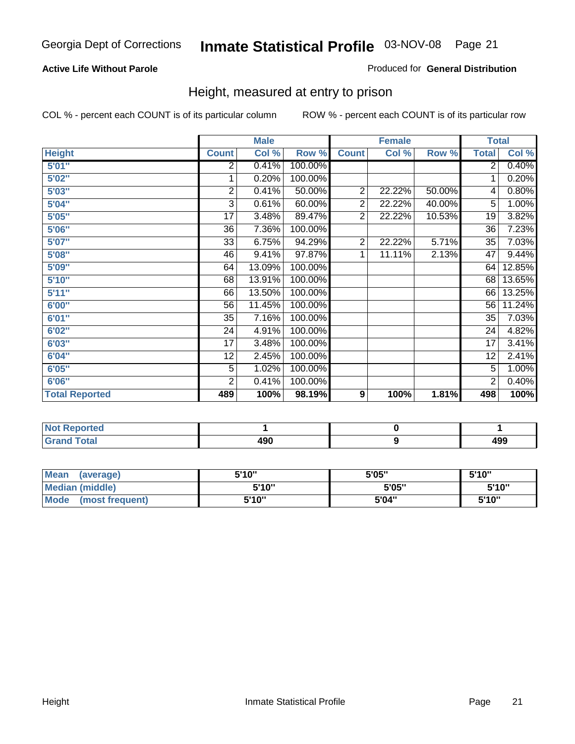Georgia Dept of Corrections **Inmate Statistical Profile** 03-NOV-08

**Active Life Without Parole**

Produced for **General Distribution**

## Height, measured at entry to prison

COL % - percent each COUNT is of its particular column

ROW % - percent each COUNT is of its particular row

| | Male | | | Female | | | Total | |
|---|---|---|---|---|---|---|---|---|
| **Height** | **Count** | **Col %** | **Row %** | **Count** | **Col %** | **Row %** | **Total** | **Col %** |
| **5'01"** | 2 | 0.41% | 100.00% | | | | 2 | 0.40% |
| **5'02"** | 1 | 0.20% | 100.00% | | | | 1 | 0.20% |
| **5'03"** | 2 | 0.41% | 50.00% | 2 | 22.22% | 50.00% | 4 | 0.80% |
| **5'04"** | 3 | 0.61% | 60.00% | 2 | 22.22% | 40.00% | 5 | 1.00% |
| **5'05"** | 17 | 3.48% | 89.47% | 2 | 22.22% | 10.53% | 19 | 3.82% |
| **5'06"** | 36 | 7.36% | 100.00% | | | | 36 | 7.23% |
| **5'07"** | 33 | 6.75% | 94.29% | 2 | 22.22% | 5.71% | 35 | 7.03% |
| **5'08"** | 46 | 9.41% | 97.87% | 1 | 11.11% | 2.13% | 47 | 9.44% |
| **5'09"** | 64 | 13.09% | 100.00% | | | | 64 | 12.85% |
| **5'10"** | 68 | 13.91% | 100.00% | | | | 68 | 13.65% |
| **5'11"** | 66 | 13.50% | 100.00% | | | | 66 | 13.25% |
| **6'00"** | 56 | 11.45% | 100.00% | | | | 56 | 11.24% |
| **6'01"** | 35 | 7.16% | 100.00% | | | | 35 | 7.03% |
| **6'02"** | 24 | 4.91% | 100.00% | | | | 24 | 4.82% |
| **6'03"** | 17 | 3.48% | 100.00% | | | | 17 | 3.41% |
| **6'04"** | 12 | 2.45% | 100.00% | | | | 12 | 2.41% |
| **6'05"** | 5 | 1.02% | 100.00% | | | | 5 | 1.00% |
| **6'06"** | 2 | 0.41% | 100.00% | | | | 2 | 0.40% |
| **Total Reported** | **489** | **100%** | **98.19%** | **9** | **100%** | **1.81%** | **498** | **100%** |

| | Male | Female | Total |
|---|---|---|---|
| **Not Reported** | **1** | **0** | **1** |
| **Grand Total** | **490** | **9** | **499** |

| | Male | Female | Total |
|---|---|---|---|
| **Mean (average)** | **5'10"** | **5'05"** | **5'10"** |
| **Median (middle)** | **5'10"** | **5'05"** | **5'10"** |
| **Mode (most frequent)** | **5'10"** | **5'04"** | **5'10"** |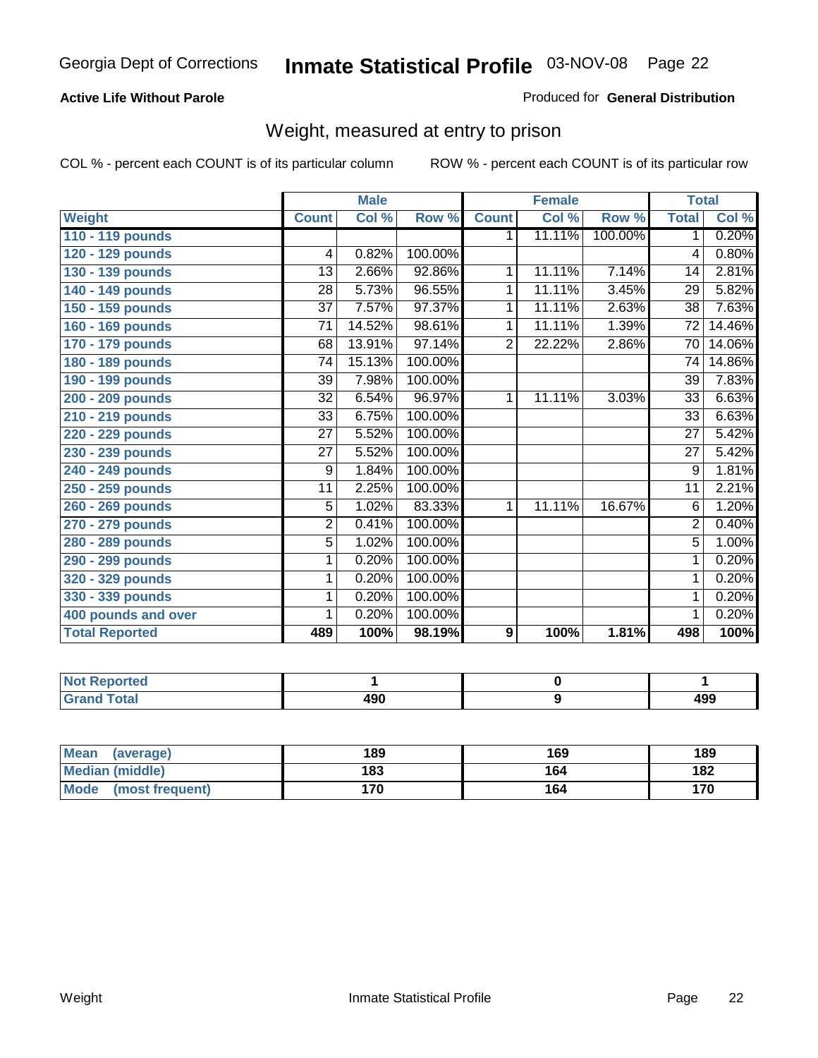Georgia Dept of Corrections **Inmate Statistical Profile** 03-NOV-08

**Active Life Without Parole**

Produced for **General Distribution**

## Weight, measured at entry to prison

COL % - percent each COUNT is of its particular column

ROW % - percent each COUNT is of its particular row

| | Male | | | Female | | | Total | |
|---|---|---|---|---|---|---|---|---|
| **Weight** | **Count** | **Col %** | **Row %** | **Count** | **Col %** | **Row %** | **Total** | **Col %** |
| **110 - 119 pounds** | | | | 1 | 11.11% | 100.00% | 1 | 0.20% |
| **120 - 129 pounds** | 4 | 0.82% | 100.00% | | | | 4 | 0.80% |
| **130 - 139 pounds** | 13 | 2.66% | 92.86% | 1 | 11.11% | 7.14% | 14 | 2.81% |
| **140 - 149 pounds** | 28 | 5.73% | 96.55% | 1 | 11.11% | 3.45% | 29 | 5.82% |
| **150 - 159 pounds** | 37 | 7.57% | 97.37% | 1 | 11.11% | 2.63% | 38 | 7.63% |
| **160 - 169 pounds** | 71 | 14.52% | 98.61% | 1 | 11.11% | 1.39% | 72 | 14.46% |
| **170 - 179 pounds** | 68 | 13.91% | 97.14% | 2 | 22.22% | 2.86% | 70 | 14.06% |
| **180 - 189 pounds** | 74 | 15.13% | 100.00% | | | | 74 | 14.86% |
| **190 - 199 pounds** | 39 | 7.98% | 100.00% | | | | 39 | 7.83% |
| **200 - 209 pounds** | 32 | 6.54% | 96.97% | 1 | 11.11% | 3.03% | 33 | 6.63% |
| **210 - 219 pounds** | 33 | 6.75% | 100.00% | | | | 33 | 6.63% |
| **220 - 229 pounds** | 27 | 5.52% | 100.00% | | | | 27 | 5.42% |
| **230 - 239 pounds** | 27 | 5.52% | 100.00% | | | | 27 | 5.42% |
| **240 - 249 pounds** | 9 | 1.84% | 100.00% | | | | 9 | 1.81% |
| **250 - 259 pounds** | 11 | 2.25% | 100.00% | | | | 11 | 2.21% |
| **260 - 269 pounds** | 5 | 1.02% | 83.33% | 1 | 11.11% | 16.67% | 6 | 1.20% |
| **270 - 279 pounds** | 2 | 0.41% | 100.00% | | | | 2 | 0.40% |
| **280 - 289 pounds** | 5 | 1.02% | 100.00% | | | | 5 | 1.00% |
| **290 - 299 pounds** | 1 | 0.20% | 100.00% | | | | 1 | 0.20% |
| **320 - 329 pounds** | 1 | 0.20% | 100.00% | | | | 1 | 0.20% |
| **330 - 339 pounds** | 1 | 0.20% | 100.00% | | | | 1 | 0.20% |
| **400 pounds and over** | 1 | 0.20% | 100.00% | | | | 1 | 0.20% |
| **Total Reported** | **489** | **100%** | **98.19%** | **9** | **100%** | **1.81%** | **498** | **100%** |

| | Male | Female | Total |
|---|---|---|---|
| **Not Reported** | **1** | **0** | **1** |
| **Grand Total** | **490** | **9** | **499** |

| | Male | Female | Total |
|---|---|---|---|
| **Mean (average)** | **189** | **169** | **189** |
| **Median (middle)** | **183** | **164** | **182** |
| **Mode (most frequent)** | **170** | **164** | **170** |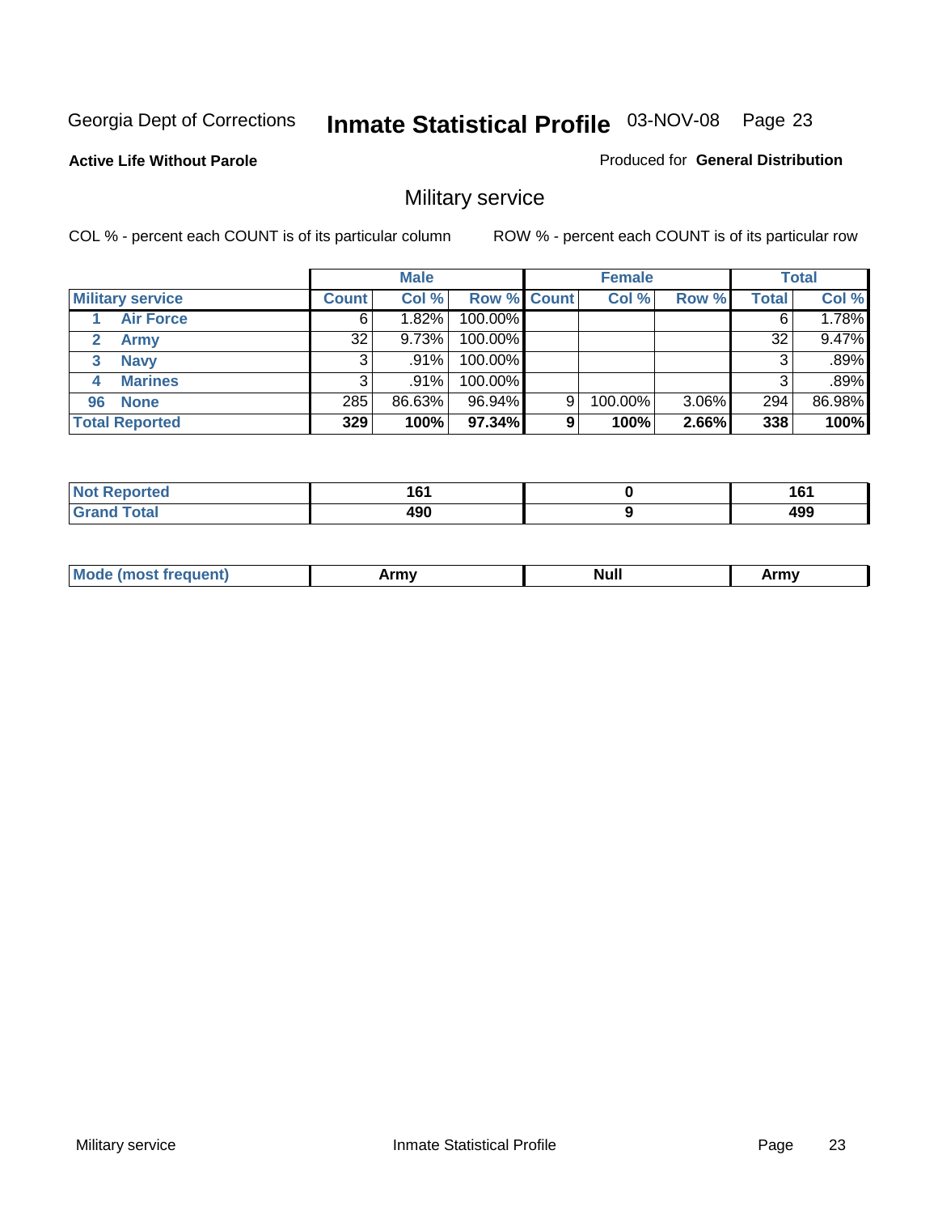Georgia Dept of Corrections **Inmate Statistical Profile** 03-NOV-08

**Active Life Without Parole**

Produced for **General Distribution**

## Military service

COL % - percent each COUNT is of its particular column

ROW % - percent each COUNT is of its particular row

| | Male | | | Female | | | Total | |
|---|---|---|---|---|---|---|---|---|
| **Military service** | **Count** | **Col %** | **Row %** | **Count** | **Col %** | **Row %** | **Total** | **Col %** |
| 1 **Air Force** | 6 | 1.82% | 100.00% | | | | 6 | 1.78% |
| 2 **Army** | 32 | 9.73% | 100.00% | | | | 32 | 9.47% |
| 3 **Navy** | 3 | .91% | 100.00% | | | | 3 | .89% |
| 4 **Marines** | 3 | .91% | 100.00% | | | | 3 | .89% |
| 96 **None** | 285 | 86.63% | 96.94% | 9 | 100.00% | 3.06% | 294 | 86.98% |
| **Total Reported** | **329** | **100%** | **97.34%** | **9** | **100%** | **2.66%** | **338** | **100%** |

| | Male | Female | Total |
|---|---|---|---|
| **Not Reported** | **161** | **0** | **161** |
| **Grand Total** | **490** | **9** | **499** |

| | Male | Female | Total |
|---|---|---|---|
| **Mode (most frequent)** | **Army** | **Null** | **Army** |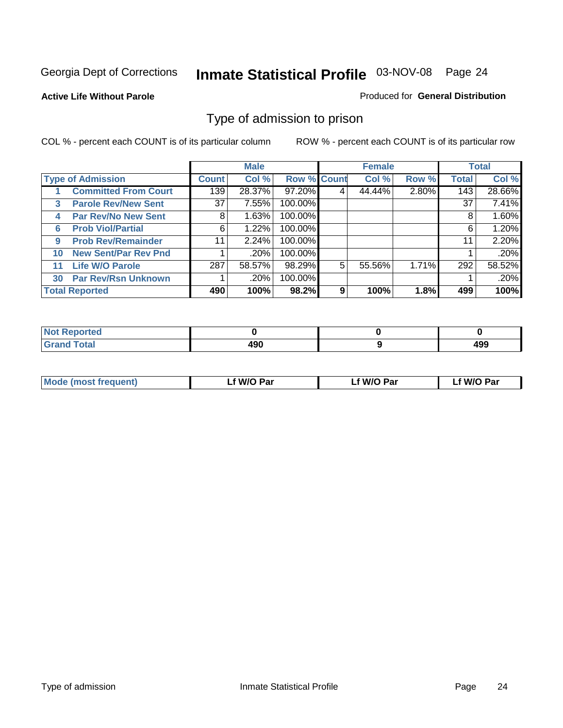Georgia Dept of Corrections **Inmate Statistical Profile** 03-NOV-08

**Active Life Without Parole**

Produced for **General Distribution**

## Type of admission to prison

COL % - percent each COUNT is of its particular column

ROW % - percent each COUNT is of its particular row

| Type of Admission | Male | | | Female | | | Total | |
|---|---|---|---|---|---|---|---|---|
| | Count | Col % | Row % | Count | Col % | Row % | Total | Col % |
| 1 Committed From Court | 139 | 28.37% | 97.20% | 4 | 44.44% | 2.80% | 143 | 28.66% |
| 3 Parole Rev/New Sent | 37 | 7.55% | 100.00% | | | | 37 | 7.41% |
| 4 Par Rev/No New Sent | 8 | 1.63% | 100.00% | | | | 8 | 1.60% |
| 6 Prob Viol/Partial | 6 | 1.22% | 100.00% | | | | 6 | 1.20% |
| 9 Prob Rev/Remainder | 11 | 2.24% | 100.00% | | | | 11 | 2.20% |
| 10 New Sent/Par Rev Pnd | 1 | .20% | 100.00% | | | | 1 | .20% |
| 11 Life W/O Parole | 287 | 58.57% | 98.29% | 5 | 55.56% | 1.71% | 292 | 58.52% |
| 30 Par Rev/Rsn Unknown | 1 | .20% | 100.00% | | | | 1 | .20% |
| **Total Reported** | **490** | **100%** | **98.2%** | **9** | **100%** | **1.8%** | **499** | **100%** |

| | Male | Female | Total |
|---|---|---|---|
| Not Reported | 0 | 0 | 0 |
| Grand Total | 490 | 9 | 499 |

| | Male | Female | Total |
|---|---|---|---|
| Mode (most frequent) | Lf W/O Par | Lf W/O Par | Lf W/O Par |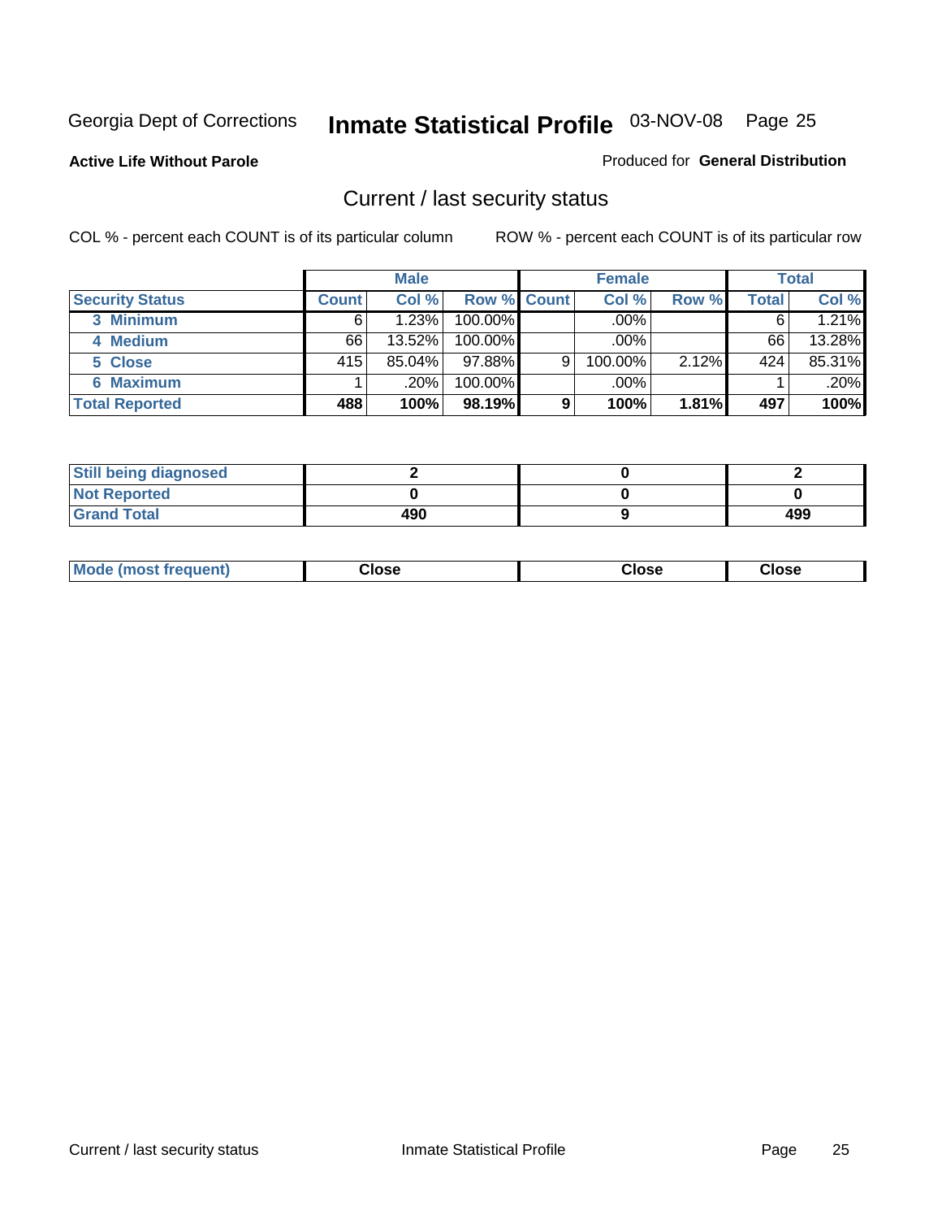Georgia Dept of Corrections **Inmate Statistical Profile** 03-NOV-08 Page 25

**Active Life Without Parole**

Produced for **General Distribution**

## Current / last security status

COL % - percent each COUNT is of its particular column

ROW % - percent each COUNT is of its particular row

| | Male | | | Female | | | Total | |
|---|---|---|---|---|---|---|---|---|
| **Security Status** | **Count** | **Col %** | **Row %** | **Count** | **Col %** | **Row %** | **Total** | **Col %** |
| 3 Minimum | 6 | 1.23% | 100.00% | | .00% | | 6 | 1.21% |
| 4 Medium | 66 | 13.52% | 100.00% | | .00% | | 66 | 13.28% |
| 5 Close | 415 | 85.04% | 97.88% | 9 | 100.00% | 2.12% | 424 | 85.31% |
| 6 Maximum | 1 | .20% | 100.00% | | .00% | | 1 | .20% |
| **Total Reported** | **488** | **100%** | **98.19%** | **9** | **100%** | **1.81%** | **497** | **100%** |

| | Male | Female | Total |
|---|---|---|---|
| Still being diagnosed | 2 | 0 | 2 |
| Not Reported | 0 | 0 | 0 |
| Grand Total | 490 | 9 | 499 |

| | Male | Female | Total |
|---|---|---|---|
| Mode (most frequent) | Close | Close | Close |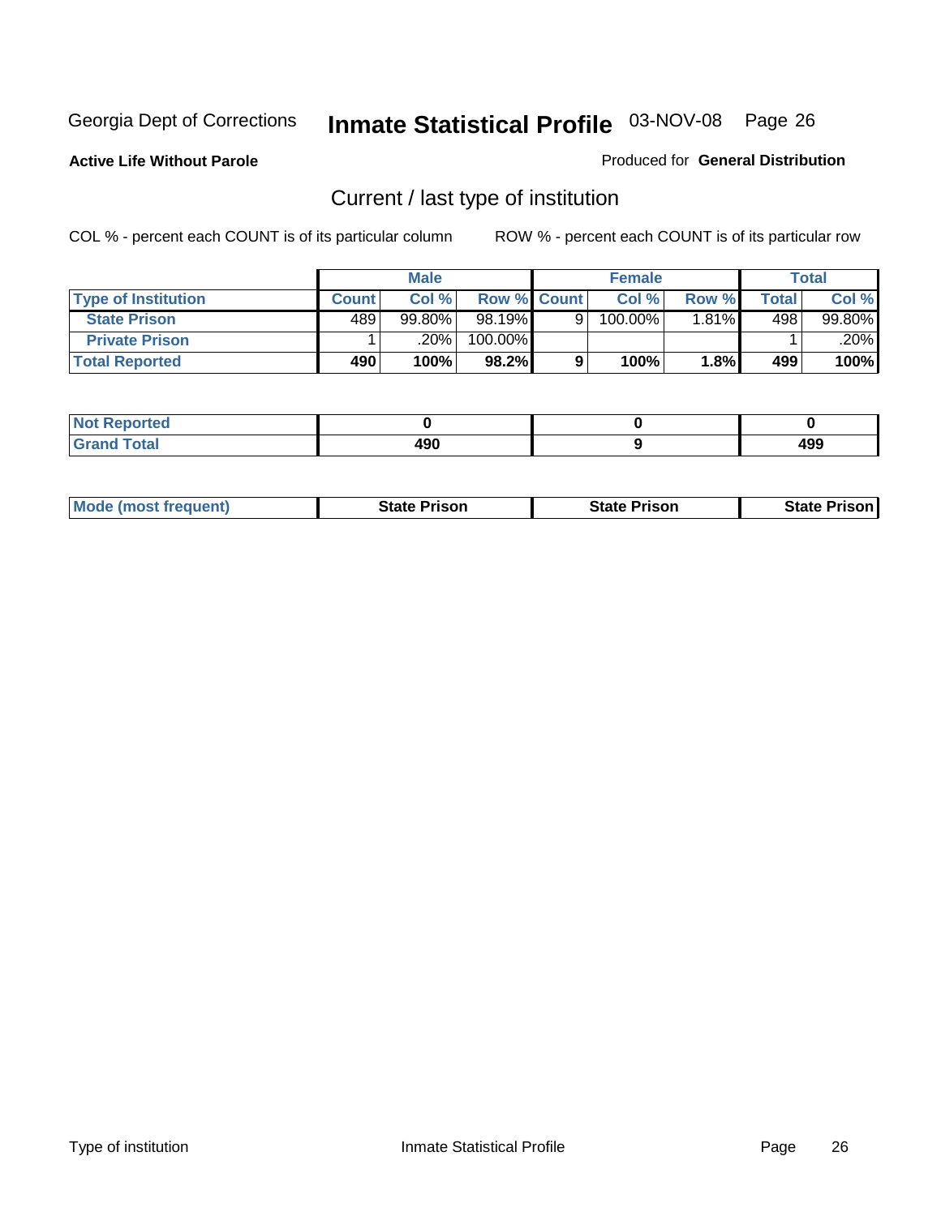Georgia Dept of Corrections **Inmate Statistical Profile** 03-NOV-08

**Active Life Without Parole**

Produced for **General Distribution**

## Current / last type of institution

COL % - percent each COUNT is of its particular column

ROW % - percent each COUNT is of its particular row

| | Male | | | Female | | | Total | |
|---|---|---|---|---|---|---|---|---|
| Type of Institution | Count | Col % | Row % | Count | Col % | Row % | Total | Col % |
| State Prison | 489 | 99.80% | 98.19% | 9 | 100.00% | 1.81% | 498 | 99.80% |
| Private Prison | 1 | .20% | 100.00% | | | | 1 | .20% |
| **Total Reported** | **490** | **100%** | **98.2%** | **9** | **100%** | **1.8%** | **499** | **100%** |

| | Male | Female | Total |
|---|---|---|---|
| Not Reported | **0** | **0** | **0** |
| Grand Total | **490** | **9** | **499** |

| | Male | Female | Total |
|---|---|---|---|
| Mode (most frequent) | **State Prison** | **State Prison** | **State Prison** |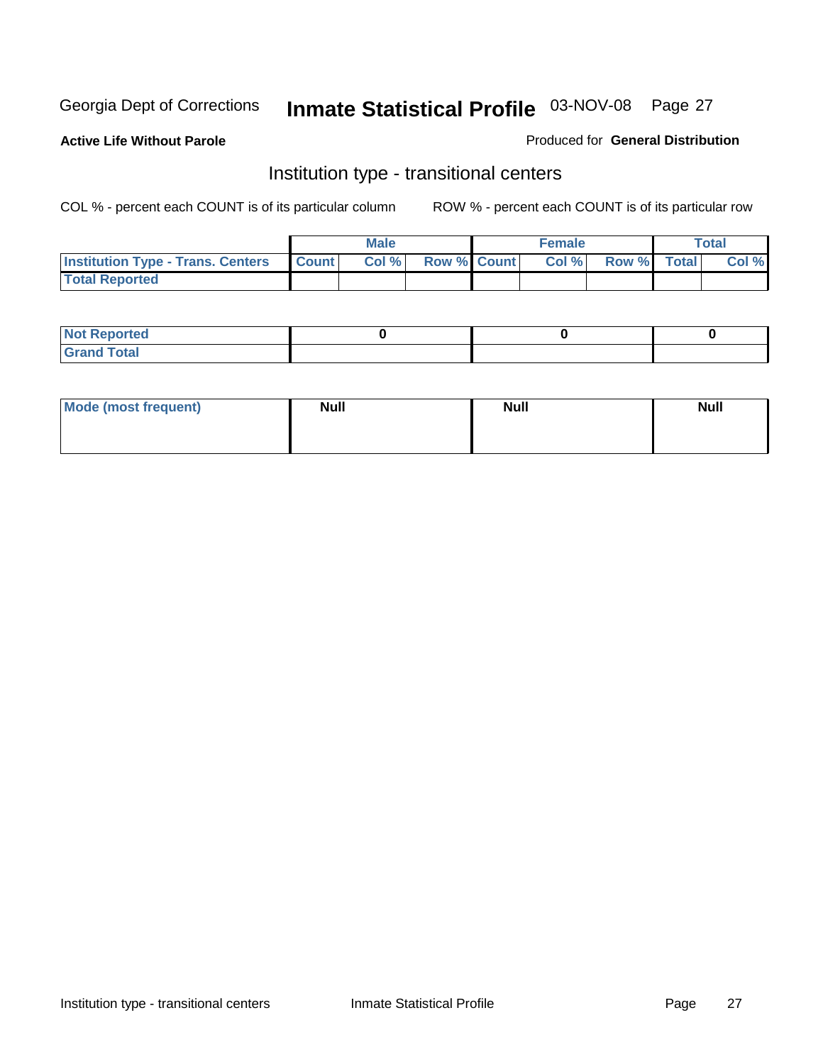Georgia Dept of Corrections **Inmate Statistical Profile** 03-NOV-08

**Active Life Without Parole**

Produced for **General Distribution**

## Institution type - transitional centers

COL % - percent each COUNT is of its particular column

ROW % - percent each COUNT is of its particular row

| | Male | | | Female | | | Total | |
|---|---|---|---|---|---|---|---|---|
| **Institution Type - Trans. Centers** | **Count** | **Col %** | **Row %** | **Count** | **Col %** | **Row %** | **Total** | **Col %** |
| **Total Reported** | | | | | | | | |

| | Male | Female | Total |
|---|---|---|---|
| **Not Reported** | 0 | 0 | 0 |
| **Grand Total** | | | |

| | Male | Female | Total |
|---|---|---|---|
| **Mode (most frequent)** | **Null** | **Null** | **Null** |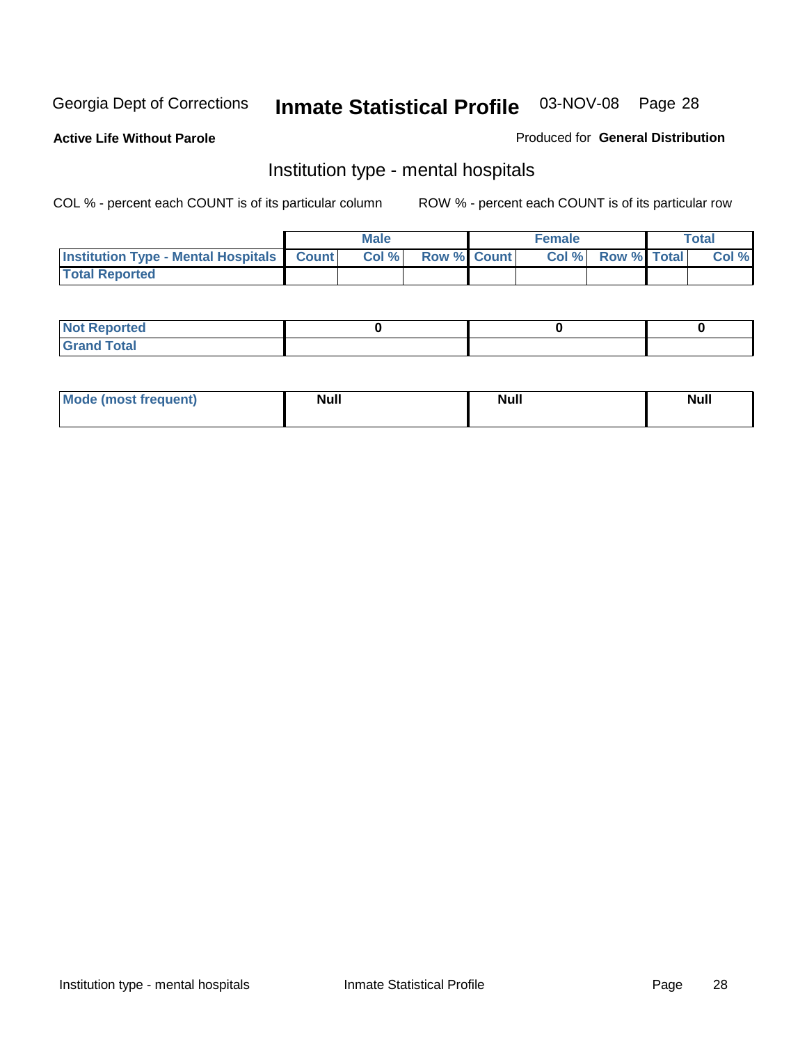Georgia Dept of Corrections **Inmate Statistical Profile** 03-NOV-08

**Active Life Without Parole**

Produced for **General Distribution**

## Institution type - mental hospitals

COL % - percent each COUNT is of its particular column

ROW % - percent each COUNT is of its particular row

| | Male | | | Female | | | Total | |
|---|---|---|---|---|---|---|---|---|
| **Institution Type - Mental Hospitals** | **Count** | **Col %** | **Row %** | **Count** | **Col %** | **Row %** | **Total** | **Col %** |
| **Total Reported** | | | | | | | | |

| | Male | Female | Total |
|---|---|---|---|
| **Not Reported** | **0** | **0** | **0** |
| **Grand Total** | | | |

| | Male | Female | Total |
|---|---|---|---|
| **Mode (most frequent)** | **Null** | **Null** | **Null** |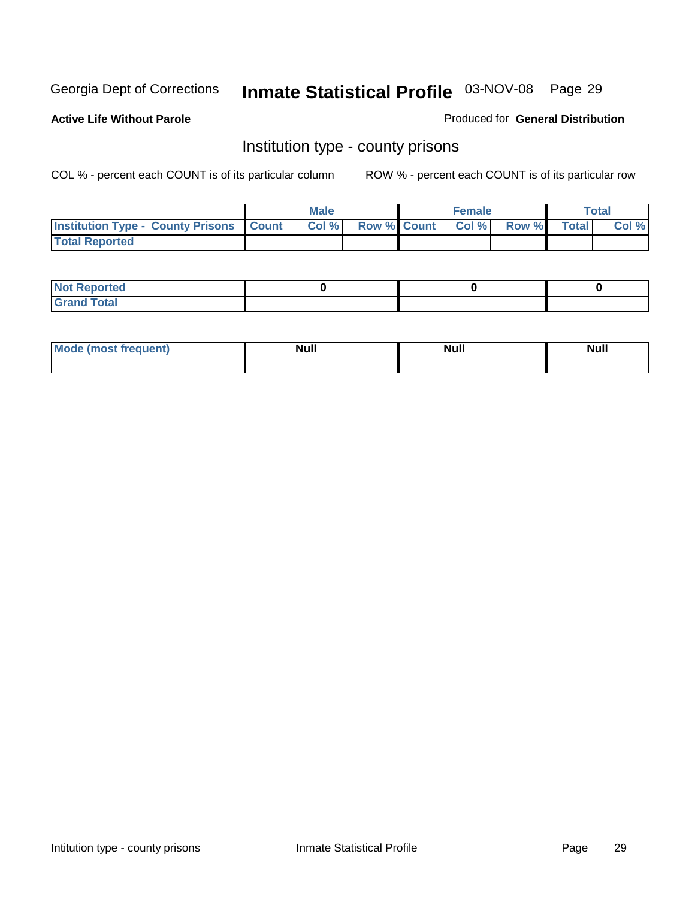Georgia Dept of Corrections **Inmate Statistical Profile** 03-NOV-08

**Active Life Without Parole**

Produced for **General Distribution**

## Institution type - county prisons

COL % - percent each COUNT is of its particular column ROW % - percent each COUNT is of its particular row

| | Male | | | Female | | | Total | |
|---|---|---|---|---|---|---|---|---|
| Institution Type - County Prisons | Count | Col % | Row % | Count | Col % | Row % | Total | Col % |
| Total Reported | | | | | | | | |

| | Male | Female | Total |
|---|---|---|---|
| Not Reported | 0 | 0 | 0 |
| Grand Total | | | |

| | Male | Female | Total |
|---|---|---|---|
| Mode (most frequent) | Null | Null | Null |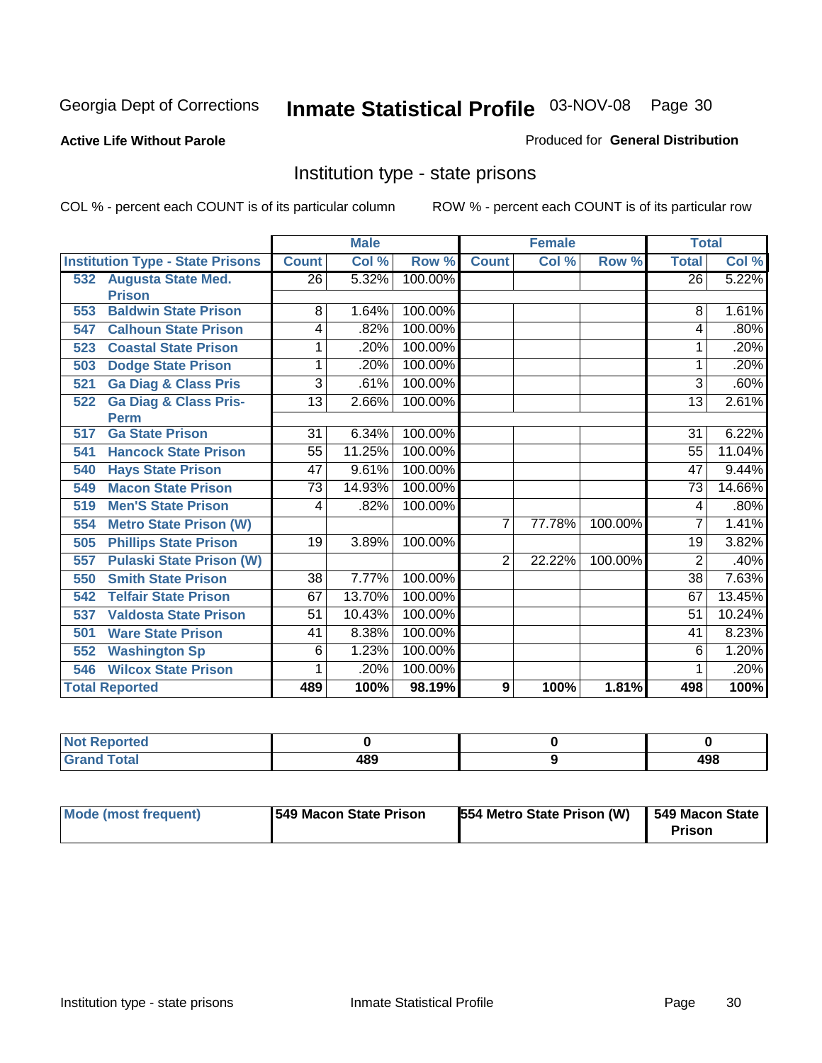Georgia Dept of Corrections **Inmate Statistical Profile** 03-NOV-08

**Active Life Without Parole**

Produced for **General Distribution**

## Institution type - state prisons

COL % - percent each COUNT is of its particular column     ROW % - percent each COUNT is of its particular row

| | Male | | | Female | | | Total | |
|---|---|---|---|---|---|---|---|---|
| **Institution Type - State Prisons** | **Count** | **Col %** | **Row %** | **Count** | **Col %** | **Row %** | **Total** | **Col %** |
| 532 Augusta State Med. Prison | 26 | 5.32% | 100.00% | | | | 26 | 5.22% |
| 553 Baldwin State Prison | 8 | 1.64% | 100.00% | | | | 8 | 1.61% |
| 547 Calhoun State Prison | 4 | .82% | 100.00% | | | | 4 | .80% |
| 523 Coastal State Prison | 1 | .20% | 100.00% | | | | 1 | .20% |
| 503 Dodge State Prison | 1 | .20% | 100.00% | | | | 1 | .20% |
| 521 Ga Diag & Class Pris | 3 | .61% | 100.00% | | | | 3 | .60% |
| 522 Ga Diag & Class Pris-Perm | 13 | 2.66% | 100.00% | | | | 13 | 2.61% |
| 517 Ga State Prison | 31 | 6.34% | 100.00% | | | | 31 | 6.22% |
| 541 Hancock State Prison | 55 | 11.25% | 100.00% | | | | 55 | 11.04% |
| 540 Hays State Prison | 47 | 9.61% | 100.00% | | | | 47 | 9.44% |
| 549 Macon State Prison | 73 | 14.93% | 100.00% | | | | 73 | 14.66% |
| 519 Men'S State Prison | 4 | .82% | 100.00% | | | | 4 | .80% |
| 554 Metro State Prison (W) | | | | 7 | 77.78% | 100.00% | 7 | 1.41% |
| 505 Phillips State Prison | 19 | 3.89% | 100.00% | | | | 19 | 3.82% |
| 557 Pulaski State Prison (W) | | | | 2 | 22.22% | 100.00% | 2 | .40% |
| 550 Smith State Prison | 38 | 7.77% | 100.00% | | | | 38 | 7.63% |
| 542 Telfair State Prison | 67 | 13.70% | 100.00% | | | | 67 | 13.45% |
| 537 Valdosta State Prison | 51 | 10.43% | 100.00% | | | | 51 | 10.24% |
| 501 Ware State Prison | 41 | 8.38% | 100.00% | | | | 41 | 8.23% |
| 552 Washington Sp | 6 | 1.23% | 100.00% | | | | 6 | 1.20% |
| 546 Wilcox State Prison | 1 | .20% | 100.00% | | | | 1 | .20% |
| **Total Reported** | **489** | **100%** | **98.19%** | **9** | **100%** | **1.81%** | **498** | **100%** |

| | Male | Female | Total |
|---|---|---|---|
| Not Reported | 0 | 0 | 0 |
| Grand Total | 489 | 9 | 498 |

| | Male | Female | Total |
|---|---|---|---|
| Mode (most frequent) | 549 Macon State Prison | 554 Metro State Prison (W) | 549 Macon State Prison |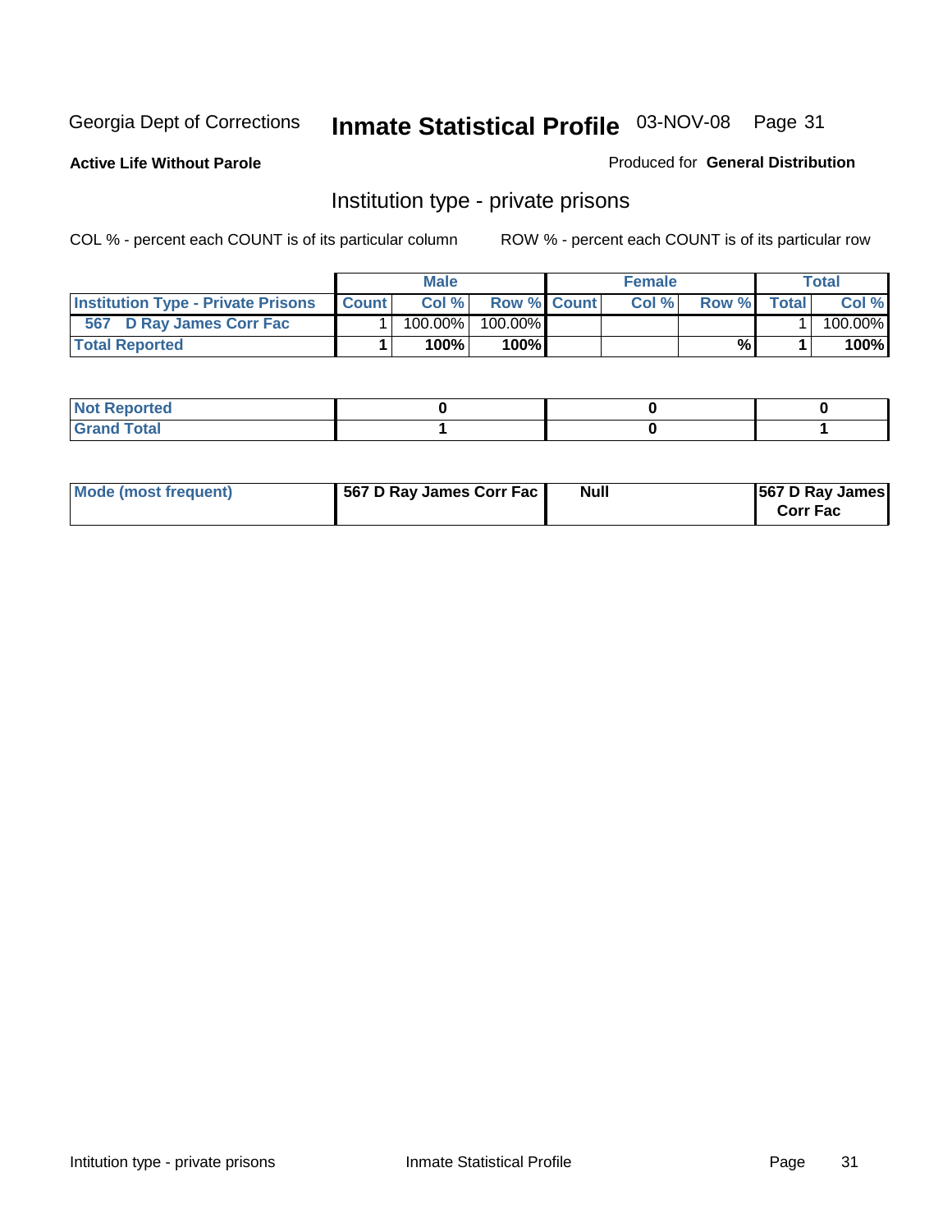Georgia Dept of Corrections **Inmate Statistical Profile** 03-NOV-08

**Active Life Without Parole**

Produced for **General Distribution**

## Institution type - private prisons

COL % - percent each COUNT is of its particular column

ROW % - percent each COUNT is of its particular row

| | Male | | | Female | | | Total | |
|---|---|---|---|---|---|---|---|---|
| **Institution Type - Private Prisons** | **Count** | **Col %** | **Row %** | **Count** | **Col %** | **Row %** | **Total** | **Col %** |
| **567 D Ray James Corr Fac** | 1 | 100.00% | 100.00% | | | | 1 | 100.00% |
| **Total Reported** | **1** | **100%** | **100%** | | | **%** | **1** | **100%** |

| | Male | Female | Total |
|---|---|---|---|
| **Not Reported** | **0** | **0** | **0** |
| **Grand Total** | **1** | **0** | **1** |

| | Male | Female | Total |
|---|---|---|---|
| **Mode (most frequent)** | **567 D Ray James Corr Fac** | **Null** | **567 D Ray James Corr Fac** |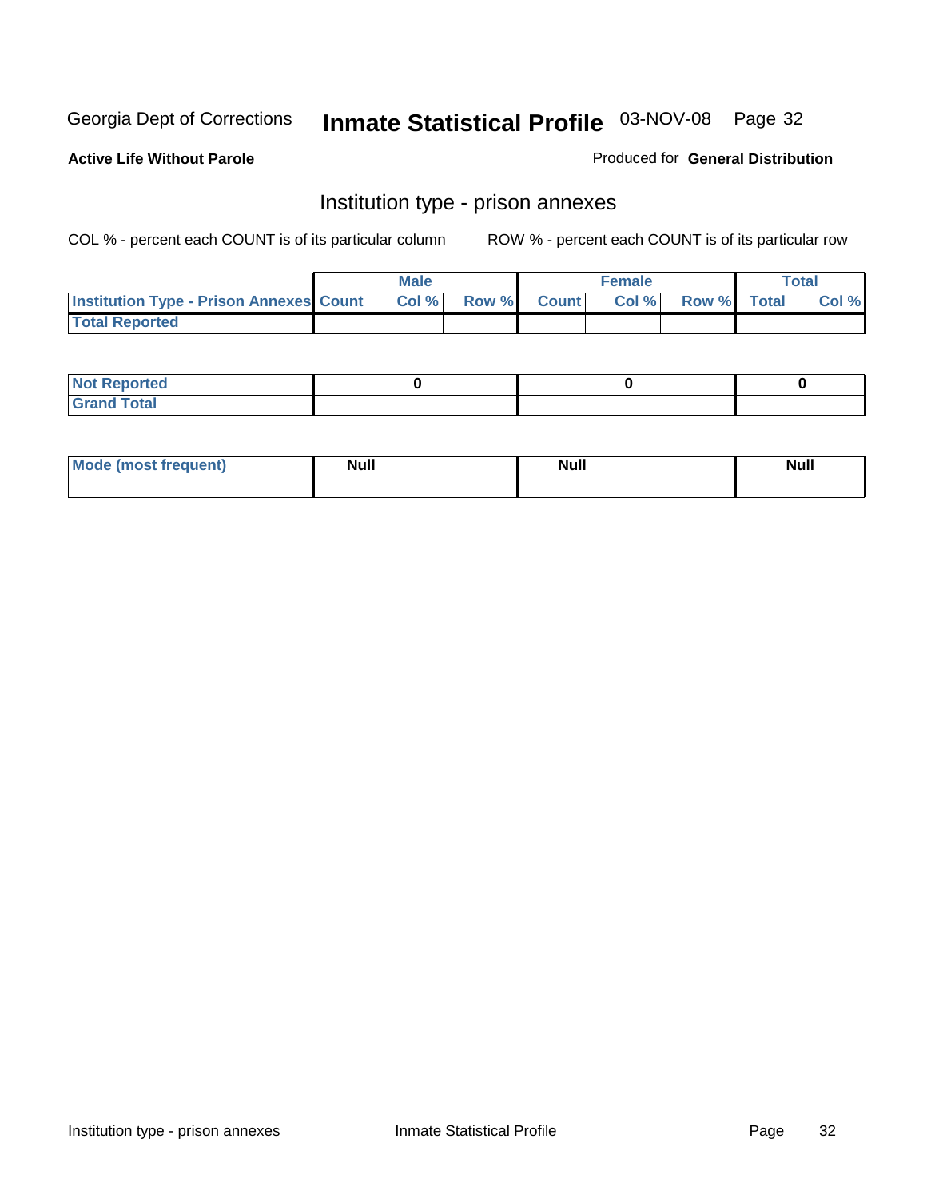Georgia Dept of Corrections **Inmate Statistical Profile** 03-NOV-08

**Active Life Without Parole**

Produced for **General Distribution**

## Institution type - prison annexes

COL % - percent each COUNT is of its particular column ROW % - percent each COUNT is of its particular row

| | Male | | | Female | | | Total | |
|---|---|---|---|---|---|---|---|---|
| Institution Type - Prison Annexes | Count | Col % | Row % | Count | Col % | Row % | Total | Col % |
| Total Reported | | | | | | | | |

| | Male | Female | Total |
|---|---|---|---|
| Not Reported | 0 | 0 | 0 |
| Grand Total | | | |

| | Male | Female | Total |
|---|---|---|---|
| Mode (most frequent) | Null | Null | Null |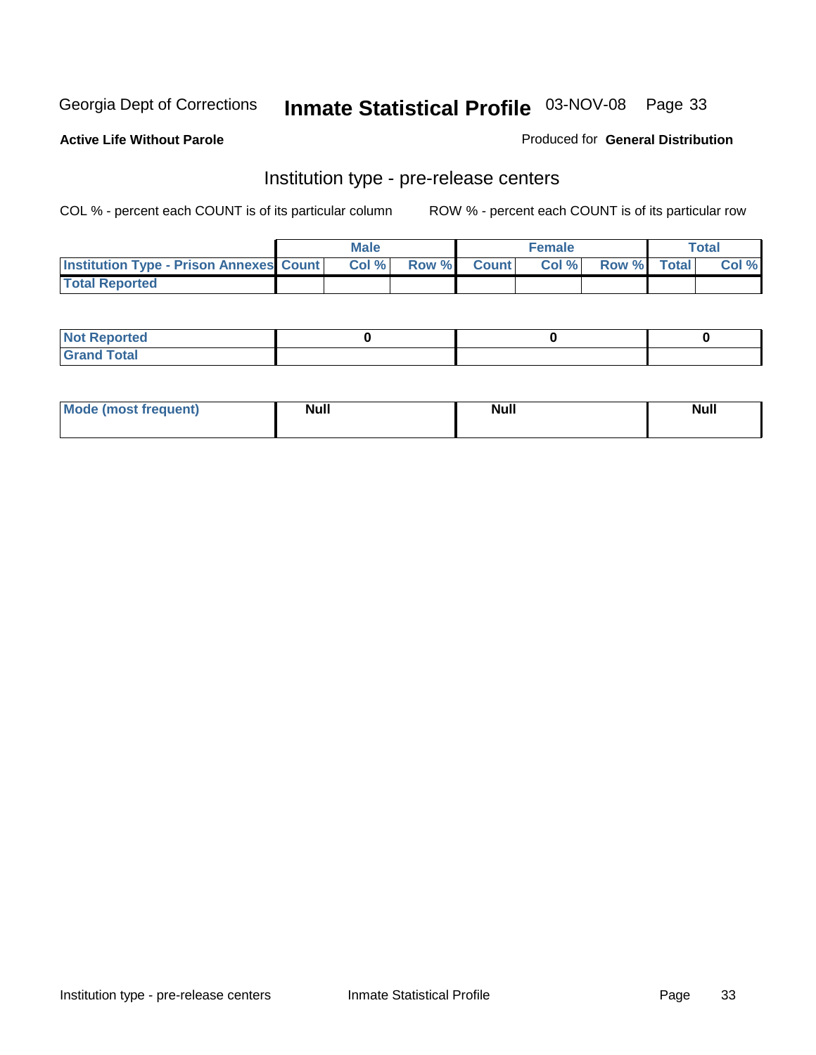Georgia Dept of Corrections **Inmate Statistical Profile** 03-NOV-08

**Active Life Without Parole**

Produced for **General Distribution**

## Institution type - pre-release centers

COL % - percent each COUNT is of its particular column ROW % - percent each COUNT is of its particular row

| | Male | | | Female | | | Total | |
|---|---|---|---|---|---|---|---|---|
| **Institution Type - Prison Annexes** | **Count** | **Col %** | **Row %** | **Count** | **Col %** | **Row %** | **Total** | **Col %** |
| **Total Reported** | | | | | | | | |

| | Male | Female | Total |
|---|---|---|---|
| **Not Reported** | 0 | 0 | 0 |
| **Grand Total** | | | |

| | Male | Female | Total |
|---|---|---|---|
| **Mode (most frequent)** | Null | Null | Null |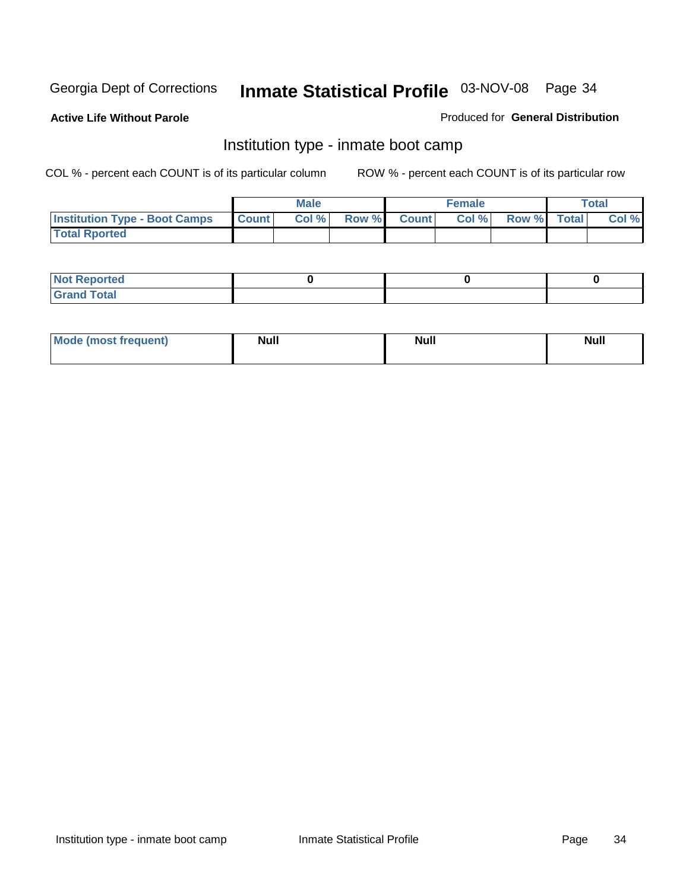Georgia Dept of Corrections **Inmate Statistical Profile** 03-NOV-08

**Active Life Without Parole**

Produced for **General Distribution**

## Institution type - inmate boot camp

COL % - percent each COUNT is of its particular column ROW % - percent each COUNT is of its particular row

| | Male | | | Female | | | Total | |
|---|---|---|---|---|---|---|---|---|
| **Institution Type - Boot Camps** | **Count** | **Col %** | **Row %** | **Count** | **Col %** | **Row %** | **Total** | **Col %** |
| **Total Rported** | | | | | | | | |

| | Male | Female | Total |
|---|---|---|---|
| **Not Reported** | 0 | 0 | 0 |
| **Grand Total** | | | |

| | Male | Female | Total |
|---|---|---|---|
| **Mode (most frequent)** | **Null** | **Null** | **Null** |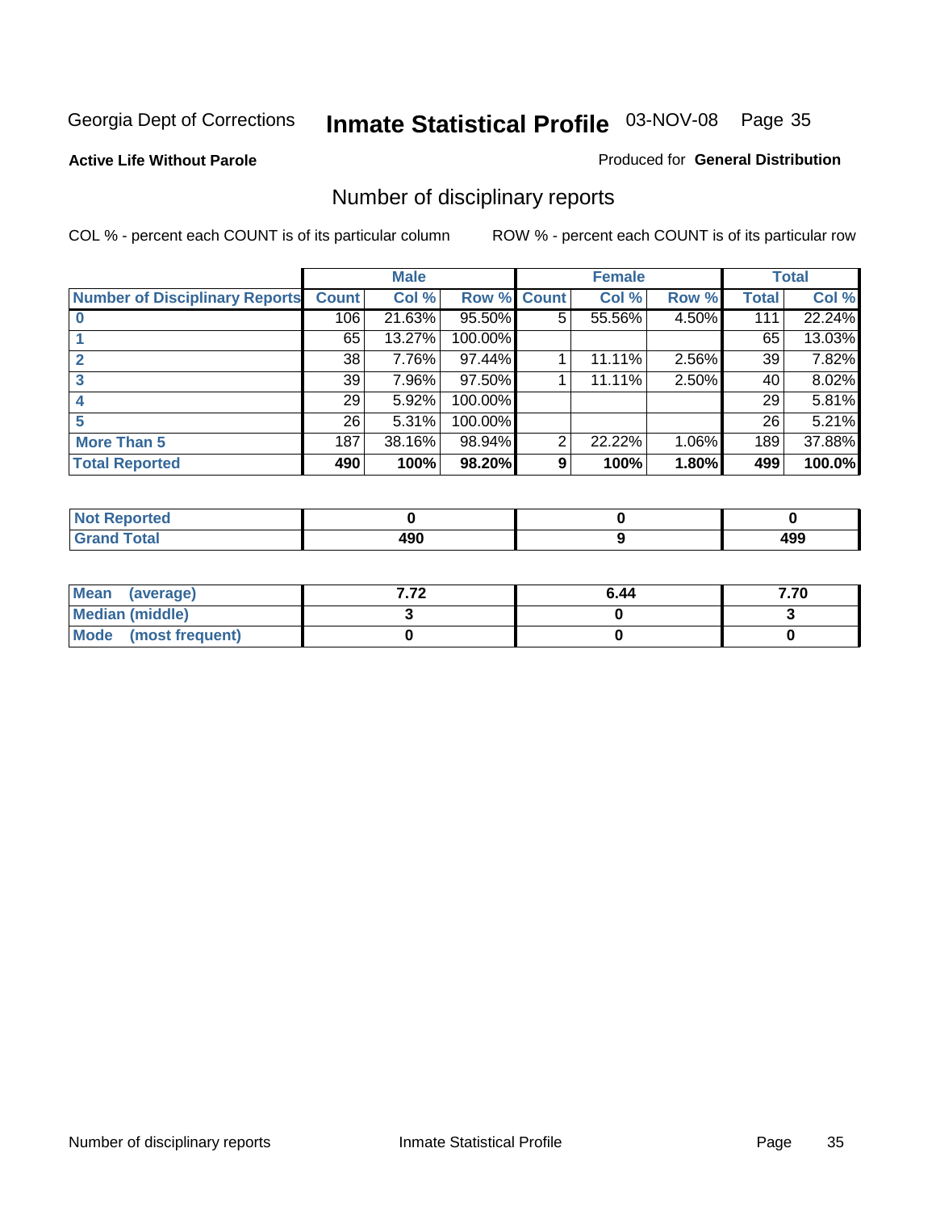Georgia Dept of Corrections

# Inmate Statistical Profile 03-NOV-08

**Active Life Without Parole**

Produced for **General Distribution**

## Number of disciplinary reports

COL % - percent each COUNT is of its particular column

ROW % - percent each COUNT is of its particular row

| | Male | | | Female | | | Total | |
|---|---|---|---|---|---|---|---|---|
| Number of Disciplinary Reports | Count | Col % | Row % | Count | Col % | Row % | Total | Col % |
| 0 | 106 | 21.63% | 95.50% | 5 | 55.56% | 4.50% | 111 | 22.24% |
| 1 | 65 | 13.27% | 100.00% | | | | 65 | 13.03% |
| 2 | 38 | 7.76% | 97.44% | 1 | 11.11% | 2.56% | 39 | 7.82% |
| 3 | 39 | 7.96% | 97.50% | 1 | 11.11% | 2.50% | 40 | 8.02% |
| 4 | 29 | 5.92% | 100.00% | | | | 29 | 5.81% |
| 5 | 26 | 5.31% | 100.00% | | | | 26 | 5.21% |
| More Than 5 | 187 | 38.16% | 98.94% | 2 | 22.22% | 1.06% | 189 | 37.88% |
| **Total Reported** | **490** | **100%** | **98.20%** | **9** | **100%** | **1.80%** | **499** | **100.0%** |

| | Male | Female | Total |
|---|---|---|---|
| Not Reported | 0 | 0 | 0 |
| Grand Total | 490 | 9 | 499 |

| | Male | Female | Total |
|---|---|---|---|
| Mean (average) | 7.72 | 6.44 | 7.70 |
| Median (middle) | 3 | 0 | 3 |
| Mode (most frequent) | 0 | 0 | 0 |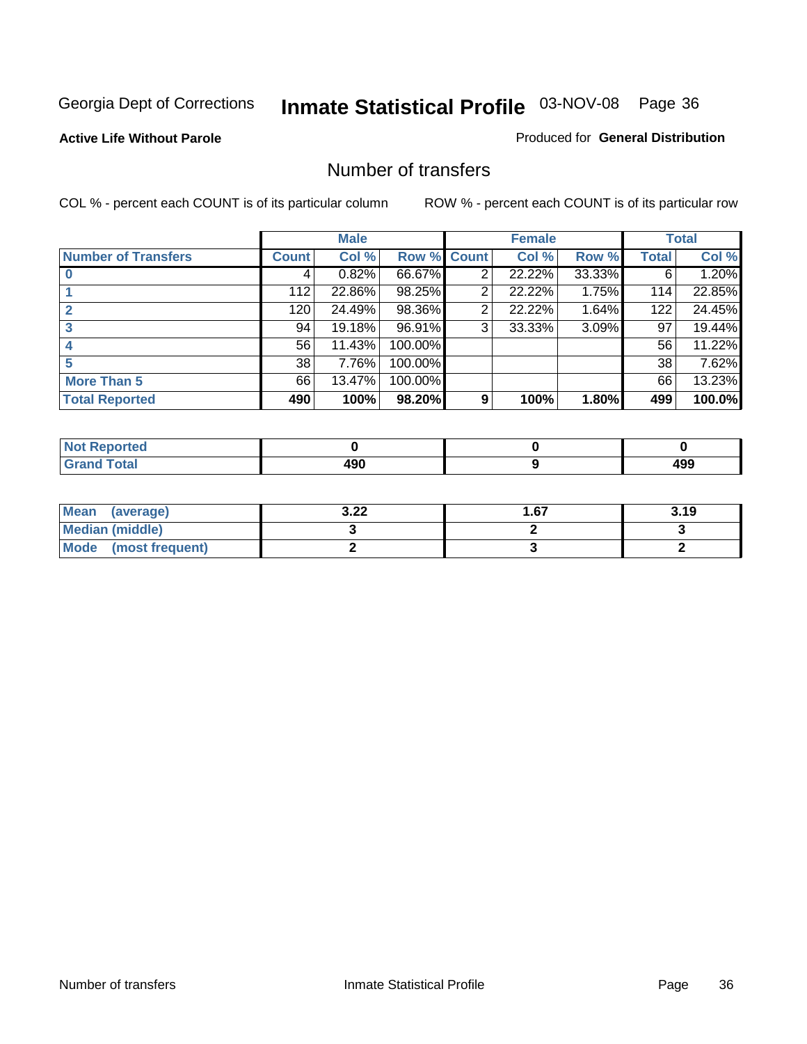Georgia Dept of Corrections **Inmate Statistical Profile** 03-NOV-08

**Active Life Without Parole**

Produced for **General Distribution**

## Number of transfers

COL % - percent each COUNT is of its particular column

ROW % - percent each COUNT is of its particular row

| | Male | | | Female | | | Total | |
|---|---|---|---|---|---|---|---|---|
| **Number of Transfers** | **Count** | **Col %** | **Row %** | **Count** | **Col %** | **Row %** | **Total** | **Col %** |
| **0** | 4 | 0.82% | 66.67% | 2 | 22.22% | 33.33% | 6 | 1.20% |
| **1** | 112 | 22.86% | 98.25% | 2 | 22.22% | 1.75% | 114 | 22.85% |
| **2** | 120 | 24.49% | 98.36% | 2 | 22.22% | 1.64% | 122 | 24.45% |
| **3** | 94 | 19.18% | 96.91% | 3 | 33.33% | 3.09% | 97 | 19.44% |
| **4** | 56 | 11.43% | 100.00% | | | | 56 | 11.22% |
| **5** | 38 | 7.76% | 100.00% | | | | 38 | 7.62% |
| **More Than 5** | 66 | 13.47% | 100.00% | | | | 66 | 13.23% |
| **Total Reported** | **490** | **100%** | **98.20%** | **9** | **100%** | **1.80%** | **499** | **100.0%** |

| | Male | Female | Total |
|---|---|---|---|
| **Not Reported** | **0** | **0** | **0** |
| **Grand Total** | **490** | **9** | **499** |

| | Male | Female | Total |
|---|---|---|---|
| **Mean (average)** | **3.22** | **1.67** | **3.19** |
| **Median (middle)** | **3** | **2** | **3** |
| **Mode (most frequent)** | **2** | **3** | **2** |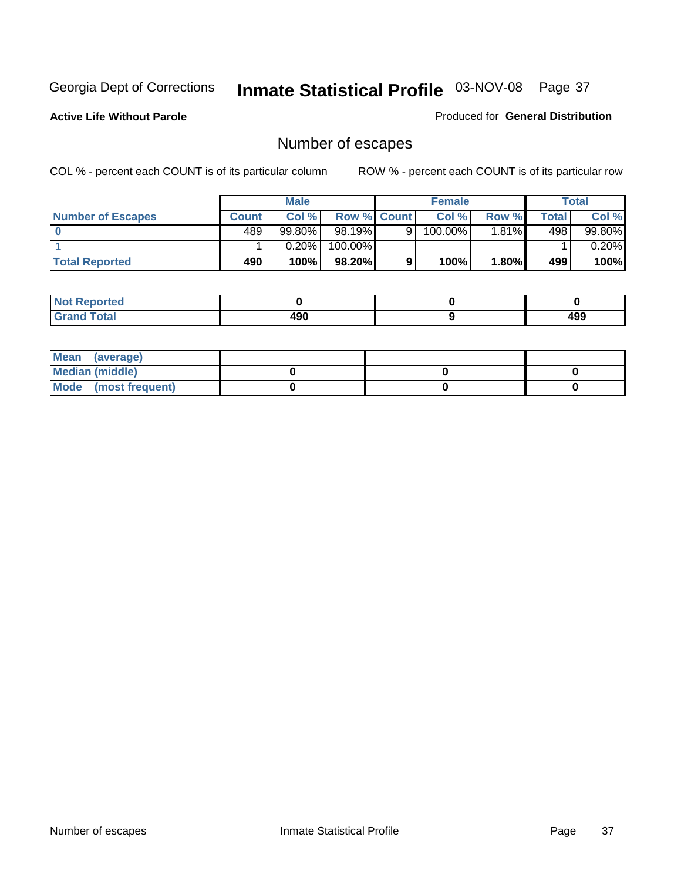Georgia Dept of Corrections **Inmate Statistical Profile** 03-NOV-08

**Active Life Without Parole**

Produced for **General Distribution**

## Number of escapes

COL % - percent each COUNT is of its particular column

ROW % - percent each COUNT is of its particular row

| | Male | | | Female | | | Total | |
|---|---|---|---|---|---|---|---|---|
| **Number of Escapes** | **Count** | **Col %** | **Row %** | **Count** | **Col %** | **Row %** | **Total** | **Col %** |
| **0** | 489 | 99.80% | 98.19% | 9 | 100.00% | 1.81% | 498 | 99.80% |
| **1** | 1 | 0.20% | 100.00% | | | | 1 | 0.20% |
| **Total Reported** | **490** | **100%** | **98.20%** | **9** | **100%** | **1.80%** | **499** | **100%** |

| | Male | Female | Total |
|---|---|---|---|
| **Not Reported** | **0** | **0** | **0** |
| **Grand Total** | **490** | **9** | **499** |

| | Male | Female | Total |
|---|---|---|---|
| **Mean (average)** | | | |
| **Median (middle)** | **0** | **0** | **0** |
| **Mode (most frequent)** | **0** | **0** | **0** |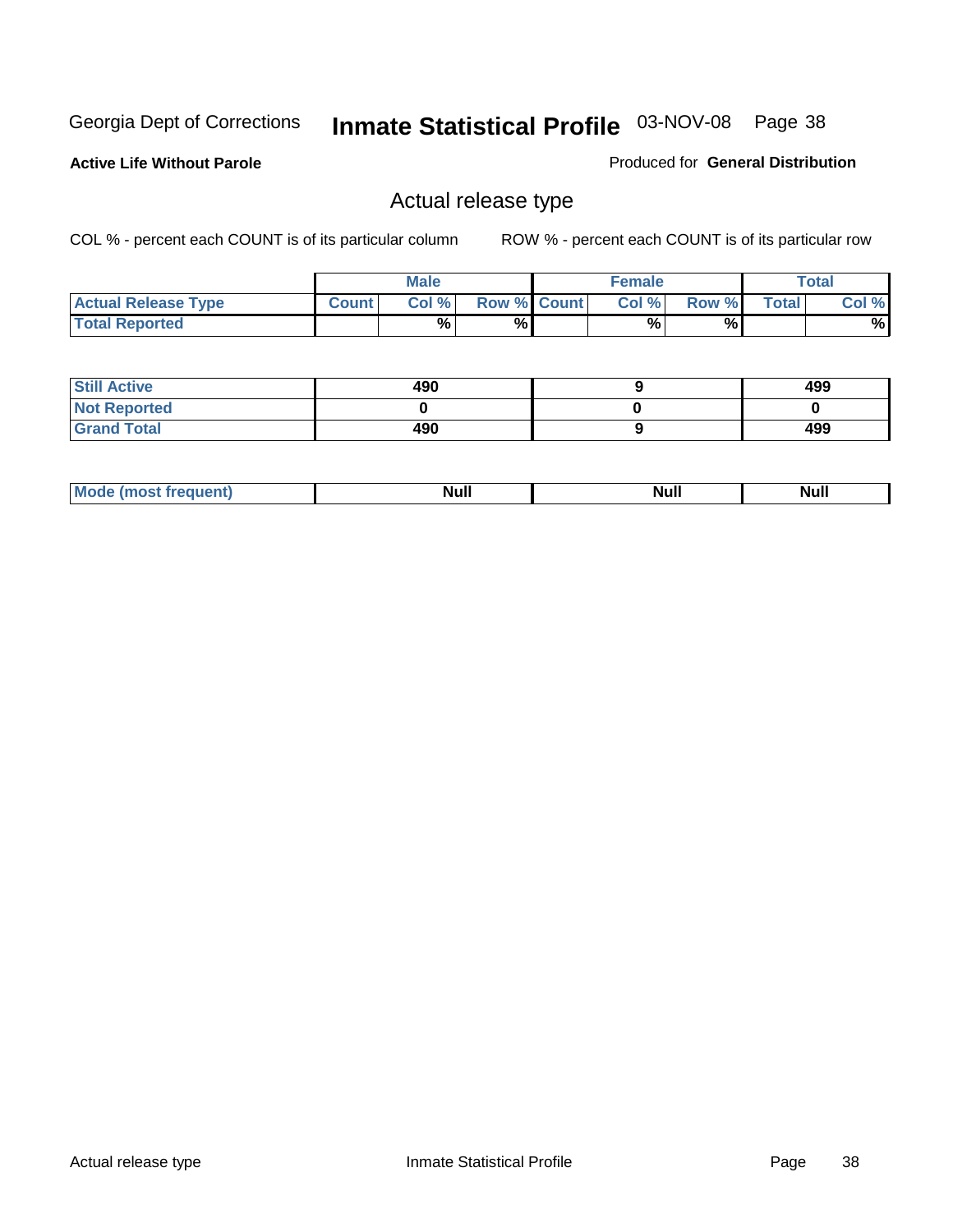Georgia Dept of Corrections **Inmate Statistical Profile** 03-NOV-08

**Active Life Without Parole**

Produced for **General Distribution**

## Actual release type

COL % - percent each COUNT is of its particular column

ROW % - percent each COUNT is of its particular row

| | Male | | | Female | | | Total | |
|---|---|---|---|---|---|---|---|---|
| **Actual Release Type** | Count | Col % | Row % | Count | Col % | Row % | Total | Col % |
| **Total Reported** | | % | % | | % | % | | % |
| **Still Active** | 490 | | | 9 | | | 499 | |
| **Not Reported** | 0 | | | 0 | | | 0 | |
| **Grand Total** | 490 | | | 9 | | | 499 | |
| **Mode (most frequent)** | Null | | | Null | | | Null | |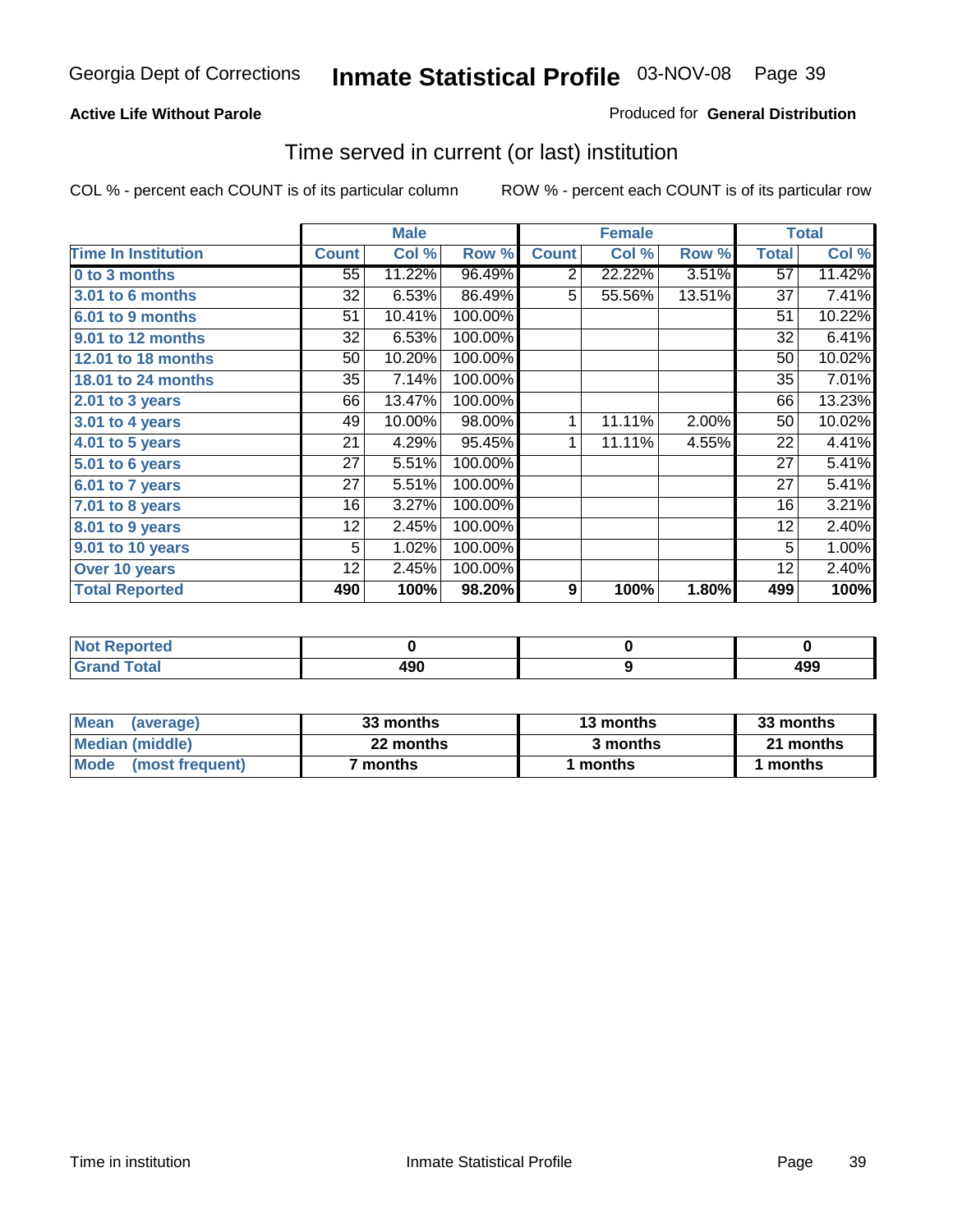Georgia Dept of Corrections **Inmate Statistical Profile** 03-NOV-08

**Active Life Without Parole**

Produced for **General Distribution**

## Time served in current (or last) institution

COL % - percent each COUNT is of its particular column ROW % - percent each COUNT is of its particular row

| | Male | | | Female | | | Total | |
|---|---|---|---|---|---|---|---|---|
| **Time In Institution** | **Count** | **Col %** | **Row %** | **Count** | **Col %** | **Row %** | **Total** | **Col %** |
| **0 to 3 months** | 55 | 11.22% | 96.49% | 2 | 22.22% | 3.51% | 57 | 11.42% |
| **3.01 to 6 months** | 32 | 6.53% | 86.49% | 5 | 55.56% | 13.51% | 37 | 7.41% |
| **6.01 to 9 months** | 51 | 10.41% | 100.00% | | | | 51 | 10.22% |
| **9.01 to 12 months** | 32 | 6.53% | 100.00% | | | | 32 | 6.41% |
| **12.01 to 18 months** | 50 | 10.20% | 100.00% | | | | 50 | 10.02% |
| **18.01 to 24 months** | 35 | 7.14% | 100.00% | | | | 35 | 7.01% |
| **2.01 to 3 years** | 66 | 13.47% | 100.00% | | | | 66 | 13.23% |
| **3.01 to 4 years** | 49 | 10.00% | 98.00% | 1 | 11.11% | 2.00% | 50 | 10.02% |
| **4.01 to 5 years** | 21 | 4.29% | 95.45% | 1 | 11.11% | 4.55% | 22 | 4.41% |
| **5.01 to 6 years** | 27 | 5.51% | 100.00% | | | | 27 | 5.41% |
| **6.01 to 7 years** | 27 | 5.51% | 100.00% | | | | 27 | 5.41% |
| **7.01 to 8 years** | 16 | 3.27% | 100.00% | | | | 16 | 3.21% |
| **8.01 to 9 years** | 12 | 2.45% | 100.00% | | | | 12 | 2.40% |
| **9.01 to 10 years** | 5 | 1.02% | 100.00% | | | | 5 | 1.00% |
| **Over 10 years** | 12 | 2.45% | 100.00% | | | | 12 | 2.40% |
| **Total Reported** | **490** | **100%** | **98.20%** | **9** | **100%** | **1.80%** | **499** | **100%** |

| | Male | Female | Total |
|---|---|---|---|
| **Not Reported** | **0** | **0** | **0** |
| **Grand Total** | **490** | **9** | **499** |

| | Male | Female | Total |
|---|---|---|---|
| **Mean (average)** | **33 months** | **13 months** | **33 months** |
| **Median (middle)** | **22 months** | **3 months** | **21 months** |
| **Mode (most frequent)** | **7 months** | **1 months** | **1 months** |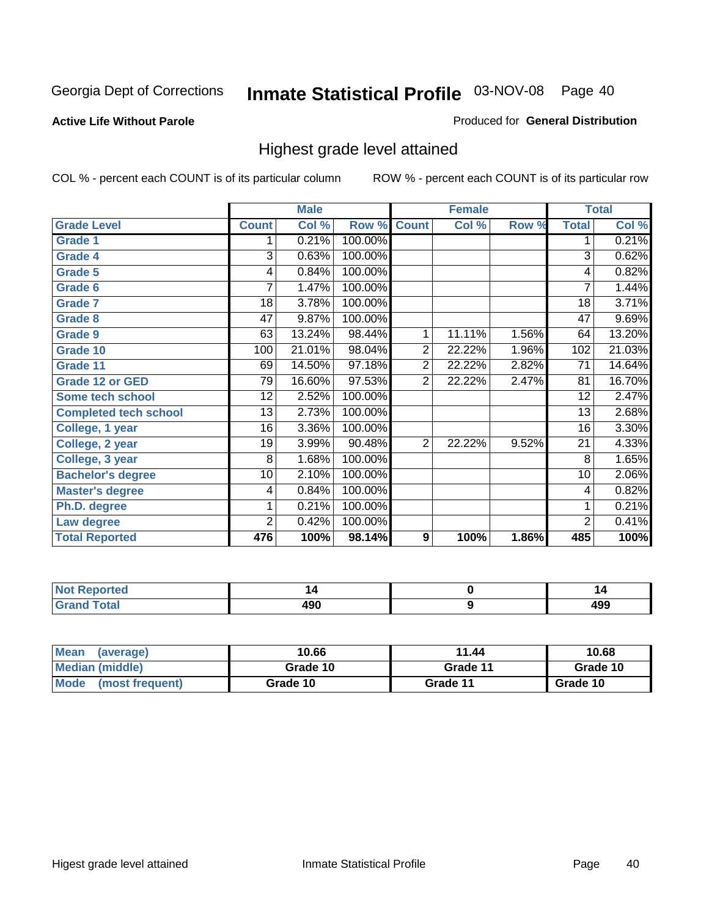Georgia Dept of Corrections

# Inmate Statistical Profile 03-NOV-08

**Active Life Without Parole**

Produced for **General Distribution**

## Highest grade level attained

COL % - percent each COUNT is of its particular column

ROW % - percent each COUNT is of its particular row

| | Male | | | Female | | | Total | |
|---|---|---|---|---|---|---|---|---|
| **Grade Level** | **Count** | **Col %** | **Row %** | **Count** | **Col %** | **Row %** | **Total** | **Col %** |
| **Grade 1** | 1 | 0.21% | 100.00% | | | | 1 | 0.21% |
| **Grade 4** | 3 | 0.63% | 100.00% | | | | 3 | 0.62% |
| **Grade 5** | 4 | 0.84% | 100.00% | | | | 4 | 0.82% |
| **Grade 6** | 7 | 1.47% | 100.00% | | | | 7 | 1.44% |
| **Grade 7** | 18 | 3.78% | 100.00% | | | | 18 | 3.71% |
| **Grade 8** | 47 | 9.87% | 100.00% | | | | 47 | 9.69% |
| **Grade 9** | 63 | 13.24% | 98.44% | 1 | 11.11% | 1.56% | 64 | 13.20% |
| **Grade 10** | 100 | 21.01% | 98.04% | 2 | 22.22% | 1.96% | 102 | 21.03% |
| **Grade 11** | 69 | 14.50% | 97.18% | 2 | 22.22% | 2.82% | 71 | 14.64% |
| **Grade 12 or GED** | 79 | 16.60% | 97.53% | 2 | 22.22% | 2.47% | 81 | 16.70% |
| **Some tech school** | 12 | 2.52% | 100.00% | | | | 12 | 2.47% |
| **Completed tech school** | 13 | 2.73% | 100.00% | | | | 13 | 2.68% |
| **College, 1 year** | 16 | 3.36% | 100.00% | | | | 16 | 3.30% |
| **College, 2 year** | 19 | 3.99% | 90.48% | 2 | 22.22% | 9.52% | 21 | 4.33% |
| **College, 3 year** | 8 | 1.68% | 100.00% | | | | 8 | 1.65% |
| **Bachelor's degree** | 10 | 2.10% | 100.00% | | | | 10 | 2.06% |
| **Master's degree** | 4 | 0.84% | 100.00% | | | | 4 | 0.82% |
| **Ph.D. degree** | 1 | 0.21% | 100.00% | | | | 1 | 0.21% |
| **Law degree** | 2 | 0.42% | 100.00% | | | | 2 | 0.41% |
| **Total Reported** | **476** | **100%** | **98.14%** | **9** | **100%** | **1.86%** | **485** | **100%** |

| | Male | Female | Total |
|---|---|---|---|
| **Not Reported** | **14** | **0** | **14** |
| **Grand Total** | **490** | **9** | **499** |

| | Male | Female | Total |
|---|---|---|---|
| **Mean (average)** | **10.66** | **11.44** | **10.68** |
| **Median (middle)** | **Grade 10** | **Grade 11** | **Grade 10** |
| **Mode (most frequent)** | **Grade 10** | **Grade 11** | **Grade 10** |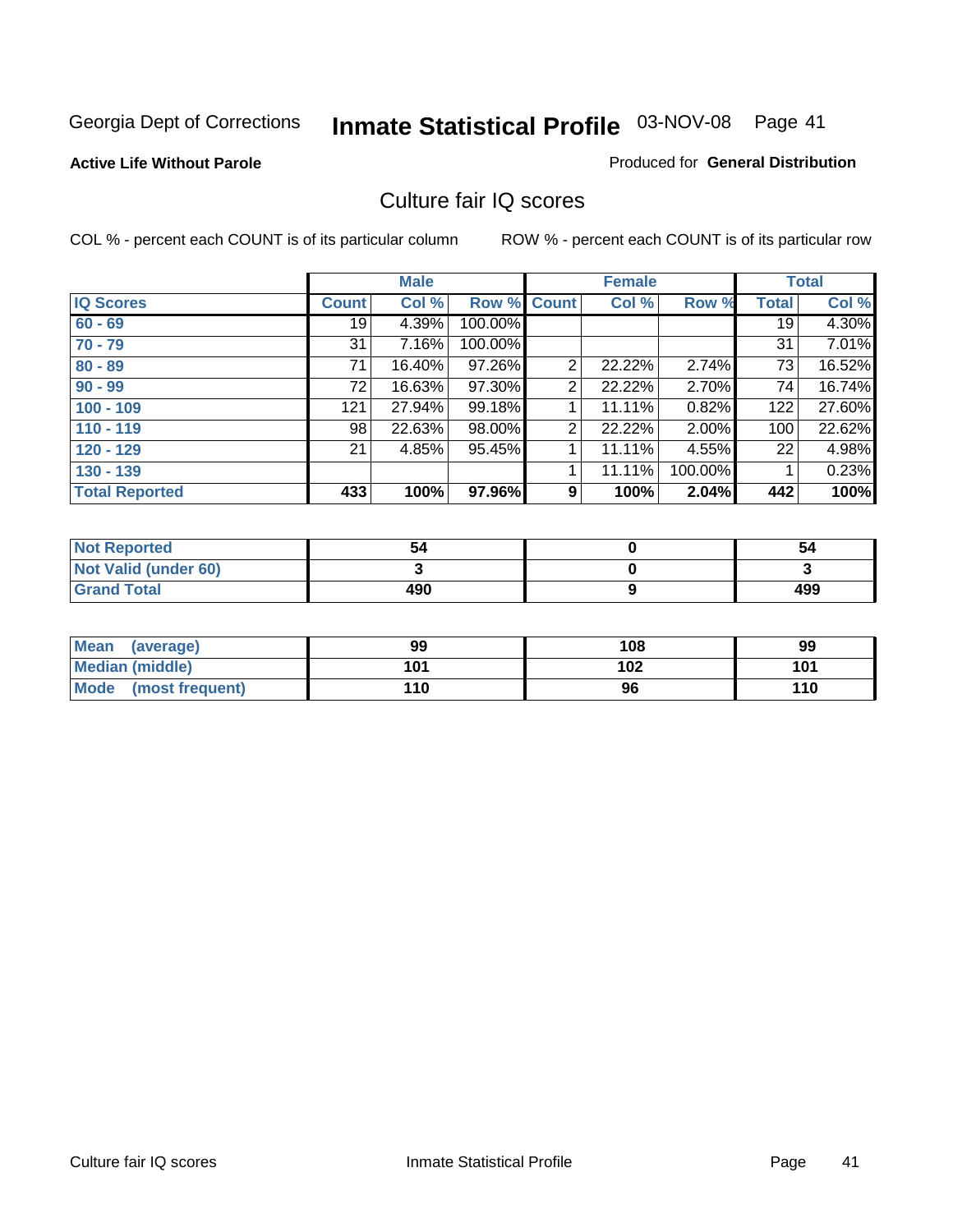Georgia Dept of Corrections **Inmate Statistical Profile** 03-NOV-08

**Active Life Without Parole**

Produced for **General Distribution**

## Culture fair IQ scores

COL % - percent each COUNT is of its particular column

ROW % - percent each COUNT is of its particular row

| | Male | | | Female | | | Total | |
|---|---|---|---|---|---|---|---|---|
| **IQ Scores** | **Count** | **Col %** | **Row %** | **Count** | **Col %** | **Row %** | **Total** | **Col %** |
| **60 - 69** | 19 | 4.39% | 100.00% | | | | 19 | 4.30% |
| **70 - 79** | 31 | 7.16% | 100.00% | | | | 31 | 7.01% |
| **80 - 89** | 71 | 16.40% | 97.26% | 2 | 22.22% | 2.74% | 73 | 16.52% |
| **90 - 99** | 72 | 16.63% | 97.30% | 2 | 22.22% | 2.70% | 74 | 16.74% |
| **100 - 109** | 121 | 27.94% | 99.18% | 1 | 11.11% | 0.82% | 122 | 27.60% |
| **110 - 119** | 98 | 22.63% | 98.00% | 2 | 22.22% | 2.00% | 100 | 22.62% |
| **120 - 129** | 21 | 4.85% | 95.45% | 1 | 11.11% | 4.55% | 22 | 4.98% |
| **130 - 139** | | | | 1 | 11.11% | 100.00% | 1 | 0.23% |
| **Total Reported** | **433** | **100%** | **97.96%** | **9** | **100%** | **2.04%** | **442** | **100%** |

| | Male | Female | Total |
|---|---|---|---|
| **Not Reported** | **54** | **0** | **54** |
| **Not Valid (under 60)** | **3** | **0** | **3** |
| **Grand Total** | **490** | **9** | **499** |

| | Male | Female | Total |
|---|---|---|---|
| **Mean (average)** | **99** | **108** | **99** |
| **Median (middle)** | **101** | **102** | **101** |
| **Mode (most frequent)** | **110** | **96** | **110** |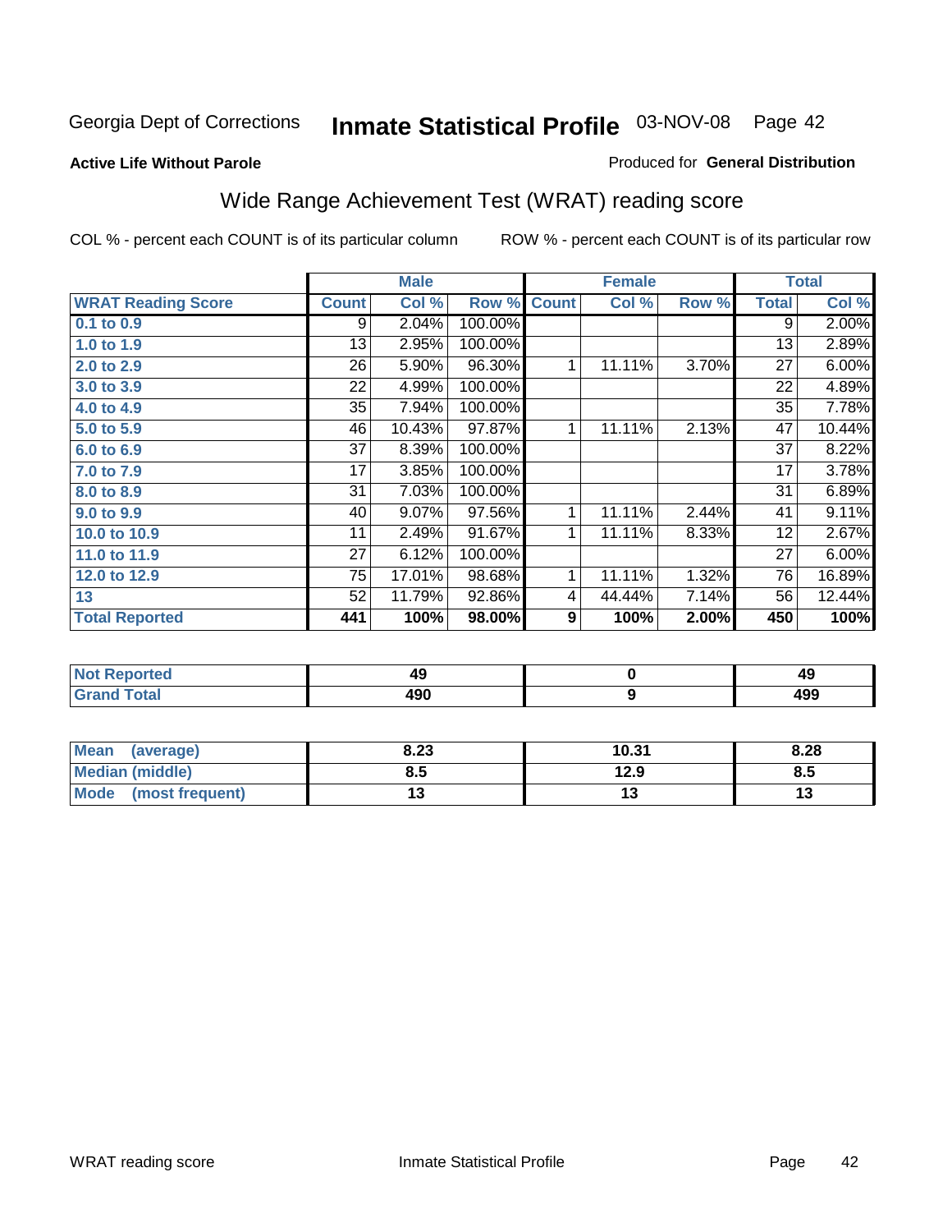Georgia Dept of Corrections **Inmate Statistical Profile** 03-NOV-08

**Active Life Without Parole**

Produced for **General Distribution**

## Wide Range Achievement Test (WRAT) reading score

COL % - percent each COUNT is of its particular column ROW % - percent each COUNT is of its particular row

| | Male | | | Female | | | Total | |
|---|---|---|---|---|---|---|---|---|
| **WRAT Reading Score** | **Count** | **Col %** | **Row %** | **Count** | **Col %** | **Row %** | **Total** | **Col %** |
| 0.1 to 0.9 | 9 | 2.04% | 100.00% | | | | 9 | 2.00% |
| 1.0 to 1.9 | 13 | 2.95% | 100.00% | | | | 13 | 2.89% |
| 2.0 to 2.9 | 26 | 5.90% | 96.30% | 1 | 11.11% | 3.70% | 27 | 6.00% |
| 3.0 to 3.9 | 22 | 4.99% | 100.00% | | | | 22 | 4.89% |
| 4.0 to 4.9 | 35 | 7.94% | 100.00% | | | | 35 | 7.78% |
| 5.0 to 5.9 | 46 | 10.43% | 97.87% | 1 | 11.11% | 2.13% | 47 | 10.44% |
| 6.0 to 6.9 | 37 | 8.39% | 100.00% | | | | 37 | 8.22% |
| 7.0 to 7.9 | 17 | 3.85% | 100.00% | | | | 17 | 3.78% |
| 8.0 to 8.9 | 31 | 7.03% | 100.00% | | | | 31 | 6.89% |
| 9.0 to 9.9 | 40 | 9.07% | 97.56% | 1 | 11.11% | 2.44% | 41 | 9.11% |
| 10.0 to 10.9 | 11 | 2.49% | 91.67% | 1 | 11.11% | 8.33% | 12 | 2.67% |
| 11.0 to 11.9 | 27 | 6.12% | 100.00% | | | | 27 | 6.00% |
| 12.0 to 12.9 | 75 | 17.01% | 98.68% | 1 | 11.11% | 1.32% | 76 | 16.89% |
| 13 | 52 | 11.79% | 92.86% | 4 | 44.44% | 7.14% | 56 | 12.44% |
| **Total Reported** | **441** | **100%** | **98.00%** | **9** | **100%** | **2.00%** | **450** | **100%** |

| | Male | Female | Total |
|---|---|---|---|
| Not Reported | 49 | 0 | 49 |
| Grand Total | 490 | 9 | 499 |

| | Male | Female | Total |
|---|---|---|---|
| Mean (average) | 8.23 | 10.31 | 8.28 |
| Median (middle) | 8.5 | 12.9 | 8.5 |
| Mode (most frequent) | 13 | 13 | 13 |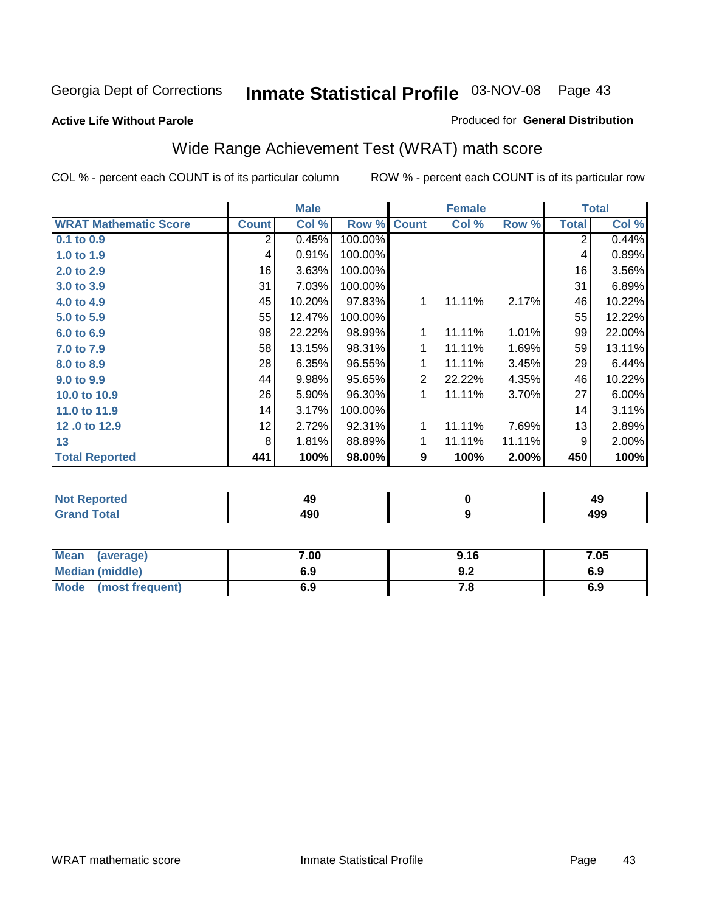Georgia Dept of Corrections **Inmate Statistical Profile** 03-NOV-08

**Active Life Without Parole**

Produced for **General Distribution**

## Wide Range Achievement Test (WRAT) math score

COL % - percent each COUNT is of its particular column ROW % - percent each COUNT is of its particular row

| | Male | | | Female | | | Total | |
|---|---|---|---|---|---|---|---|---|
| **WRAT Mathematic Score** | **Count** | **Col %** | **Row %** | **Count** | **Col %** | **Row %** | **Total** | **Col %** |
| 0.1 to 0.9 | 2 | 0.45% | 100.00% | | | | 2 | 0.44% |
| 1.0 to 1.9 | 4 | 0.91% | 100.00% | | | | 4 | 0.89% |
| 2.0 to 2.9 | 16 | 3.63% | 100.00% | | | | 16 | 3.56% |
| 3.0 to 3.9 | 31 | 7.03% | 100.00% | | | | 31 | 6.89% |
| 4.0 to 4.9 | 45 | 10.20% | 97.83% | 1 | 11.11% | 2.17% | 46 | 10.22% |
| 5.0 to 5.9 | 55 | 12.47% | 100.00% | | | | 55 | 12.22% |
| 6.0 to 6.9 | 98 | 22.22% | 98.99% | 1 | 11.11% | 1.01% | 99 | 22.00% |
| 7.0 to 7.9 | 58 | 13.15% | 98.31% | 1 | 11.11% | 1.69% | 59 | 13.11% |
| 8.0 to 8.9 | 28 | 6.35% | 96.55% | 1 | 11.11% | 3.45% | 29 | 6.44% |
| 9.0 to 9.9 | 44 | 9.98% | 95.65% | 2 | 22.22% | 4.35% | 46 | 10.22% |
| 10.0 to 10.9 | 26 | 5.90% | 96.30% | 1 | 11.11% | 3.70% | 27 | 6.00% |
| 11.0 to 11.9 | 14 | 3.17% | 100.00% | | | | 14 | 3.11% |
| 12 .0 to 12.9 | 12 | 2.72% | 92.31% | 1 | 11.11% | 7.69% | 13 | 2.89% |
| 13 | 8 | 1.81% | 88.89% | 1 | 11.11% | 11.11% | 9 | 2.00% |
| **Total Reported** | **441** | **100%** | **98.00%** | **9** | **100%** | **2.00%** | **450** | **100%** |

| | Male | Female | Total |
|---|---|---|---|
| Not Reported | 49 | 0 | 49 |
| Grand Total | 490 | 9 | 499 |

| | Male | Female | Total |
|---|---|---|---|
| Mean (average) | 7.00 | 9.16 | 7.05 |
| Median (middle) | 6.9 | 9.2 | 6.9 |
| Mode (most frequent) | 6.9 | 7.8 | 6.9 |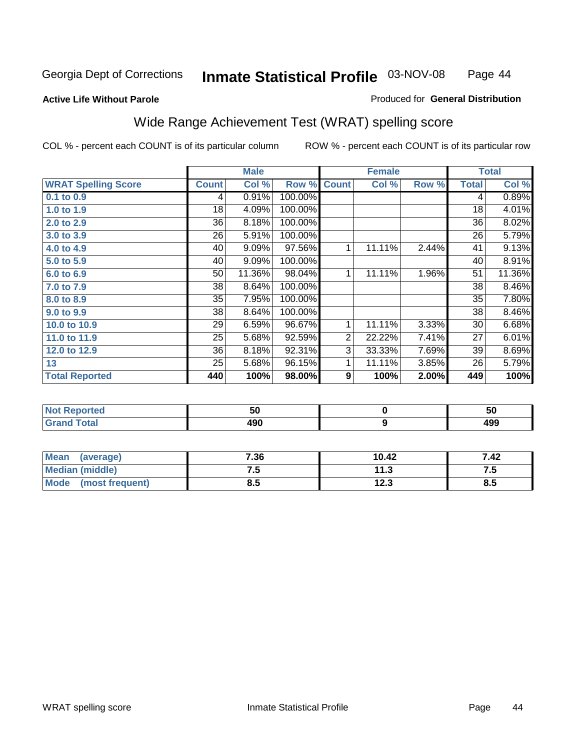**Active Life Without Parole**

Produced for **General Distribution**

## Wide Range Achievement Test (WRAT) spelling score

COL % - percent each COUNT is of its particular column

ROW % - percent each COUNT is of its particular row

| | Male | | | Female | | | Total | |
|---|---|---|---|---|---|---|---|---|
| **WRAT Spelling Score** | **Count** | **Col %** | **Row %** | **Count** | **Col %** | **Row %** | **Total** | **Col %** |
| 0.1 to 0.9 | 4 | 0.91% | 100.00% | | | | 4 | 0.89% |
| 1.0 to 1.9 | 18 | 4.09% | 100.00% | | | | 18 | 4.01% |
| 2.0 to 2.9 | 36 | 8.18% | 100.00% | | | | 36 | 8.02% |
| 3.0 to 3.9 | 26 | 5.91% | 100.00% | | | | 26 | 5.79% |
| 4.0 to 4.9 | 40 | 9.09% | 97.56% | 1 | 11.11% | 2.44% | 41 | 9.13% |
| 5.0 to 5.9 | 40 | 9.09% | 100.00% | | | | 40 | 8.91% |
| 6.0 to 6.9 | 50 | 11.36% | 98.04% | 1 | 11.11% | 1.96% | 51 | 11.36% |
| 7.0 to 7.9 | 38 | 8.64% | 100.00% | | | | 38 | 8.46% |
| 8.0 to 8.9 | 35 | 7.95% | 100.00% | | | | 35 | 7.80% |
| 9.0 to 9.9 | 38 | 8.64% | 100.00% | | | | 38 | 8.46% |
| 10.0 to 10.9 | 29 | 6.59% | 96.67% | 1 | 11.11% | 3.33% | 30 | 6.68% |
| 11.0 to 11.9 | 25 | 5.68% | 92.59% | 2 | 22.22% | 7.41% | 27 | 6.01% |
| 12.0 to 12.9 | 36 | 8.18% | 92.31% | 3 | 33.33% | 7.69% | 39 | 8.69% |
| 13 | 25 | 5.68% | 96.15% | 1 | 11.11% | 3.85% | 26 | 5.79% |
| **Total Reported** | **440** | **100%** | **98.00%** | **9** | **100%** | **2.00%** | **449** | **100%** |

| | Male | Female | Total |
|---|---|---|---|
| Not Reported | 50 | 0 | 50 |
| Grand Total | 490 | 9 | 499 |

| | Male | Female | Total |
|---|---|---|---|
| Mean (average) | 7.36 | 10.42 | 7.42 |
| Median (middle) | 7.5 | 11.3 | 7.5 |
| Mode (most frequent) | 8.5 | 12.3 | 8.5 |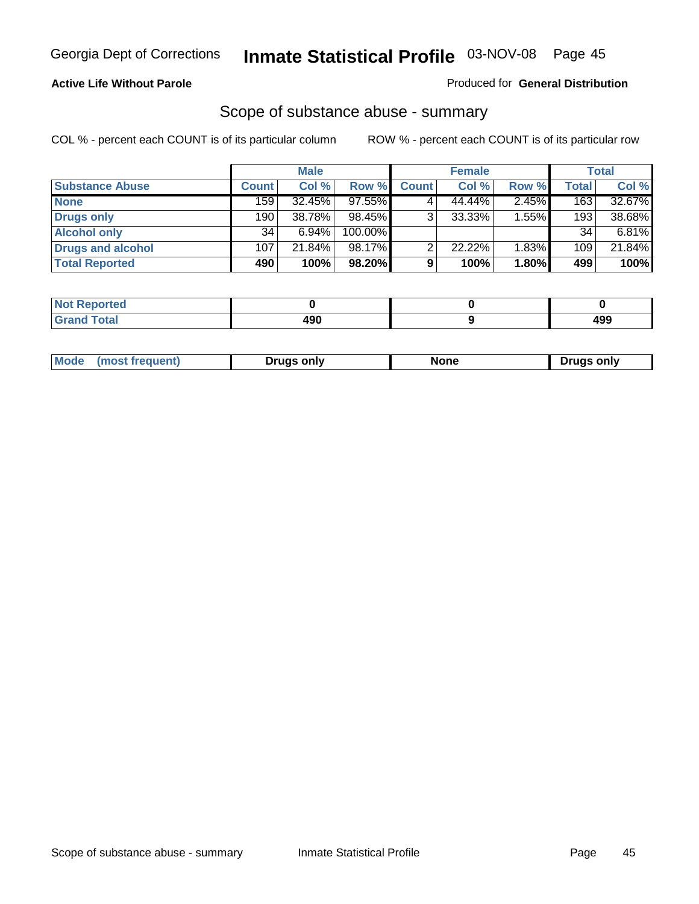**Active Life Without Parole**

Produced for **General Distribution**

## Scope of substance abuse - summary

COL % - percent each COUNT is of its particular column

ROW % - percent each COUNT is of its particular row

| | Male | | | Female | | | Total | |
|---|---|---|---|---|---|---|---|---|
| **Substance Abuse** | **Count** | **Col %** | **Row %** | **Count** | **Col %** | **Row %** | **Total** | **Col %** |
| **None** | 159 | 32.45% | 97.55% | 4 | 44.44% | 2.45% | 163 | 32.67% |
| **Drugs only** | 190 | 38.78% | 98.45% | 3 | 33.33% | 1.55% | 193 | 38.68% |
| **Alcohol only** | 34 | 6.94% | 100.00% | | | | 34 | 6.81% |
| **Drugs and alcohol** | 107 | 21.84% | 98.17% | 2 | 22.22% | 1.83% | 109 | 21.84% |
| **Total Reported** | **490** | **100%** | **98.20%** | **9** | **100%** | **1.80%** | **499** | **100%** |

| | Male | Female | Total |
|---|---|---|---|
| **Not Reported** | **0** | **0** | **0** |
| **Grand Total** | **490** | **9** | **499** |

| | Male | Female | Total |
|---|---|---|---|
| **Mode (most frequent)** | **Drugs only** | **None** | **Drugs only** |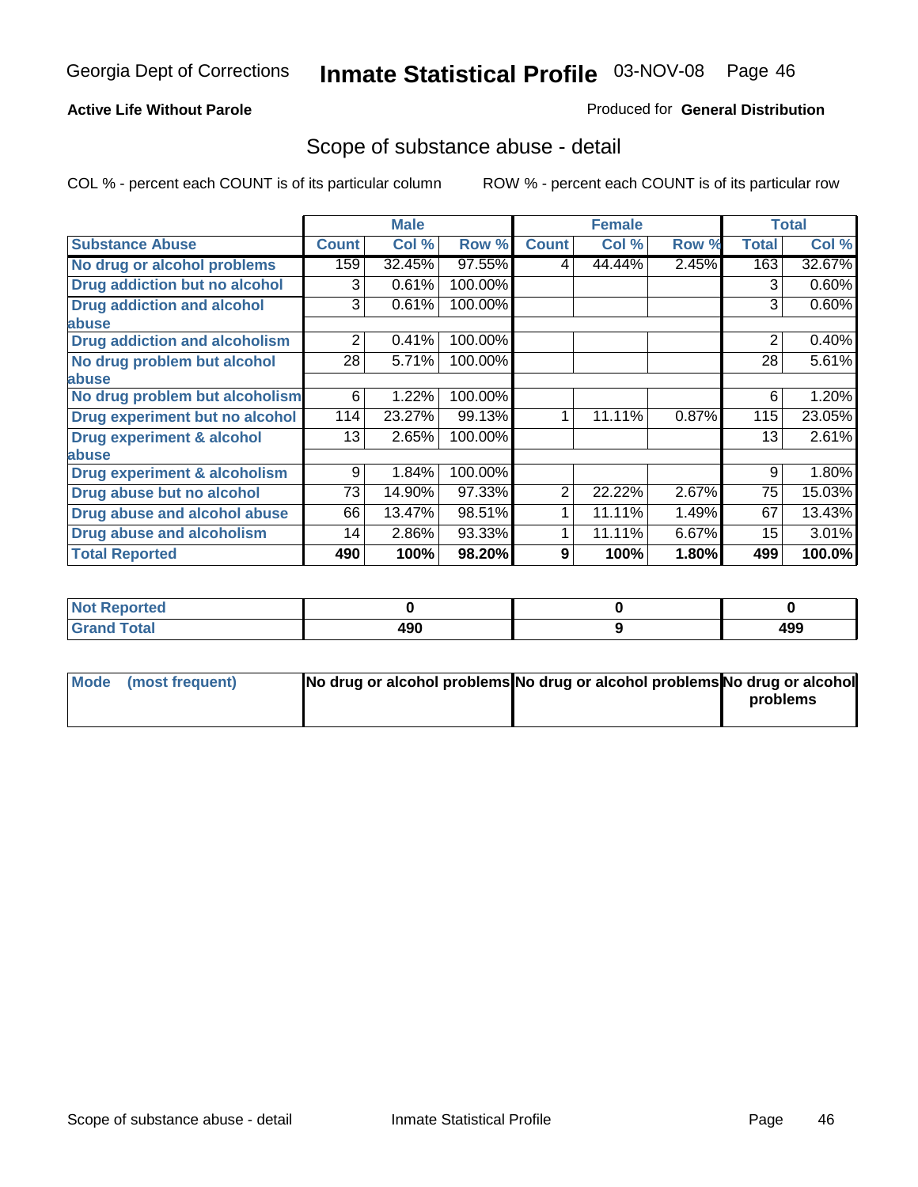Georgia Dept of Corrections **Inmate Statistical Profile** 03-NOV-08

**Active Life Without Parole**

Produced for **General Distribution**

## Scope of substance abuse - detail

COL % - percent each COUNT is of its particular column

ROW % - percent each COUNT is of its particular row

| | Male | | | Female | | | Total | |
|---|---|---|---|---|---|---|---|---|
| **Substance Abuse** | **Count** | **Col %** | **Row %** | **Count** | **Col %** | **Row %** | **Total** | **Col %** |
| **No drug or alcohol problems** | 159 | 32.45% | 97.55% | 4 | 44.44% | 2.45% | 163 | 32.67% |
| **Drug addiction but no alcohol** | 3 | 0.61% | 100.00% | | | | 3 | 0.60% |
| **Drug addiction and alcohol abuse** | 3 | 0.61% | 100.00% | | | | 3 | 0.60% |
| **Drug addiction and alcoholism** | 2 | 0.41% | 100.00% | | | | 2 | 0.40% |
| **No drug problem but alcohol abuse** | 28 | 5.71% | 100.00% | | | | 28 | 5.61% |
| **No drug problem but alcoholism** | 6 | 1.22% | 100.00% | | | | 6 | 1.20% |
| **Drug experiment but no alcohol** | 114 | 23.27% | 99.13% | 1 | 11.11% | 0.87% | 115 | 23.05% |
| **Drug experiment & alcohol abuse** | 13 | 2.65% | 100.00% | | | | 13 | 2.61% |
| **Drug experiment & alcoholism** | 9 | 1.84% | 100.00% | | | | 9 | 1.80% |
| **Drug abuse but no alcohol** | 73 | 14.90% | 97.33% | 2 | 22.22% | 2.67% | 75 | 15.03% |
| **Drug abuse and alcohol abuse** | 66 | 13.47% | 98.51% | 1 | 11.11% | 1.49% | 67 | 13.43% |
| **Drug abuse and alcoholism** | 14 | 2.86% | 93.33% | 1 | 11.11% | 6.67% | 15 | 3.01% |
| **Total Reported** | **490** | **100%** | **98.20%** | **9** | **100%** | **1.80%** | **499** | **100.0%** |

| | Male | Female | Total |
|---|---|---|---|
| **Not Reported** | **0** | **0** | **0** |
| **Grand Total** | **490** | **9** | **499** |

| | Male | Female | Total |
|---|---|---|---|
| **Mode (most frequent)** | **No drug or alcohol problems** | **No drug or alcohol problems** | **No drug or alcohol problems** |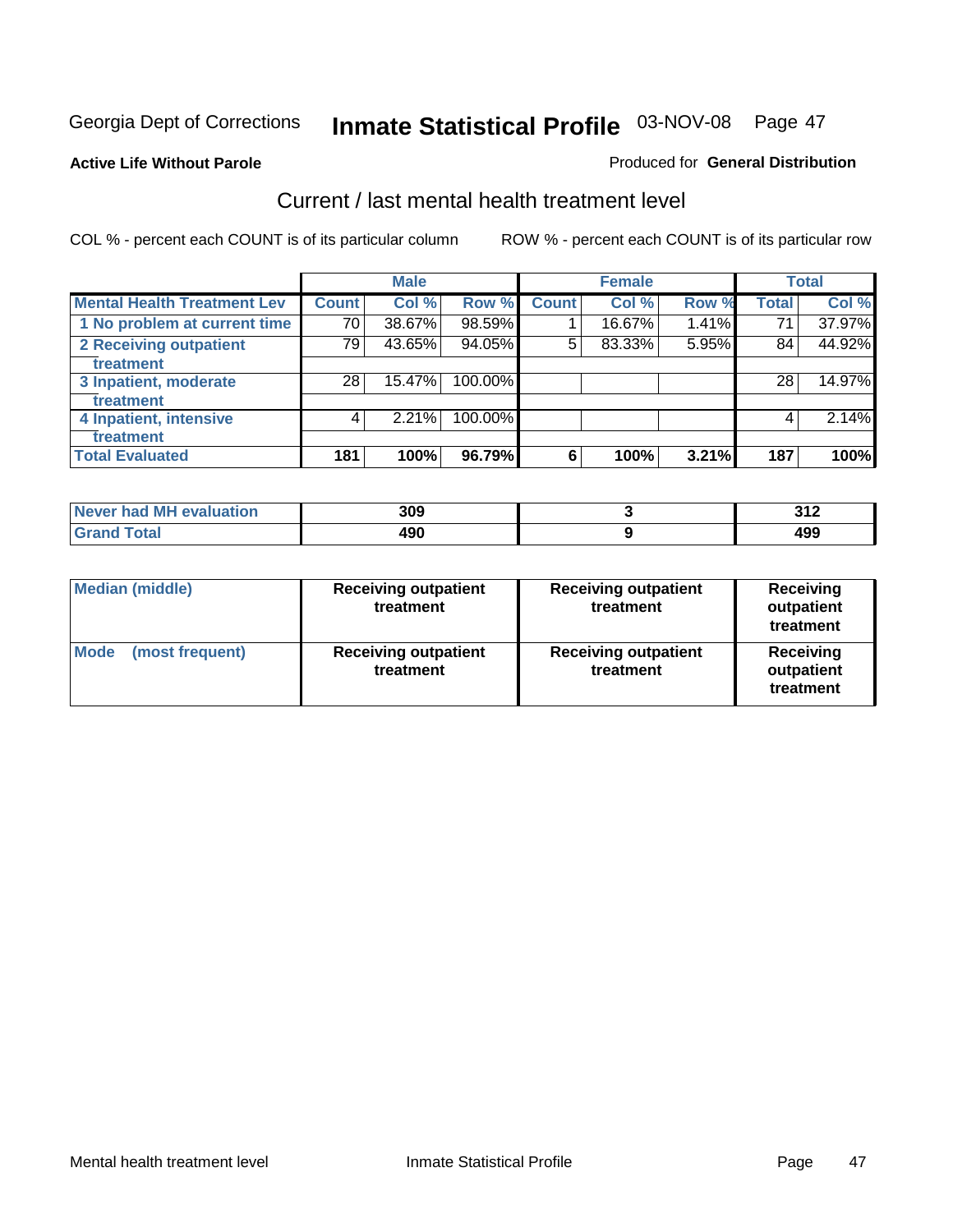Georgia Dept of Corrections **Inmate Statistical Profile** 03-NOV-08

**Active Life Without Parole**

Produced for **General Distribution**

## Current / last mental health treatment level

COL % - percent each COUNT is of its particular column

ROW % - percent each COUNT is of its particular row

| | Male | | | Female | | | Total | |
|---|---|---|---|---|---|---|---|---|
| **Mental Health Treatment Lev** | **Count** | **Col %** | **Row %** | **Count** | **Col %** | **Row %** | **Total** | **Col %** |
| 1 No problem at current time | 70 | 38.67% | 98.59% | 1 | 16.67% | 1.41% | 71 | 37.97% |
| 2 Receiving outpatient treatment | 79 | 43.65% | 94.05% | 5 | 83.33% | 5.95% | 84 | 44.92% |
| 3 Inpatient, moderate treatment | 28 | 15.47% | 100.00% | | | | 28 | 14.97% |
| 4 Inpatient, intensive treatment | 4 | 2.21% | 100.00% | | | | 4 | 2.14% |
| **Total Evaluated** | **181** | **100%** | **96.79%** | **6** | **100%** | **3.21%** | **187** | **100%** |

| | Male | Female | Total |
|---|---|---|---|
| Never had MH evaluation | 309 | 3 | 312 |
| Grand Total | 490 | 9 | 499 |

| | Male | Female | Total |
|---|---|---|---|
| Median (middle) | Receiving outpatient treatment | Receiving outpatient treatment | Receiving outpatient treatment |
| Mode (most frequent) | Receiving outpatient treatment | Receiving outpatient treatment | Receiving outpatient treatment |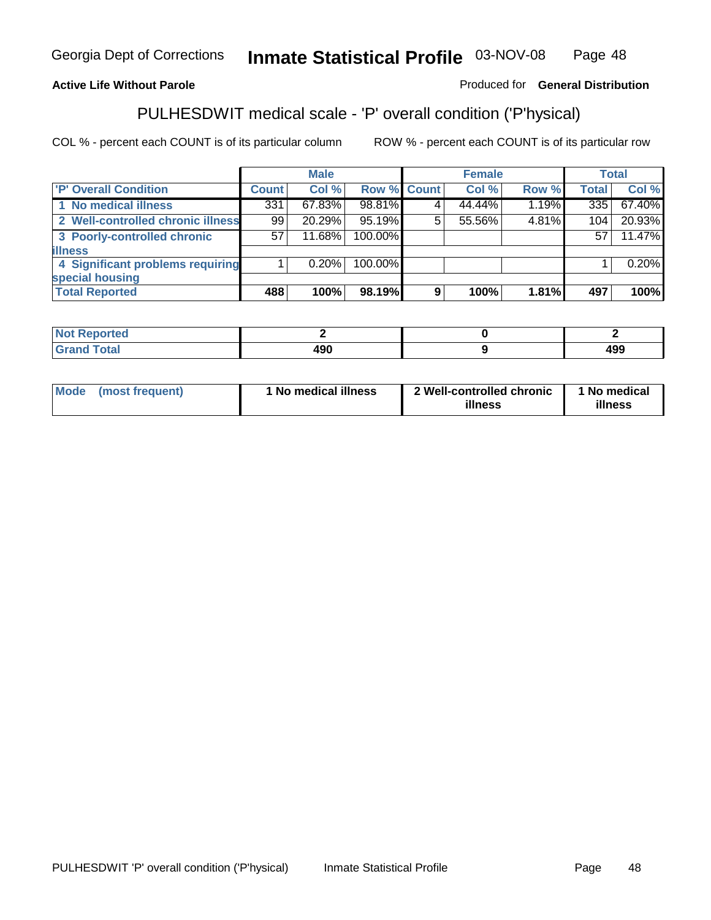Georgia Dept of Corrections **Inmate Statistical Profile** 03-NOV-08

**Active Life Without Parole**

Produced for **General Distribution**

## PULHESDWIT medical scale - 'P' overall condition ('P'hysical)

COL % - percent each COUNT is of its particular column ROW % - percent each COUNT is of its particular row

| | Male | | | Female | | | Total | |
|---|---|---|---|---|---|---|---|---|
| 'P' Overall Condition | Count | Col % | Row % | Count | Col % | Row % | Total | Col % |
| 1 No medical illness | 331 | 67.83% | 98.81% | 4 | 44.44% | 1.19% | 335 | 67.40% |
| 2 Well-controlled chronic illness | 99 | 20.29% | 95.19% | 5 | 55.56% | 4.81% | 104 | 20.93% |
| 3 Poorly-controlled chronic illness | 57 | 11.68% | 100.00% | | | | 57 | 11.47% |
| 4 Significant problems requiring special housing | 1 | 0.20% | 100.00% | | | | 1 | 0.20% |
| **Total Reported** | **488** | **100%** | **98.19%** | **9** | **100%** | **1.81%** | **497** | **100%** |

| | Male | Female | Total |
|---|---|---|---|
| Not Reported | 2 | 0 | 2 |
| Grand Total | 490 | 9 | 499 |

| | Male | Female | Total |
|---|---|---|---|
| Mode (most frequent) | 1 No medical illness | 2 Well-controlled chronic illness | 1 No medical illness |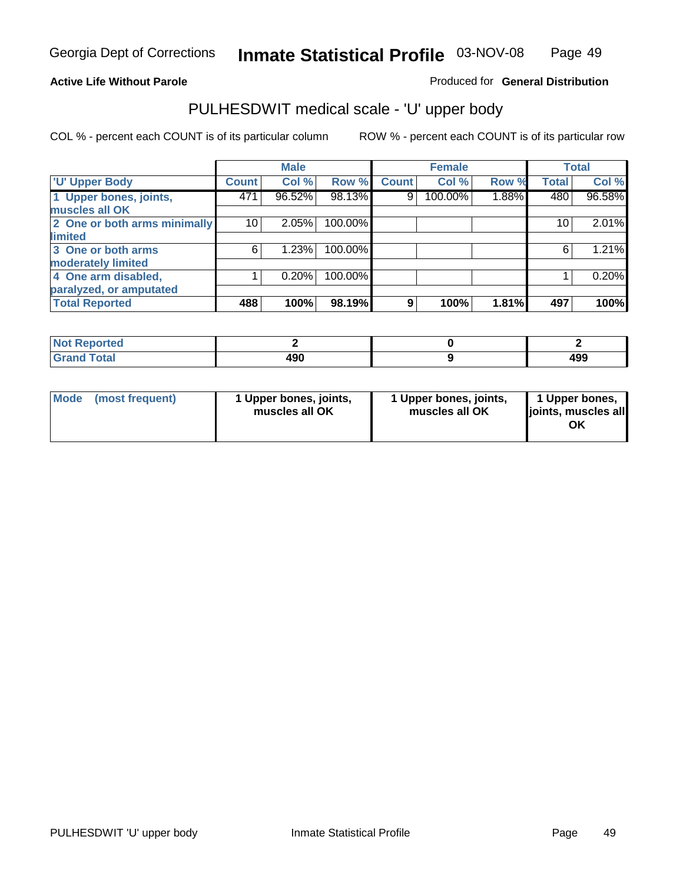Georgia Dept of Corrections **Inmate Statistical Profile** 03-NOV-08

**Active Life Without Parole**

Produced for **General Distribution**

## PULHESDWIT medical scale - 'U' upper body

COL % - percent each COUNT is of its particular column

ROW % - percent each COUNT is of its particular row

| | Male | | | Female | | | Total | |
|---|---|---|---|---|---|---|---|---|
| **'U' Upper Body** | **Count** | **Col %** | **Row %** | **Count** | **Col %** | **Row %** | **Total** | **Col %** |
| **1 Upper bones, joints, muscles all OK** | 471 | 96.52% | 98.13% | 9 | 100.00% | 1.88% | 480 | 96.58% |
| **2 One or both arms minimally limited** | 10 | 2.05% | 100.00% | | | | 10 | 2.01% |
| **3 One or both arms moderately limited** | 6 | 1.23% | 100.00% | | | | 6 | 1.21% |
| **4 One arm disabled, paralyzed, or amputated** | 1 | 0.20% | 100.00% | | | | 1 | 0.20% |
| **Total Reported** | **488** | **100%** | **98.19%** | **9** | **100%** | **1.81%** | **497** | **100%** |

| | Male | Female | Total |
|---|---|---|---|
| **Not Reported** | **2** | **0** | **2** |
| **Grand Total** | **490** | **9** | **499** |

| | Male | Female | Total |
|---|---|---|---|
| **Mode (most frequent)** | **1 Upper bones, joints, muscles all OK** | **1 Upper bones, joints, muscles all OK** | **1 Upper bones, joints, muscles all OK** |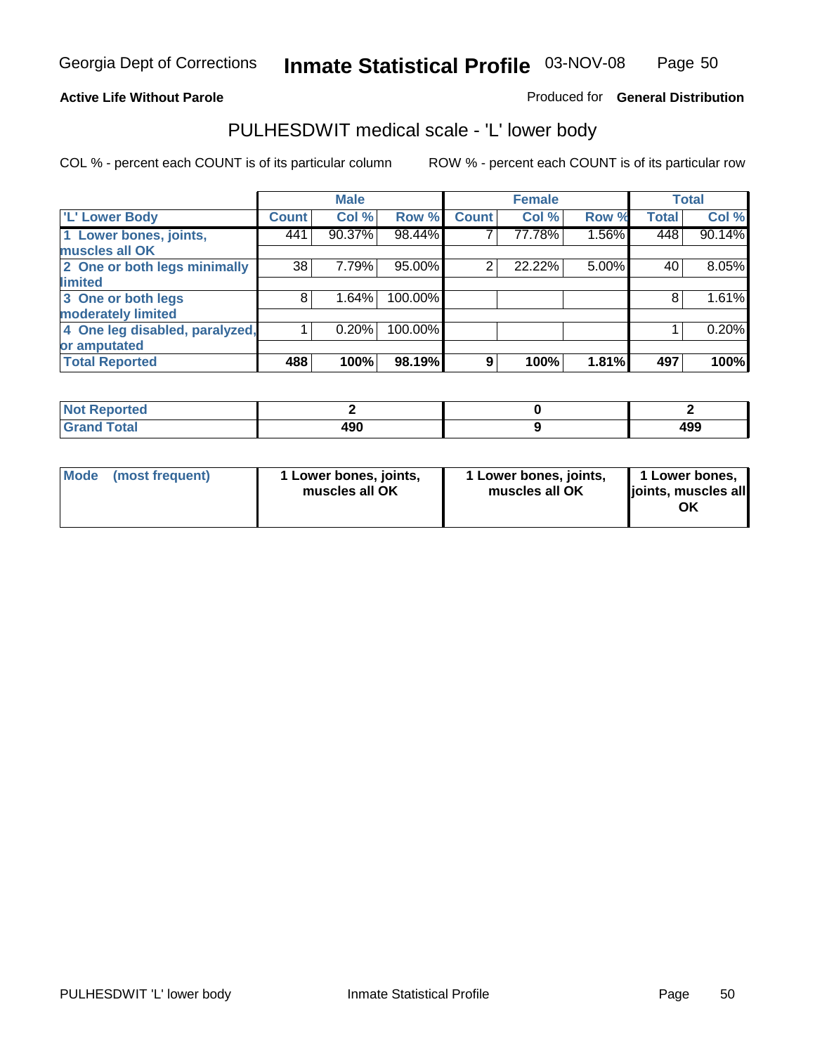**Active Life Without Parole**

Produced for **General Distribution**

## PULHESDWIT medical scale - 'L' lower body

COL % - percent each COUNT is of its particular column

ROW % - percent each COUNT is of its particular row

| | Male | | | Female | | | Total | |
|---|---|---|---|---|---|---|---|---|
| 'L' Lower Body | Count | Col % | Row % | Count | Col % | Row % | Total | Col % |
| 1 Lower bones, joints, muscles all OK | 441 | 90.37% | 98.44% | 7 | 77.78% | 1.56% | 448 | 90.14% |
| 2 One or both legs minimally limited | 38 | 7.79% | 95.00% | 2 | 22.22% | 5.00% | 40 | 8.05% |
| 3 One or both legs moderately limited | 8 | 1.64% | 100.00% | | | | 8 | 1.61% |
| 4 One leg disabled, paralyzed, or amputated | 1 | 0.20% | 100.00% | | | | 1 | 0.20% |
| **Total Reported** | **488** | **100%** | **98.19%** | **9** | **100%** | **1.81%** | **497** | **100%** |

| | Male | Female | Total |
|---|---|---|---|
| Not Reported | 2 | 0 | 2 |
| Grand Total | 490 | 9 | 499 |

| | Male | Female | Total |
|---|---|---|---|
| Mode (most frequent) | 1 Lower bones, joints, muscles all OK | 1 Lower bones, joints, muscles all OK | 1 Lower bones, joints, muscles all OK |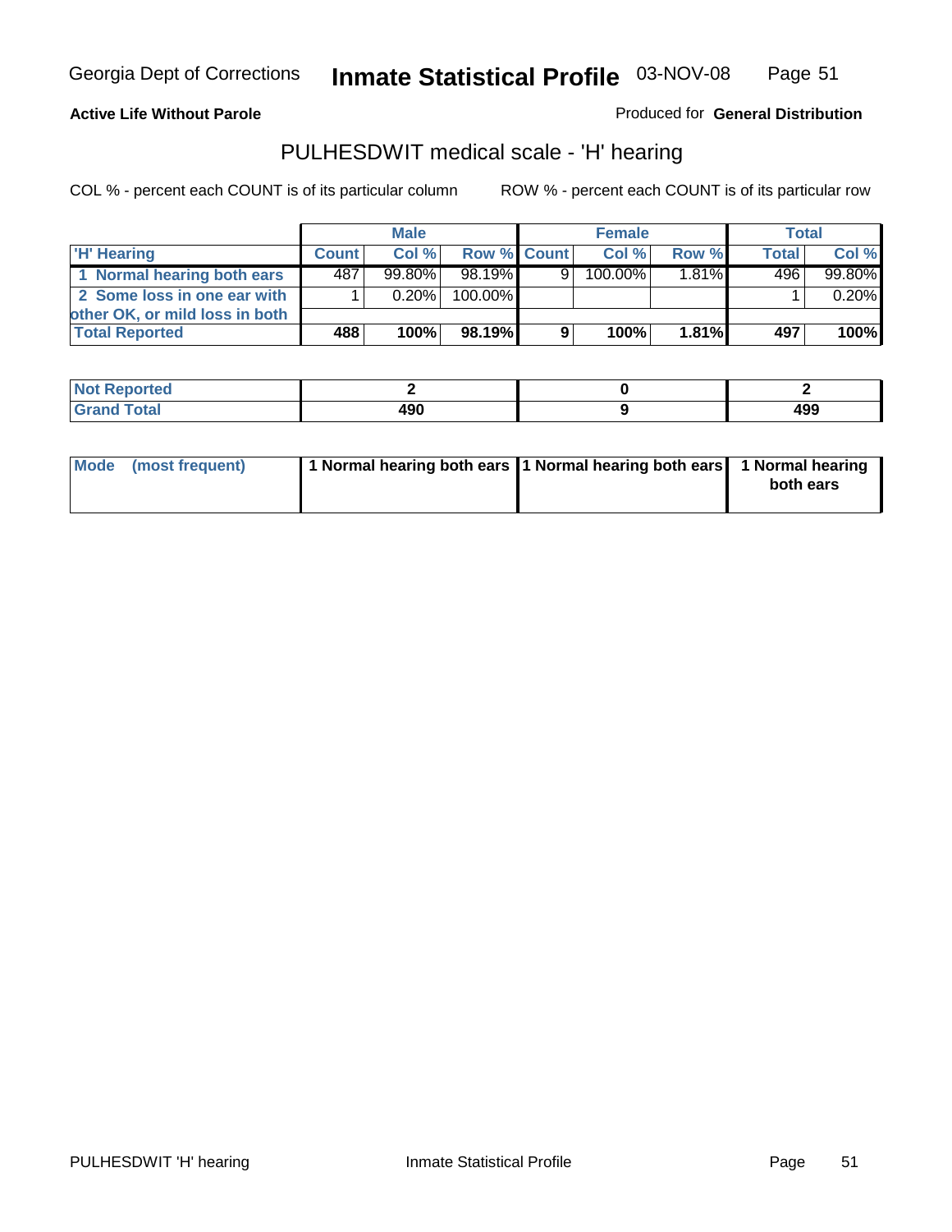Georgia Dept of Corrections **Inmate Statistical Profile** 03-NOV-08

**Active Life Without Parole**

Produced for **General Distribution**

## PULHESDWIT medical scale - 'H' hearing

COL % - percent each COUNT is of its particular column

ROW % - percent each COUNT is of its particular row

| | Male | | | Female | | | Total | |
|---|---|---|---|---|---|---|---|---|
| 'H' Hearing | Count | Col % | Row % | Count | Col % | Row % | Total | Col % |
| 1 Normal hearing both ears | 487 | 99.80% | 98.19% | 9 | 100.00% | 1.81% | 496 | 99.80% |
| 2 Some loss in one ear with other OK, or mild loss in both | 1 | 0.20% | 100.00% | | | | 1 | 0.20% |
| **Total Reported** | **488** | **100%** | **98.19%** | **9** | **100%** | **1.81%** | **497** | **100%** |

| | Male | Female | Total |
|---|---|---|---|
| Not Reported | 2 | 0 | 2 |
| Grand Total | 490 | 9 | 499 |

| | Male | Female | Total |
|---|---|---|---|
| Mode (most frequent) | 1 Normal hearing both ears | 1 Normal hearing both ears | 1 Normal hearing both ears |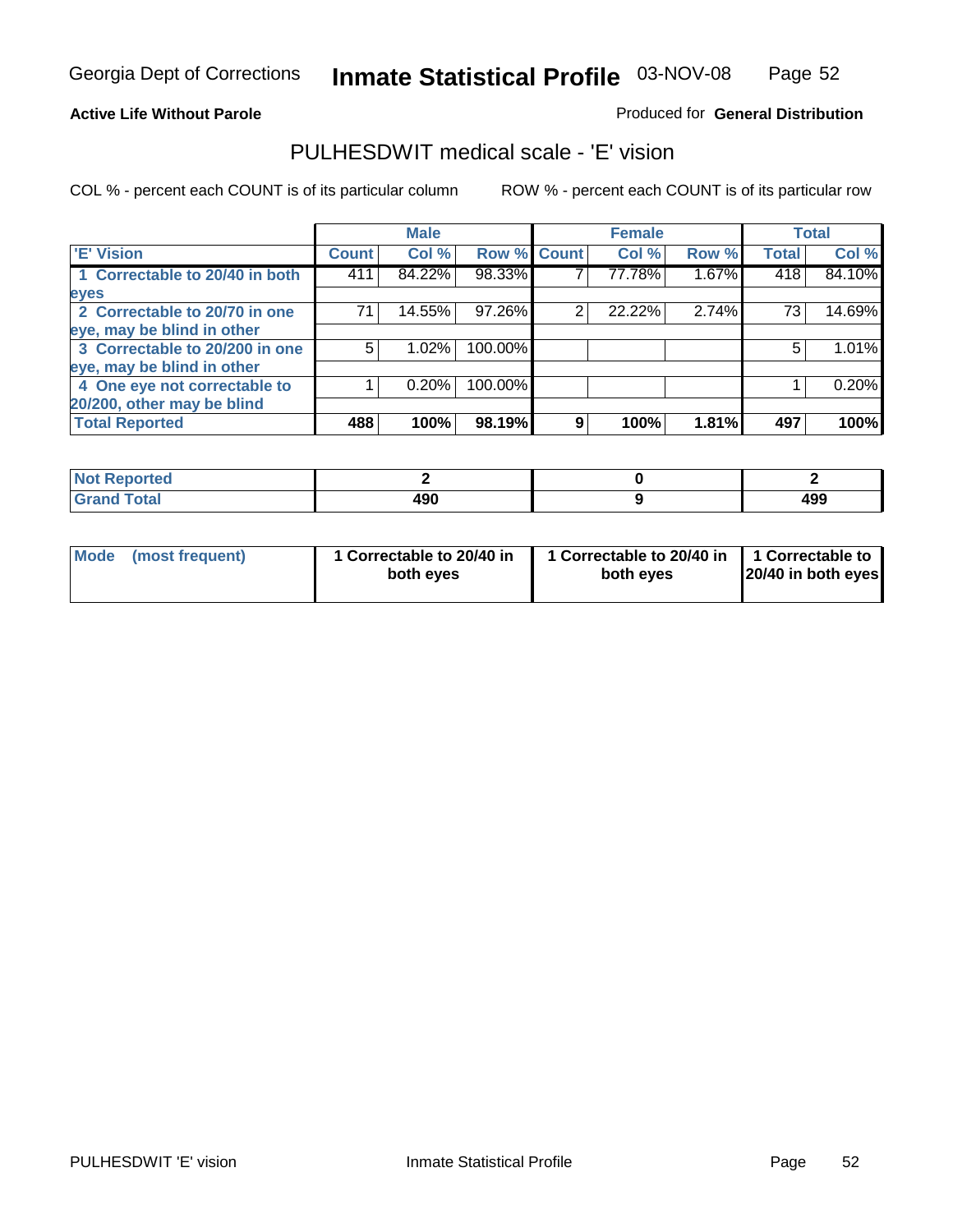Georgia Dept of Corrections **Inmate Statistical Profile** 03-NOV-08

**Active Life Without Parole**

Produced for **General Distribution**

# PULHESDWIT medical scale - 'E' vision

COL % - percent each COUNT is of its particular column ROW % - percent each COUNT is of its particular row

| | Male | | | Female | | | Total | |
|---|---|---|---|---|---|---|---|---|
| 'E' Vision | Count | Col % | Row % | Count | Col % | Row % | Total | Col % |
| 1 Correctable to 20/40 in both eyes | 411 | 84.22% | 98.33% | 7 | 77.78% | 1.67% | 418 | 84.10% |
| 2 Correctable to 20/70 in one eye, may be blind in other | 71 | 14.55% | 97.26% | 2 | 22.22% | 2.74% | 73 | 14.69% |
| 3 Correctable to 20/200 in one eye, may be blind in other | 5 | 1.02% | 100.00% | | | | 5 | 1.01% |
| 4 One eye not correctable to 20/200, other may be blind | 1 | 0.20% | 100.00% | | | | 1 | 0.20% |
| **Total Reported** | **488** | **100%** | **98.19%** | **9** | **100%** | **1.81%** | **497** | **100%** |

| | Male | Female | Total |
|---|---|---|---|
| Not Reported | 2 | 0 | 2 |
| Grand Total | 490 | 9 | 499 |

| | Male | Female | Total |
|---|---|---|---|
| Mode (most frequent) | 1 Correctable to 20/40 in both eyes | 1 Correctable to 20/40 in both eyes | 1 Correctable to 20/40 in both eyes |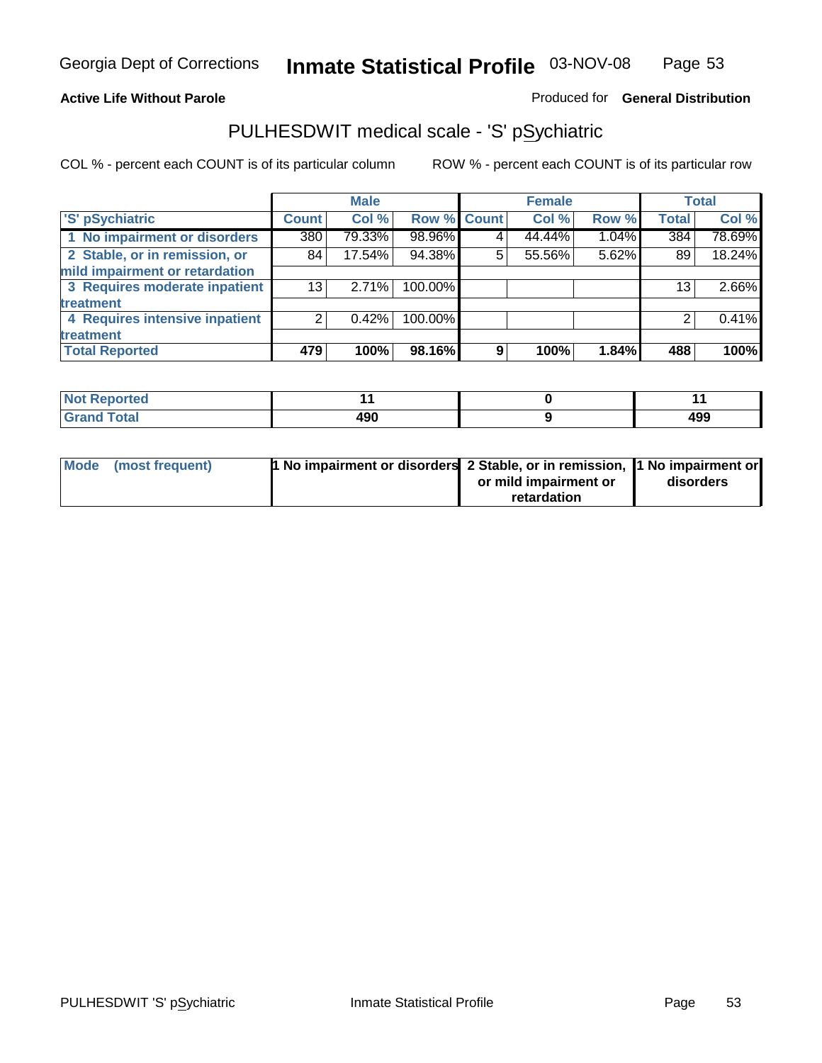Georgia Dept of Corrections **Inmate Statistical Profile** 03-NOV-08

**Active Life Without Parole**

Produced for **General Distribution**

## PULHESDWIT medical scale - 'S' pSychiatric

COL % - percent each COUNT is of its particular column

ROW % - percent each COUNT is of its particular row

| | Male | | | Female | | | Total | |
|---|---|---|---|---|---|---|---|---|
| 'S' pSychiatric | Count | Col % | Row % | Count | Col % | Row % | Total | Col % |
| 1 No impairment or disorders | 380 | 79.33% | 98.96% | 4 | 44.44% | 1.04% | 384 | 78.69% |
| 2 Stable, or in remission, or mild impairment or retardation | 84 | 17.54% | 94.38% | 5 | 55.56% | 5.62% | 89 | 18.24% |
| 3 Requires moderate inpatient treatment | 13 | 2.71% | 100.00% | | | | 13 | 2.66% |
| 4 Requires intensive inpatient treatment | 2 | 0.42% | 100.00% | | | | 2 | 0.41% |
| **Total Reported** | **479** | **100%** | **98.16%** | **9** | **100%** | **1.84%** | **488** | **100%** |

| | Male | Female | Total |
|---|---|---|---|
| Not Reported | 11 | 0 | 11 |
| Grand Total | 490 | 9 | 499 |

| | Male | Female | Total |
|---|---|---|---|
| Mode (most frequent) | 1 No impairment or disorders | 2 Stable, or in remission, or mild impairment or retardation | 1 No impairment or disorders |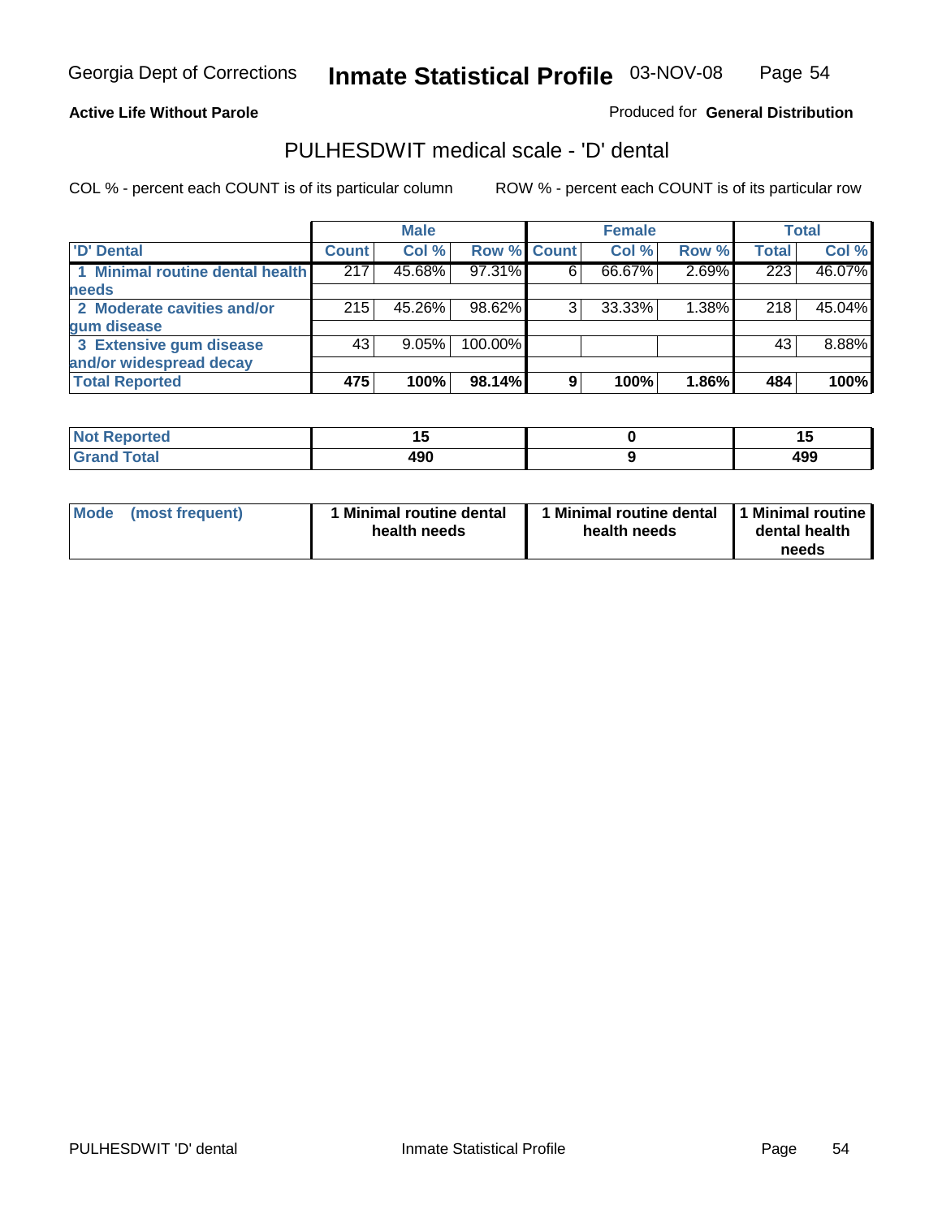Georgia Dept of Corrections **Inmate Statistical Profile** 03-NOV-08

**Active Life Without Parole**

Produced for **General Distribution**

## PULHESDWIT medical scale - 'D' dental

COL % - percent each COUNT is of its particular column    ROW % - percent each COUNT is of its particular row

| | Male | | | Female | | | Total | |
|---|---|---|---|---|---|---|---|---|
| 'D' Dental | Count | Col % | Row % | Count | Col % | Row % | Total | Col % |
| 1 Minimal routine dental health needs | 217 | 45.68% | 97.31% | 6 | 66.67% | 2.69% | 223 | 46.07% |
| 2 Moderate cavities and/or gum disease | 215 | 45.26% | 98.62% | 3 | 33.33% | 1.38% | 218 | 45.04% |
| 3 Extensive gum disease and/or widespread decay | 43 | 9.05% | 100.00% | | | | 43 | 8.88% |
| **Total Reported** | **475** | **100%** | **98.14%** | **9** | **100%** | **1.86%** | **484** | **100%** |

| | Male | Female | Total |
|---|---|---|---|
| Not Reported | 15 | 0 | 15 |
| Grand Total | 490 | 9 | 499 |

| | Male | Female | Total |
|---|---|---|---|
| Mode (most frequent) | 1 Minimal routine dental health needs | 1 Minimal routine dental health needs | 1 Minimal routine dental health needs |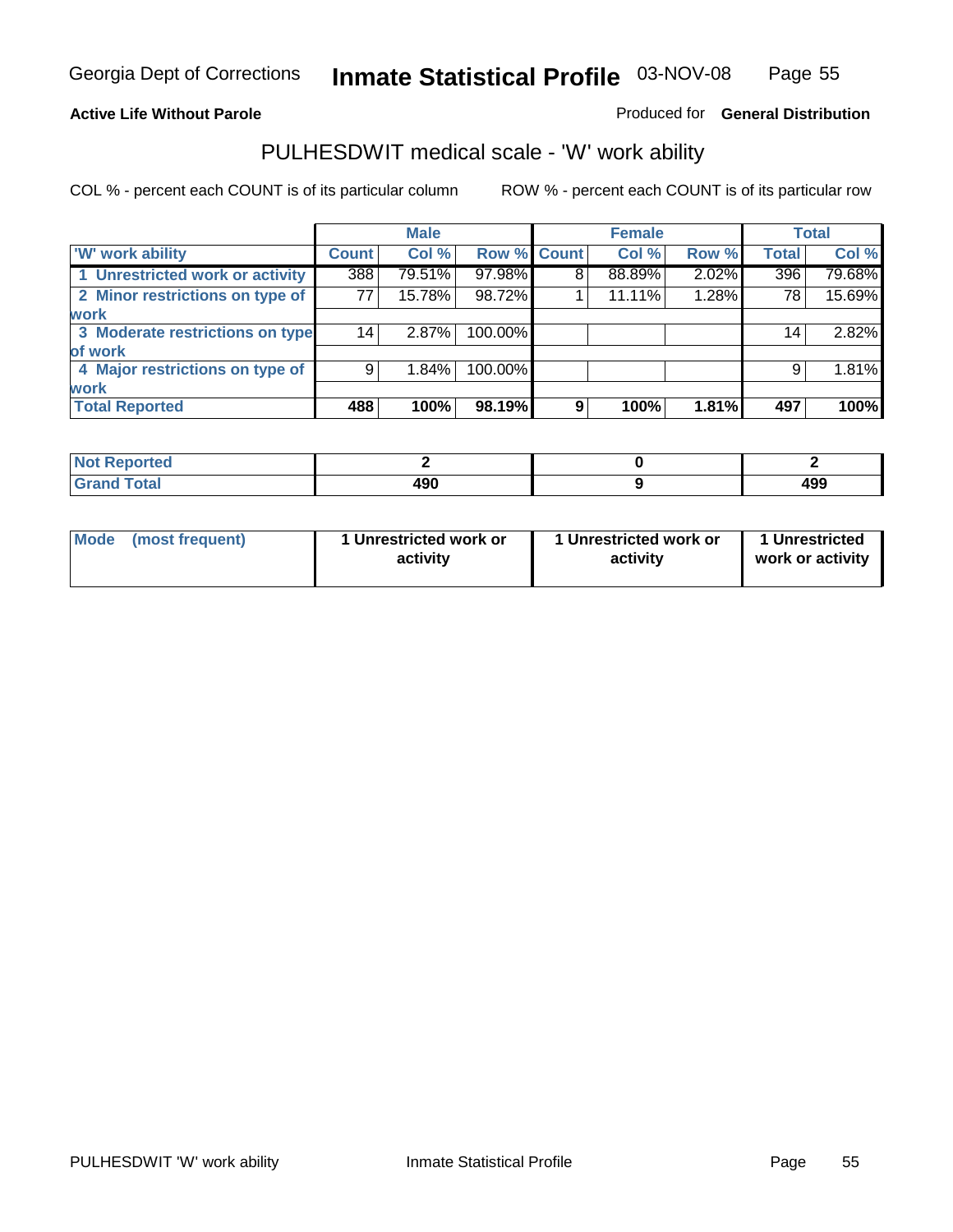Georgia Dept of Corrections **Inmate Statistical Profile** 03-NOV-08

**Active Life Without Parole**

Produced for **General Distribution**

## PULHESDWIT medical scale - 'W' work ability

COL % - percent each COUNT is of its particular column

ROW % - percent each COUNT is of its particular row

| | Male | | | Female | | | Total | |
|---|---|---|---|---|---|---|---|---|
| 'W' work ability | Count | Col % | Row % | Count | Col % | Row % | Total | Col % |
| 1 Unrestricted work or activity | 388 | 79.51% | 97.98% | 8 | 88.89% | 2.02% | 396 | 79.68% |
| 2 Minor restrictions on type of work | 77 | 15.78% | 98.72% | 1 | 11.11% | 1.28% | 78 | 15.69% |
| 3 Moderate restrictions on type of work | 14 | 2.87% | 100.00% | | | | 14 | 2.82% |
| 4 Major restrictions on type of work | 9 | 1.84% | 100.00% | | | | 9 | 1.81% |
| **Total Reported** | **488** | **100%** | **98.19%** | **9** | **100%** | **1.81%** | **497** | **100%** |

| | Male | Female | Total |
|---|---|---|---|
| **Not Reported** | **2** | **0** | **2** |
| **Grand Total** | **490** | **9** | **499** |

| | Male | Female | Total |
|---|---|---|---|
| **Mode (most frequent)** | **1 Unrestricted work or activity** | **1 Unrestricted work or activity** | **1 Unrestricted work or activity** |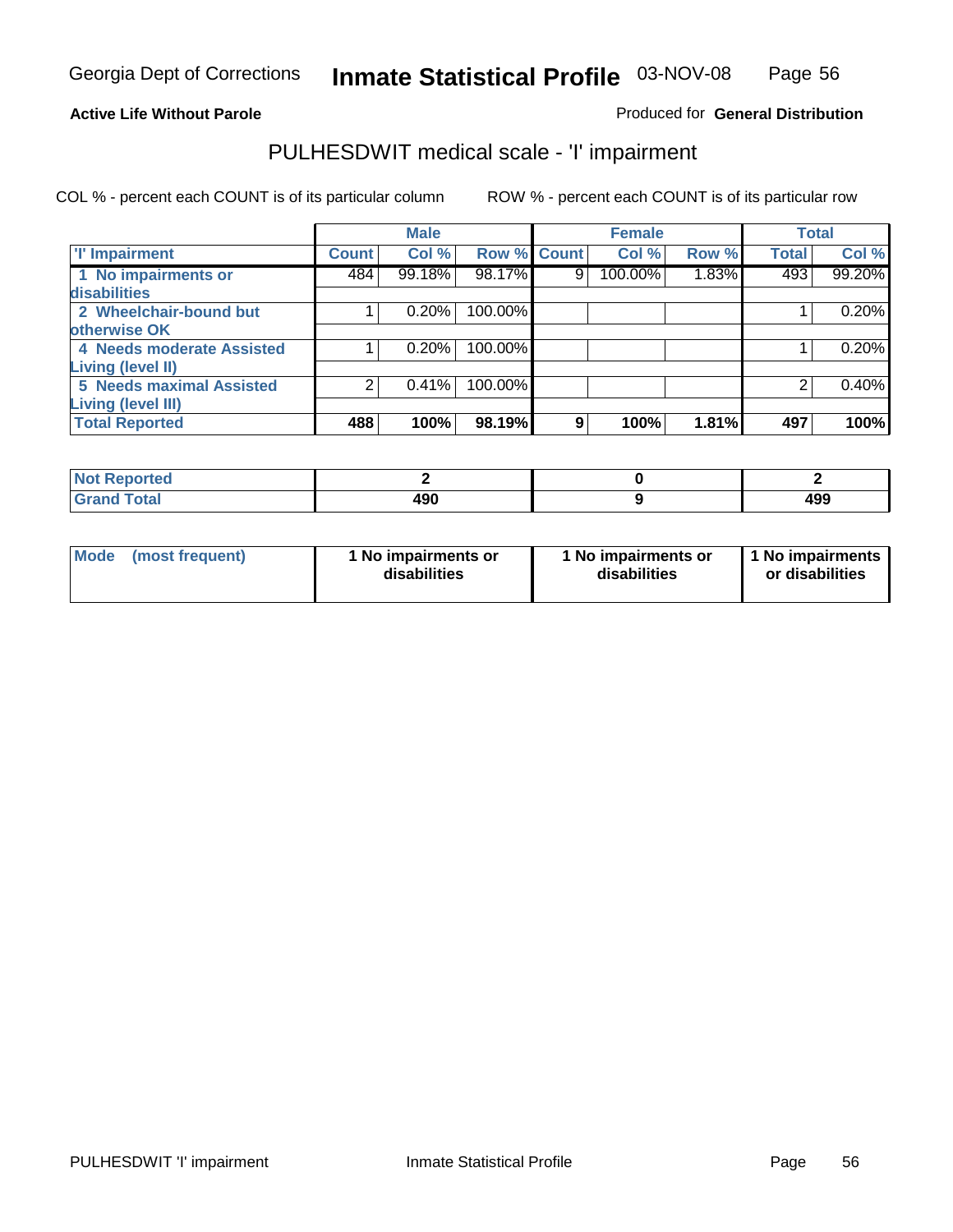Georgia Dept of Corrections **Inmate Statistical Profile** 03-NOV-08

**Active Life Without Parole**

Produced for **General Distribution**

## PULHESDWIT medical scale - 'I' impairment

COL % - percent each COUNT is of its particular column ROW % - percent each COUNT is of its particular row

| | Male | | | Female | | | Total | |
|---|---|---|---|---|---|---|---|---|
| 'I' Impairment | Count | Col % | Row % | Count | Col % | Row % | Total | Col % |
| 1 No impairments or disabilities | 484 | 99.18% | 98.17% | 9 | 100.00% | 1.83% | 493 | 99.20% |
| 2 Wheelchair-bound but otherwise OK | 1 | 0.20% | 100.00% | | | | 1 | 0.20% |
| 4 Needs moderate Assisted Living (level II) | 1 | 0.20% | 100.00% | | | | 1 | 0.20% |
| 5 Needs maximal Assisted Living (level III) | 2 | 0.41% | 100.00% | | | | 2 | 0.40% |
| **Total Reported** | **488** | **100%** | **98.19%** | **9** | **100%** | **1.81%** | **497** | **100%** |

| | Male | Female | Total |
|---|---|---|---|
| Not Reported | 2 | 0 | 2 |
| Grand Total | 490 | 9 | 499 |

| | Male | Female | Total |
|---|---|---|---|
| Mode (most frequent) | 1 No impairments or disabilities | 1 No impairments or disabilities | 1 No impairments or disabilities |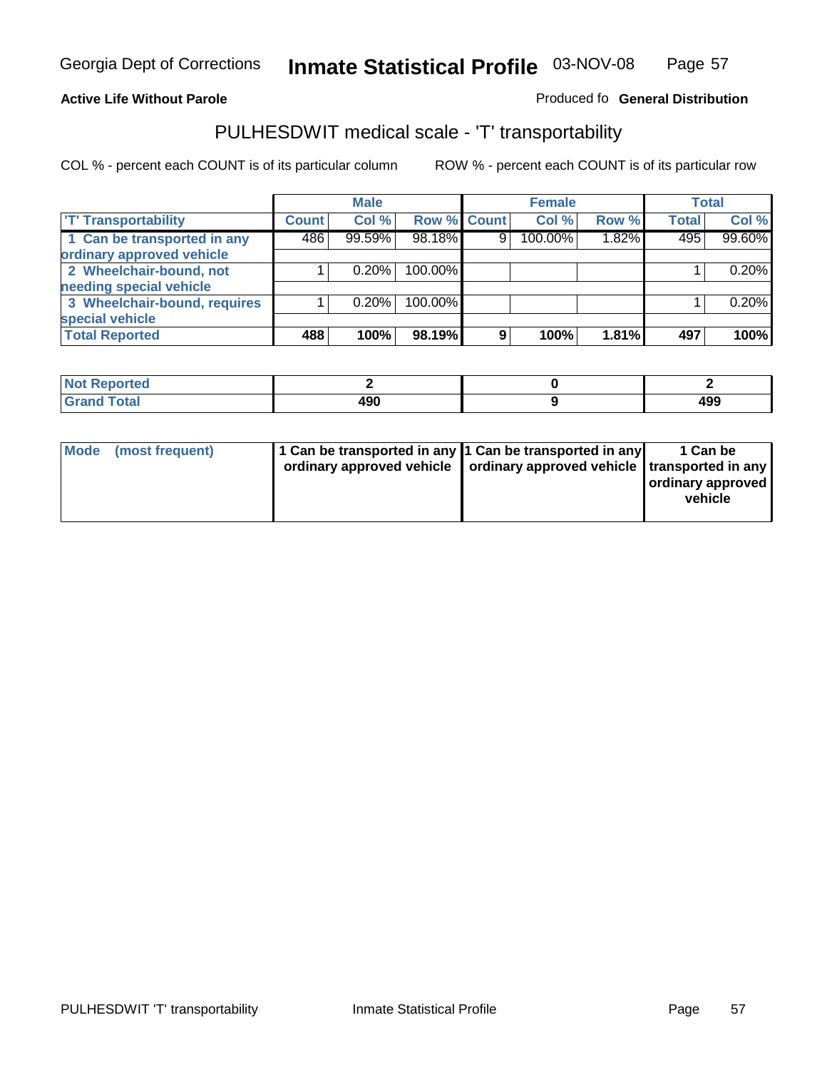Georgia Dept of Corrections **Inmate Statistical Profile** 03-NOV-08

**Active Life Without Parole**

Produced fo **General Distribution**

## PULHESDWIT medical scale - 'T' transportability

COL % - percent each COUNT is of its particular column ROW % - percent each COUNT is of its particular row

| | Male | | | Female | | | Total | |
|---|---|---|---|---|---|---|---|---|
| 'T' Transportability | Count | Col % | Row % | Count | Col % | Row % | Total | Col % |
| 1 Can be transported in any ordinary approved vehicle | 486 | 99.59% | 98.18% | 9 | 100.00% | 1.82% | 495 | 99.60% |
| 2 Wheelchair-bound, not needing special vehicle | 1 | 0.20% | 100.00% | | | | 1 | 0.20% |
| 3 Wheelchair-bound, requires special vehicle | 1 | 0.20% | 100.00% | | | | 1 | 0.20% |
| **Total Reported** | **488** | **100%** | **98.19%** | **9** | **100%** | **1.81%** | **497** | **100%** |

| | Male | Female | Total |
|---|---|---|---|
| Not Reported | 2 | 0 | 2 |
| Grand Total | 490 | 9 | 499 |

| | Male | Female | Total |
|---|---|---|---|
| Mode (most frequent) | 1 Can be transported in any ordinary approved vehicle | 1 Can be transported in any ordinary approved vehicle | 1 Can be transported in any ordinary approved vehicle |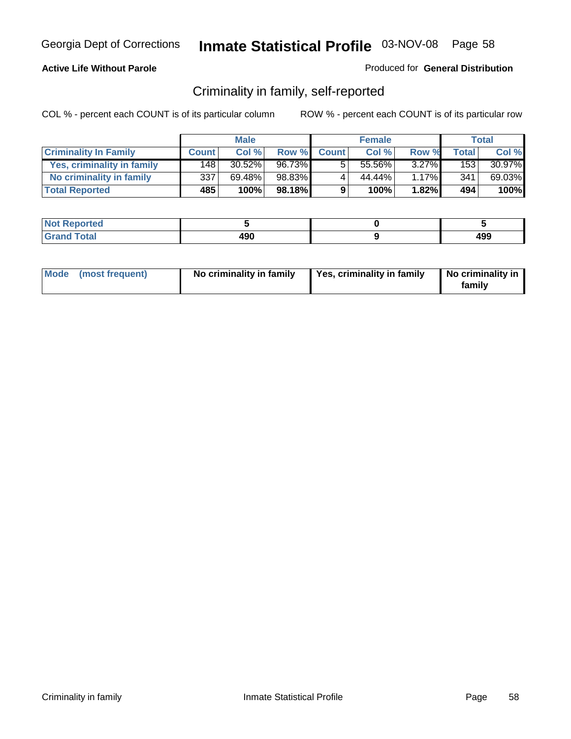**Active Life Without Parole**

Produced for **General Distribution**

## Criminality in family, self-reported

COL % - percent each COUNT is of its particular column

ROW % - percent each COUNT is of its particular row

| | Male | | | Female | | | Total | |
|---|---|---|---|---|---|---|---|---|
| **Criminality In Family** | **Count** | **Col %** | **Row %** | **Count** | **Col %** | **Row %** | **Total** | **Col %** |
| **Yes, criminality in family** | 148 | 30.52% | 96.73% | 5 | 55.56% | 3.27% | 153 | 30.97% |
| **No criminality in family** | 337 | 69.48% | 98.83% | 4 | 44.44% | 1.17% | 341 | 69.03% |
| **Total Reported** | **485** | **100%** | **98.18%** | **9** | **100%** | **1.82%** | **494** | **100%** |

| | Male | Female | Total |
|---|---|---|---|
| **Not Reported** | **5** | **0** | **5** |
| **Grand Total** | **490** | **9** | **499** |

| | Male | Female | Total |
|---|---|---|---|
| **Mode (most frequent)** | **No criminality in family** | **Yes, criminality in family** | **No criminality in family** |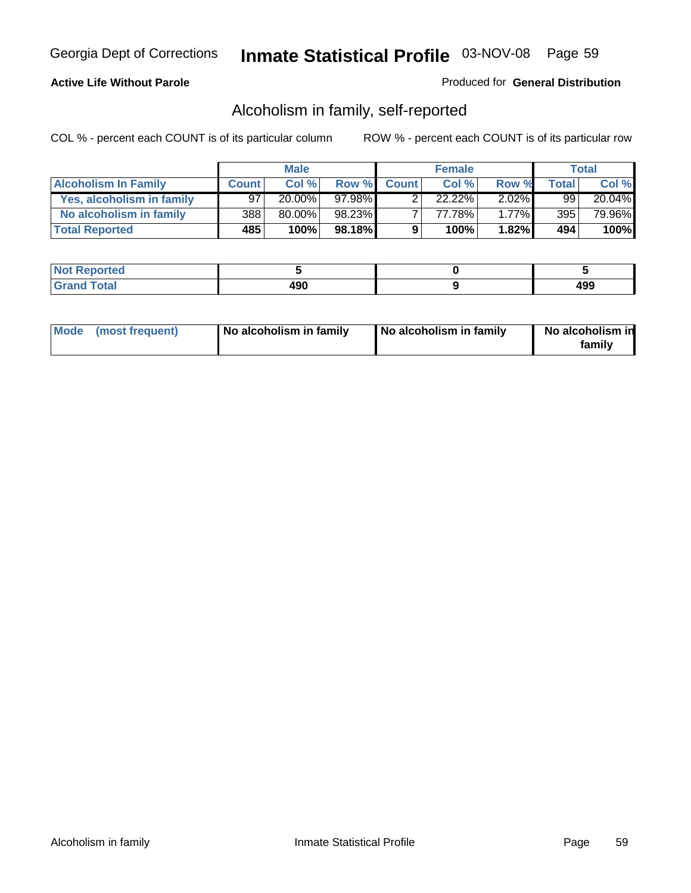Georgia Dept of Corrections **Inmate Statistical Profile** 03-NOV-08

**Active Life Without Parole**

Produced for **General Distribution**

## Alcoholism in family, self-reported

COL % - percent each COUNT is of its particular column

ROW % - percent each COUNT is of its particular row

| | Male | | | Female | | | Total | |
|---|---|---|---|---|---|---|---|---|
| **Alcoholism In Family** | **Count** | **Col %** | **Row %** | **Count** | **Col %** | **Row %** | **Total** | **Col %** |
| **Yes, alcoholism in family** | 97 | 20.00% | 97.98% | 2 | 22.22% | 2.02% | 99 | 20.04% |
| **No alcoholism in family** | 388 | 80.00% | 98.23% | 7 | 77.78% | 1.77% | 395 | 79.96% |
| **Total Reported** | **485** | **100%** | **98.18%** | **9** | **100%** | **1.82%** | **494** | **100%** |

| | Male | Female | Total |
|---|---|---|---|
| **Not Reported** | **5** | **0** | **5** |
| **Grand Total** | **490** | **9** | **499** |

| | Male | Female | Total |
|---|---|---|---|
| **Mode (most frequent)** | **No alcoholism in family** | **No alcoholism in family** | **No alcoholism in family** |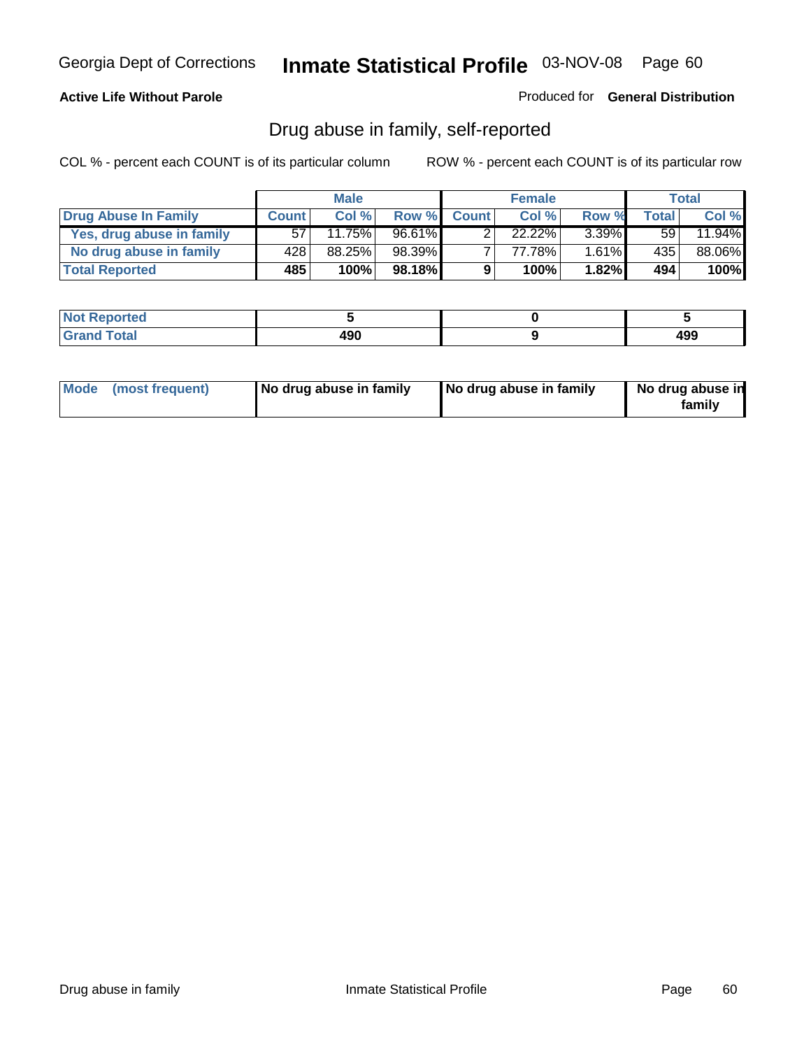Georgia Dept of Corrections **Inmate Statistical Profile** 03-NOV-08

**Active Life Without Parole**

Produced for **General Distribution**

## Drug abuse in family, self-reported

COL % - percent each COUNT is of its particular column    ROW % - percent each COUNT is of its particular row

| | Male | | | Female | | | Total | |
|---|---|---|---|---|---|---|---|---|
| **Drug Abuse In Family** | **Count** | **Col %** | **Row %** | **Count** | **Col %** | **Row %** | **Total** | **Col %** |
| Yes, drug abuse in family | 57 | 11.75% | 96.61% | 2 | 22.22% | 3.39% | 59 | 11.94% |
| No drug abuse in family | 428 | 88.25% | 98.39% | 7 | 77.78% | 1.61% | 435 | 88.06% |
| **Total Reported** | **485** | **100%** | **98.18%** | **9** | **100%** | **1.82%** | **494** | **100%** |

| | Male | Female | Total |
|---|---|---|---|
| **Not Reported** | **5** | **0** | **5** |
| **Grand Total** | **490** | **9** | **499** |

| | Male | Female | Total |
|---|---|---|---|
| **Mode (most frequent)** | **No drug abuse in family** | **No drug abuse in family** | **No drug abuse in family** |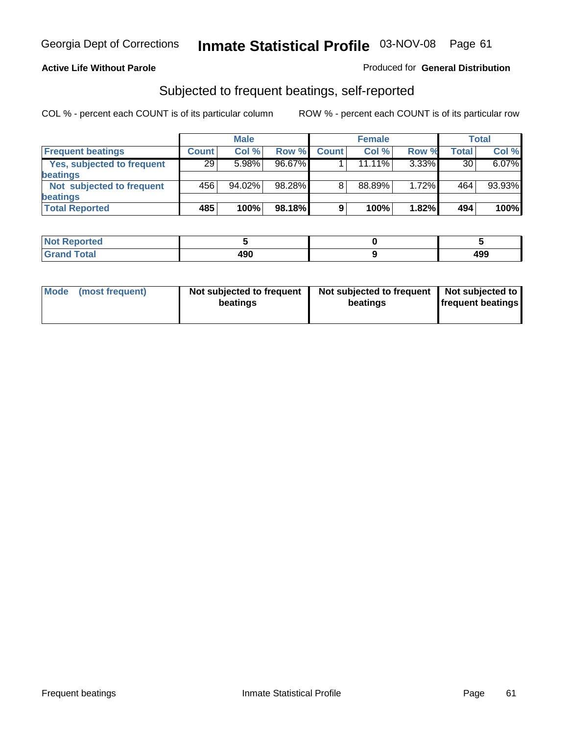Georgia Dept of Corrections **Inmate Statistical Profile** 03-NOV-08

**Active Life Without Parole**

Produced for **General Distribution**

## Subjected to frequent beatings, self-reported

COL % - percent each COUNT is of its particular column     ROW % - percent each COUNT is of its particular row

| | Male | | | Female | | | Total | |
|---|---|---|---|---|---|---|---|---|
| **Frequent beatings** | **Count** | **Col %** | **Row %** | **Count** | **Col %** | **Row %** | **Total** | **Col %** |
| **Yes, subjected to frequent beatings** | 29 | 5.98% | 96.67% | 1 | 11.11% | 3.33% | 30 | 6.07% |
| **Not subjected to frequent beatings** | 456 | 94.02% | 98.28% | 8 | 88.89% | 1.72% | 464 | 93.93% |
| **Total Reported** | **485** | **100%** | **98.18%** | **9** | **100%** | **1.82%** | **494** | **100%** |

| | Male | Female | Total |
|---|---|---|---|
| **Not Reported** | **5** | **0** | **5** |
| **Grand Total** | **490** | **9** | **499** |

| | Male | Female | Total |
|---|---|---|---|
| **Mode (most frequent)** | **Not subjected to frequent beatings** | **Not subjected to frequent beatings** | **Not subjected to frequent beatings** |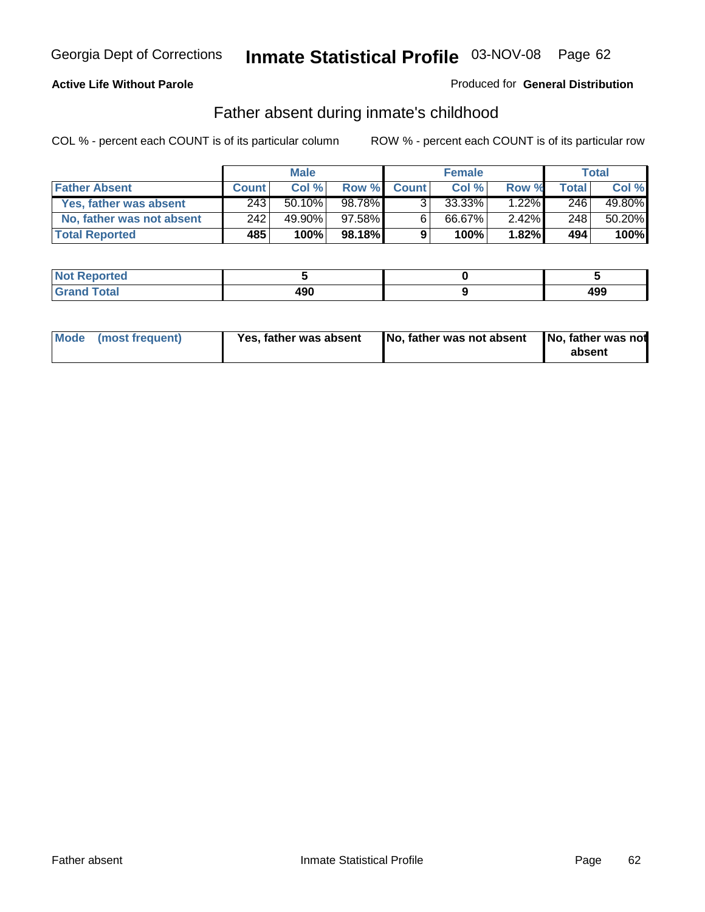Georgia Dept of Corrections **Inmate Statistical Profile** 03-NOV-08

**Active Life Without Parole**

Produced for **General Distribution**

## Father absent during inmate's childhood

COL % - percent each COUNT is of its particular column ROW % - percent each COUNT is of its particular row

| | Male | | | Female | | | Total | |
|---|---|---|---|---|---|---|---|---|
| **Father Absent** | **Count** | **Col %** | **Row %** | **Count** | **Col %** | **Row %** | **Total** | **Col %** |
| Yes, father was absent | 243 | 50.10% | 98.78% | 3 | 33.33% | 1.22% | 246 | 49.80% |
| No, father was not absent | 242 | 49.90% | 97.58% | 6 | 66.67% | 2.42% | 248 | 50.20% |
| **Total Reported** | **485** | **100%** | **98.18%** | **9** | **100%** | **1.82%** | **494** | **100%** |

| | Male | Female | Total |
|---|---|---|---|
| **Not Reported** | **5** | **0** | **5** |
| **Grand Total** | **490** | **9** | **499** |

| | Male | Female | Total |
|---|---|---|---|
| **Mode (most frequent)** | **Yes, father was absent** | **No, father was not absent** | **No, father was not absent** |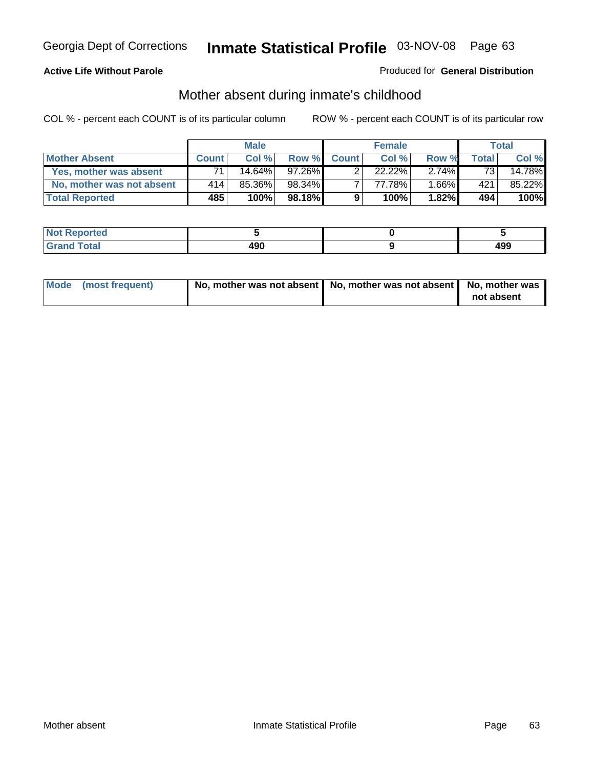Georgia Dept of Corrections **Inmate Statistical Profile** 03-NOV-08 Page 63

**Active Life Without Parole**

Produced for **General Distribution**

## Mother absent during inmate's childhood

COL % - percent each COUNT is of its particular column

ROW % - percent each COUNT is of its particular row

| | Male | | | Female | | | Total | |
|---|---|---|---|---|---|---|---|---|
| **Mother Absent** | **Count** | **Col %** | **Row %** | **Count** | **Col %** | **Row %** | **Total** | **Col %** |
| **Yes, mother was absent** | 71 | 14.64% | 97.26% | 2 | 22.22% | 2.74% | 73 | 14.78% |
| **No, mother was not absent** | 414 | 85.36% | 98.34% | 7 | 77.78% | 1.66% | 421 | 85.22% |
| **Total Reported** | **485** | **100%** | **98.18%** | **9** | **100%** | **1.82%** | **494** | **100%** |

| | Male | Female | Total |
|---|---|---|---|
| **Not Reported** | **5** | **0** | **5** |
| **Grand Total** | **490** | **9** | **499** |

| | Male | Female | Total |
|---|---|---|---|
| **Mode (most frequent)** | **No, mother was not absent** | **No, mother was not absent** | **No, mother was not absent** |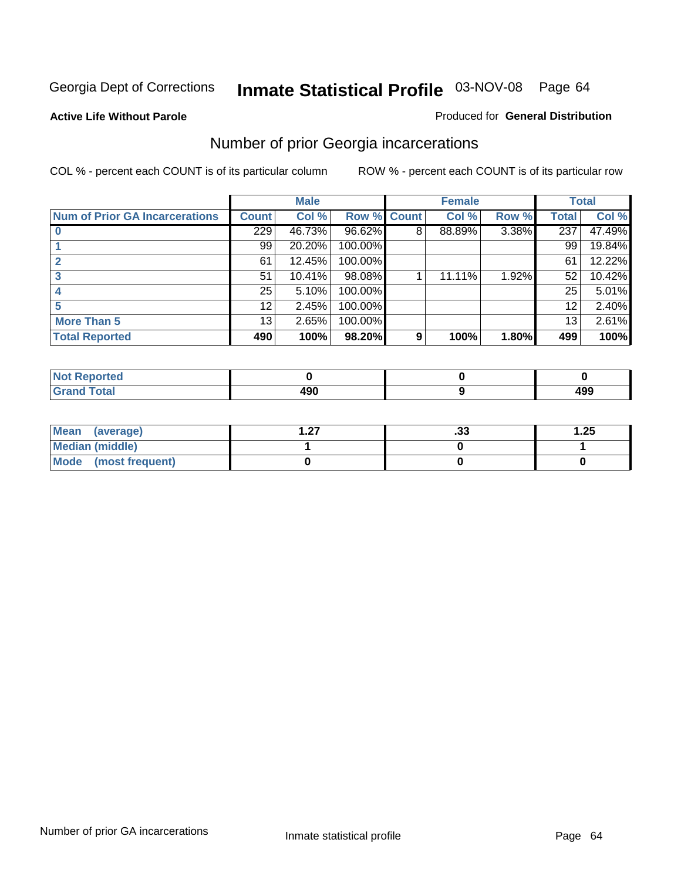Georgia Dept of Corrections **Inmate Statistical Profile** 03-NOV-08

**Active Life Without Parole**

Produced for **General Distribution**

## Number of prior Georgia incarcerations

COL % - percent each COUNT is of its particular column

ROW % - percent each COUNT is of its particular row

| | Male | | | Female | | | Total | |
|---|---|---|---|---|---|---|---|---|
| **Num of Prior GA Incarcerations** | **Count** | **Col %** | **Row %** | **Count** | **Col %** | **Row %** | **Total** | **Col %** |
| **0** | 229 | 46.73% | 96.62% | 8 | 88.89% | 3.38% | 237 | 47.49% |
| **1** | 99 | 20.20% | 100.00% | | | | 99 | 19.84% |
| **2** | 61 | 12.45% | 100.00% | | | | 61 | 12.22% |
| **3** | 51 | 10.41% | 98.08% | 1 | 11.11% | 1.92% | 52 | 10.42% |
| **4** | 25 | 5.10% | 100.00% | | | | 25 | 5.01% |
| **5** | 12 | 2.45% | 100.00% | | | | 12 | 2.40% |
| **More Than 5** | 13 | 2.65% | 100.00% | | | | 13 | 2.61% |
| **Total Reported** | **490** | **100%** | **98.20%** | **9** | **100%** | **1.80%** | **499** | **100%** |

| | Male | Female | Total |
|---|---|---|---|
| **Not Reported** | **0** | **0** | **0** |
| **Grand Total** | **490** | **9** | **499** |

| | Male | Female | Total |
|---|---|---|---|
| **Mean (average)** | **1.27** | **.33** | **1.25** |
| **Median (middle)** | **1** | **0** | **1** |
| **Mode (most frequent)** | **0** | **0** | **0** |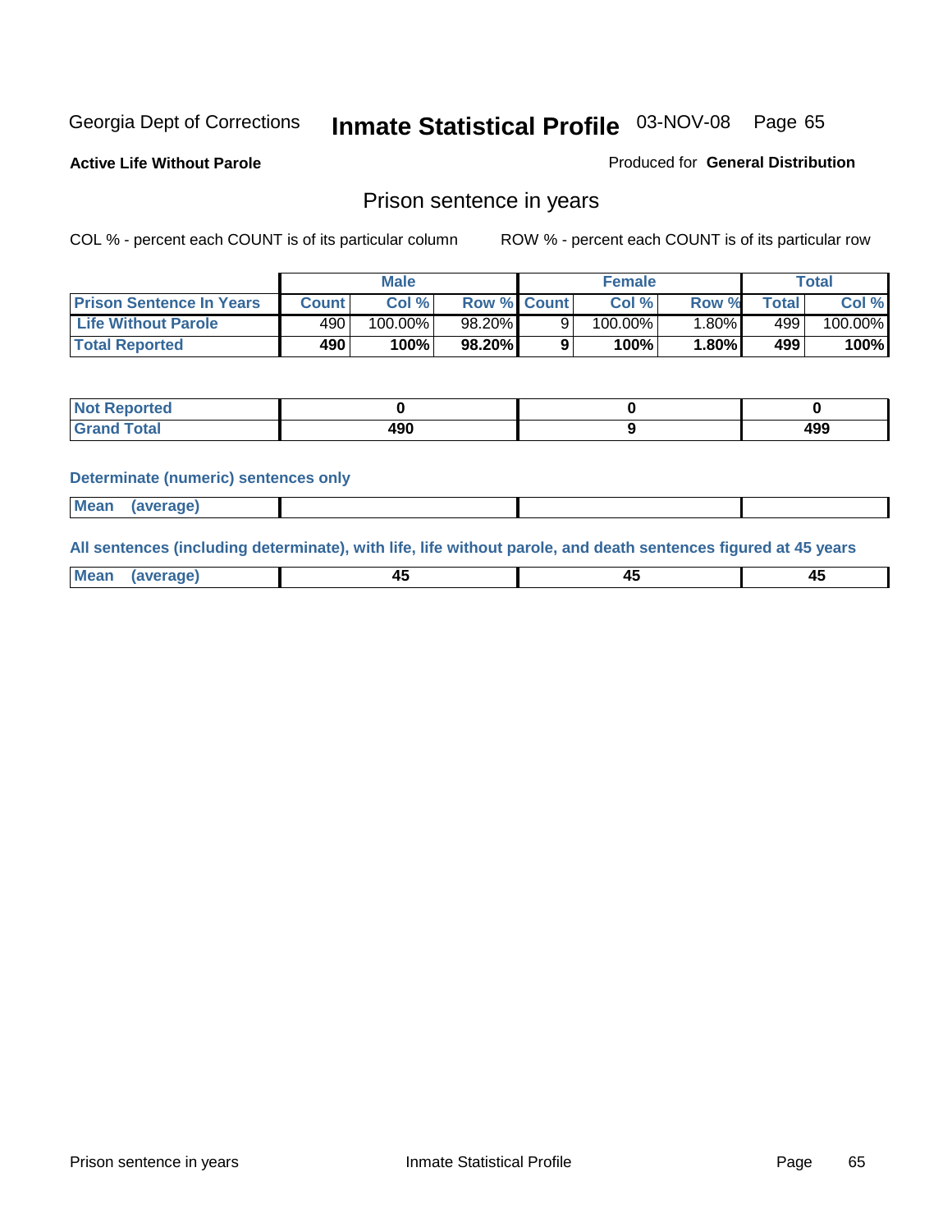Georgia Dept of Corrections **Inmate Statistical Profile** 03-NOV-08 Page 65

**Active Life Without Parole**

Produced for **General Distribution**

## Prison sentence in years

COL % - percent each COUNT is of its particular column ROW % - percent each COUNT is of its particular row

| | Male | | | Female | | | Total | |
|---|---|---|---|---|---|---|---|---|
| **Prison Sentence In Years** | **Count** | **Col %** | **Row %** | **Count** | **Col %** | **Row %** | **Total** | **Col %** |
| **Life Without Parole** | 490 | 100.00% | 98.20% | 9 | 100.00% | 1.80% | 499 | 100.00% |
| **Total Reported** | **490** | **100%** | **98.20%** | **9** | **100%** | **1.80%** | **499** | **100%** |

| | Male | Female | Total |
|---|---|---|---|
| **Not Reported** | **0** | **0** | **0** |
| **Grand Total** | **490** | **9** | **499** |

**Determinate (numeric) sentences only**

| | Male | Female | Total |
|---|---|---|---|
| **Mean (average)** | | | |

**All sentences (including determinate), with life, life without parole, and death sentences figured at 45 years**

| | Male | Female | Total |
|---|---|---|---|
| **Mean (average)** | **45** | **45** | **45** |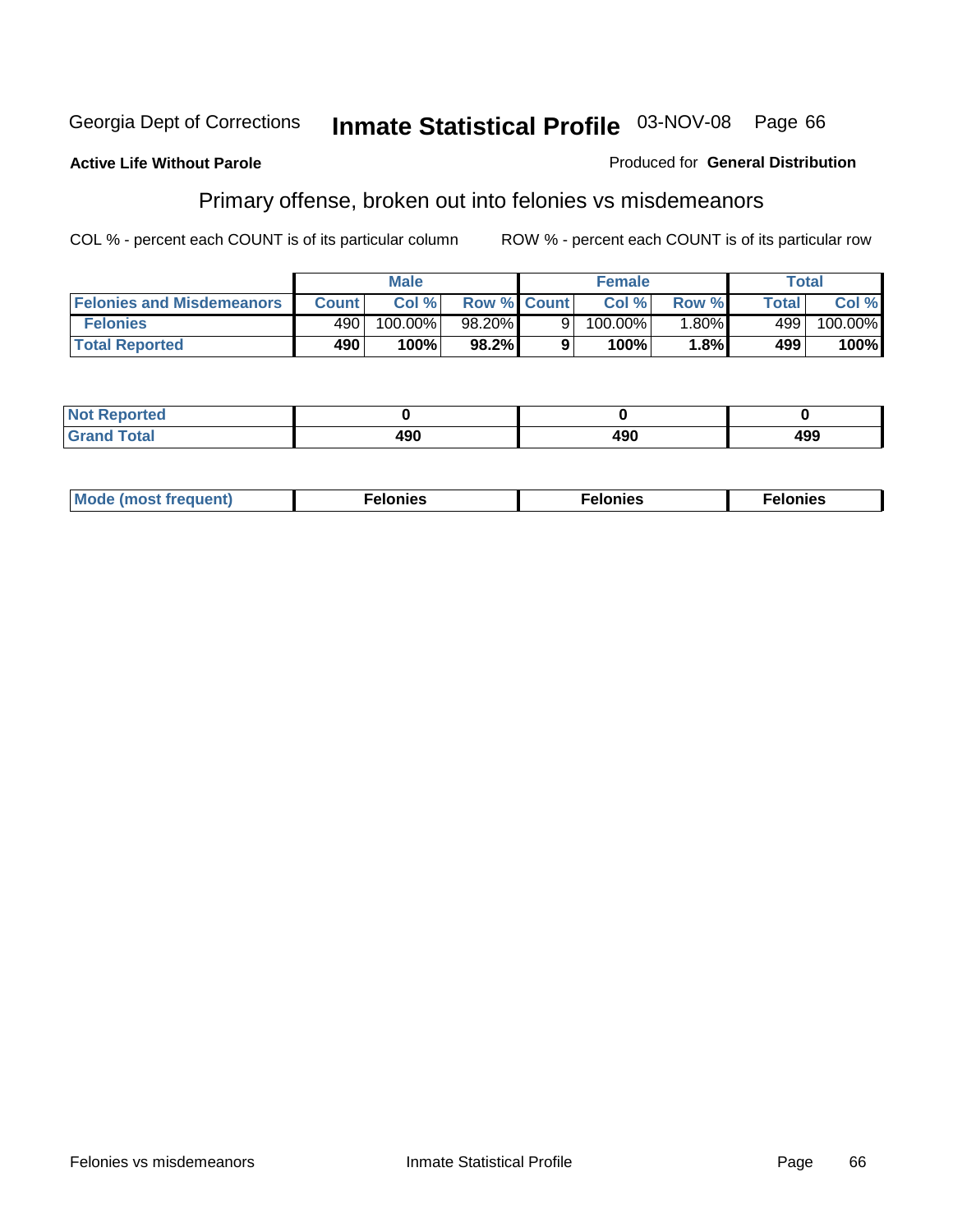Georgia Dept of Corrections **Inmate Statistical Profile** 03-NOV-08

**Active Life Without Parole**

Produced for **General Distribution**

## Primary offense, broken out into felonies vs misdemeanors

COL % - percent each COUNT is of its particular column    ROW % - percent each COUNT is of its particular row

| | Male | | | Female | | | Total | |
|---|---|---|---|---|---|---|---|---|
| **Felonies and Misdemeanors** | **Count** | **Col %** | **Row %** | **Count** | **Col %** | **Row %** | **Total** | **Col %** |
| **Felonies** | 490 | 100.00% | 98.20% | 9 | 100.00% | 1.80% | 499 | 100.00% |
| **Total Reported** | **490** | **100%** | **98.2%** | **9** | **100%** | **1.8%** | **499** | **100%** |

| | | | |
|---|---|---|---|
| **Not Reported** | **0** | **0** | **0** |
| **Grand Total** | **490** | **490** | **499** |

| | | | |
|---|---|---|---|
| **Mode (most frequent)** | **Felonies** | **Felonies** | **Felonies** |

Felonies vs misdemeanors    Inmate Statistical Profile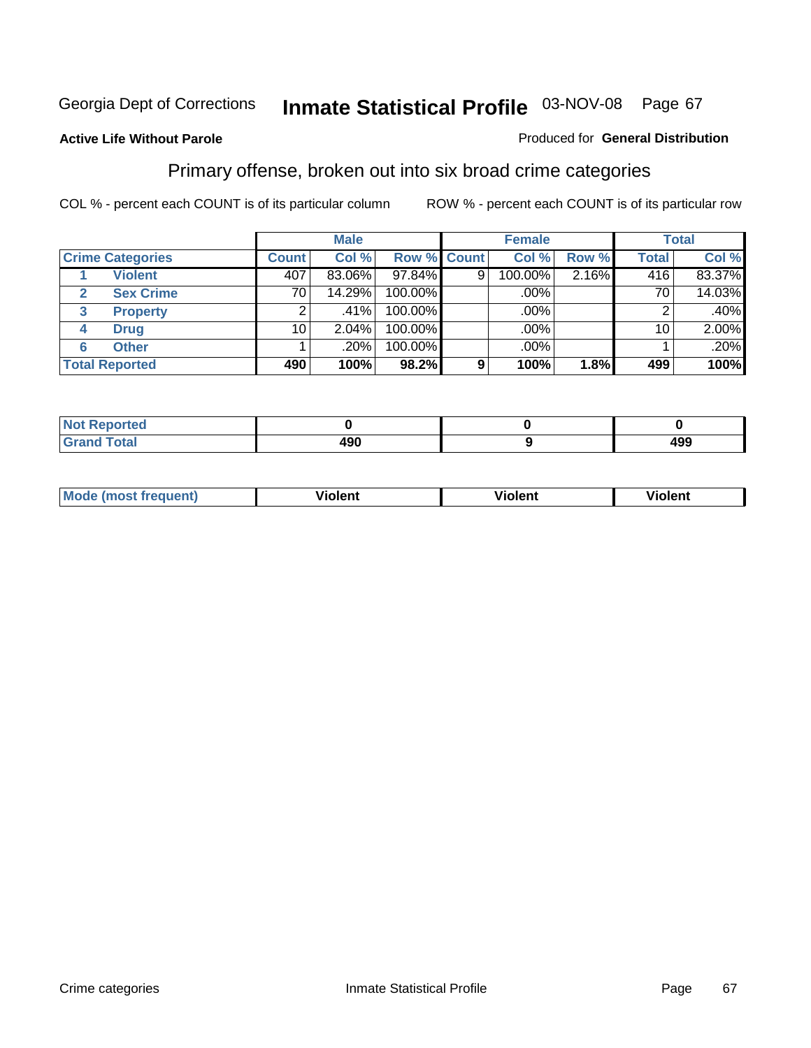Georgia Dept of Corrections **Inmate Statistical Profile** 03-NOV-08 Page 67

**Active Life Without Parole**

Produced for **General Distribution**

## Primary offense, broken out into six broad crime categories

COL % - percent each COUNT is of its particular column

ROW % - percent each COUNT is of its particular row

| | | Male | | | Female | | | Total | |
|---|---|---|---|---|---|---|---|---|---|
| **Crime Categories** | | **Count** | **Col %** | **Row %** | **Count** | **Col %** | **Row %** | **Total** | **Col %** |
| 1 | **Violent** | 407 | 83.06% | 97.84% | 9 | 100.00% | 2.16% | 416 | 83.37% |
| 2 | **Sex Crime** | 70 | 14.29% | 100.00% | | .00% | | 70 | 14.03% |
| 3 | **Property** | 2 | .41% | 100.00% | | .00% | | 2 | .40% |
| 4 | **Drug** | 10 | 2.04% | 100.00% | | .00% | | 10 | 2.00% |
| 6 | **Other** | 1 | .20% | 100.00% | | .00% | | 1 | .20% |
| **Total Reported** | | **490** | **100%** | **98.2%** | **9** | **100%** | **1.8%** | **499** | **100%** |

| | Male | Female | Total |
|---|---|---|---|
| **Not Reported** | **0** | **0** | **0** |
| **Grand Total** | **490** | **9** | **499** |

| | Male | Female | Total |
|---|---|---|---|
| **Mode (most frequent)** | **Violent** | **Violent** | **Violent** |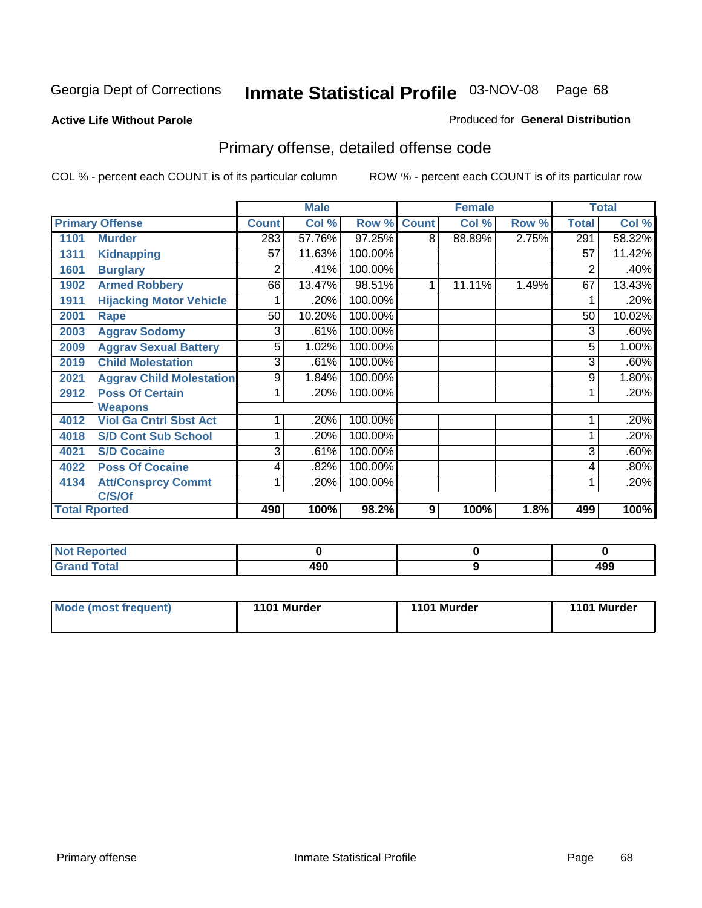Georgia Dept of Corrections **Inmate Statistical Profile** 03-NOV-08 Page 68

**Active Life Without Parole**

Produced for **General Distribution**

## Primary offense, detailed offense code

COL % - percent each COUNT is of its particular column

ROW % - percent each COUNT is of its particular row

| Primary Offense | | Male | | | Female | | | Total | |
|---|---|---|---|---|---|---|---|---|---|
| | | Count | Col % | Row % | Count | Col % | Row % | Total | Col % |
| 1101 | Murder | 283 | 57.76% | 97.25% | 8 | 88.89% | 2.75% | 291 | 58.32% |
| 1311 | Kidnapping | 57 | 11.63% | 100.00% | | | | 57 | 11.42% |
| 1601 | Burglary | 2 | .41% | 100.00% | | | | 2 | .40% |
| 1902 | Armed Robbery | 66 | 13.47% | 98.51% | 1 | 11.11% | 1.49% | 67 | 13.43% |
| 1911 | Hijacking Motor Vehicle | 1 | .20% | 100.00% | | | | 1 | .20% |
| 2001 | Rape | 50 | 10.20% | 100.00% | | | | 50 | 10.02% |
| 2003 | Aggrav Sodomy | 3 | .61% | 100.00% | | | | 3 | .60% |
| 2009 | Aggrav Sexual Battery | 5 | 1.02% | 100.00% | | | | 5 | 1.00% |
| 2019 | Child Molestation | 3 | .61% | 100.00% | | | | 3 | .60% |
| 2021 | Aggrav Child Molestation | 9 | 1.84% | 100.00% | | | | 9 | 1.80% |
| 2912 | Poss Of Certain Weapons | 1 | .20% | 100.00% | | | | 1 | .20% |
| 4012 | Viol Ga Cntrl Sbst Act | 1 | .20% | 100.00% | | | | 1 | .20% |
| 4018 | S/D Cont Sub School | 1 | .20% | 100.00% | | | | 1 | .20% |
| 4021 | S/D Cocaine | 3 | .61% | 100.00% | | | | 3 | .60% |
| 4022 | Poss Of Cocaine | 4 | .82% | 100.00% | | | | 4 | .80% |
| 4134 | Att/Consprcy Commt C/S/Of | 1 | .20% | 100.00% | | | | 1 | .20% |
| **Total Rported** | | **490** | **100%** | **98.2%** | **9** | **100%** | **1.8%** | **499** | **100%** |

| | Male | Female | Total |
|---|---|---|---|
| **Not Reported** | **0** | **0** | **0** |
| **Grand Total** | **490** | **9** | **499** |

| | Male | Female | Total |
|---|---|---|---|
| **Mode (most frequent)** | **1101 Murder** | **1101 Murder** | **1101 Murder** |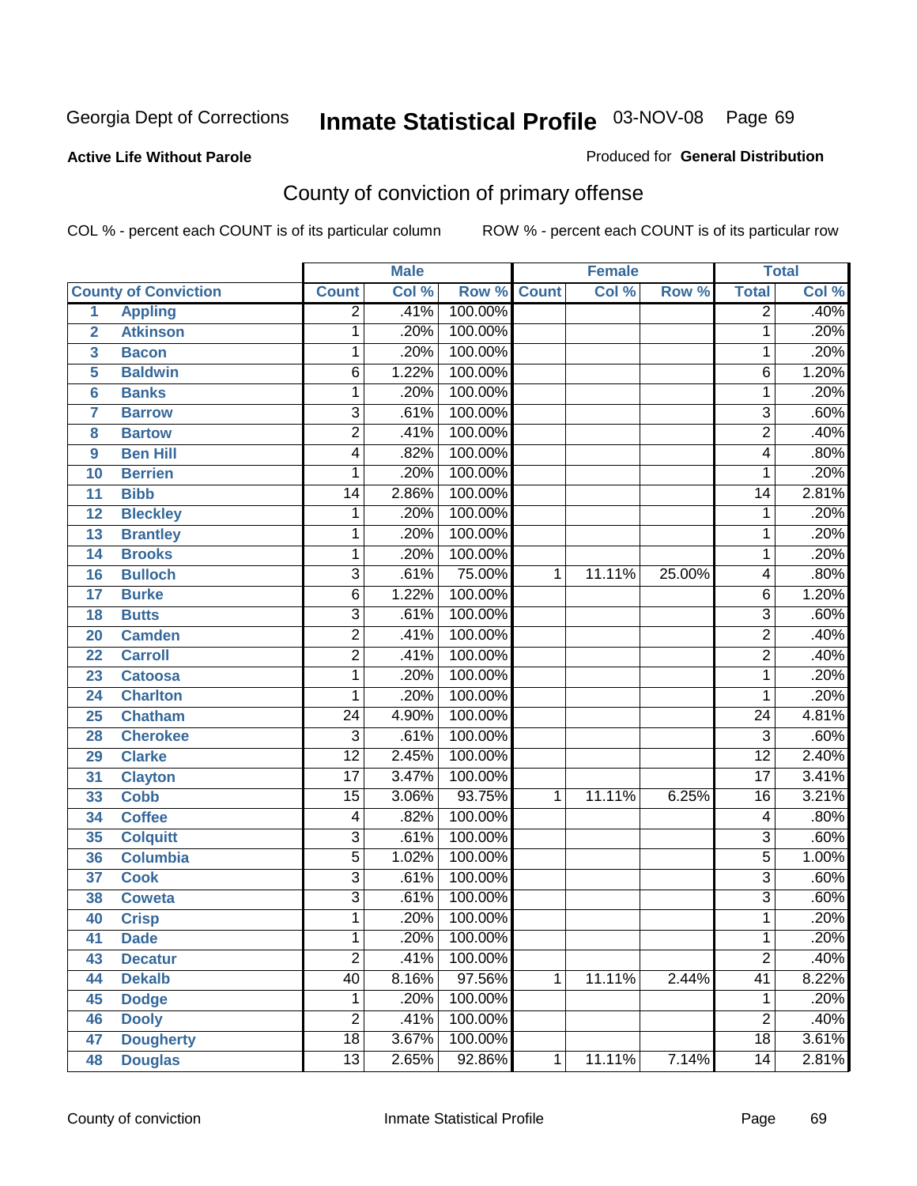Georgia Dept of Corrections **Inmate Statistical Profile** 03-NOV-08 Page 69

**Active Life Without Parole**

Produced for **General Distribution**

## County of conviction of primary offense

COL % - percent each COUNT is of its particular column ROW % - percent each COUNT is of its particular row

| County of Conviction | | Male | | | Female | | | Total | |
|---|---|---|---|---|---|---|---|---|---|
| | | Count | Col % | Row % | Count | Col % | Row % | Total | Col % |
| 1 | Appling | 2 | .41% | 100.00% | | | | 2 | .40% |
| 2 | Atkinson | 1 | .20% | 100.00% | | | | 1 | .20% |
| 3 | Bacon | 1 | .20% | 100.00% | | | | 1 | .20% |
| 5 | Baldwin | 6 | 1.22% | 100.00% | | | | 6 | 1.20% |
| 6 | Banks | 1 | .20% | 100.00% | | | | 1 | .20% |
| 7 | Barrow | 3 | .61% | 100.00% | | | | 3 | .60% |
| 8 | Bartow | 2 | .41% | 100.00% | | | | 2 | .40% |
| 9 | Ben Hill | 4 | .82% | 100.00% | | | | 4 | .80% |
| 10 | Berrien | 1 | .20% | 100.00% | | | | 1 | .20% |
| 11 | Bibb | 14 | 2.86% | 100.00% | | | | 14 | 2.81% |
| 12 | Bleckley | 1 | .20% | 100.00% | | | | 1 | .20% |
| 13 | Brantley | 1 | .20% | 100.00% | | | | 1 | .20% |
| 14 | Brooks | 1 | .20% | 100.00% | | | | 1 | .20% |
| 16 | Bulloch | 3 | .61% | 75.00% | 1 | 11.11% | 25.00% | 4 | .80% |
| 17 | Burke | 6 | 1.22% | 100.00% | | | | 6 | 1.20% |
| 18 | Butts | 3 | .61% | 100.00% | | | | 3 | .60% |
| 20 | Camden | 2 | .41% | 100.00% | | | | 2 | .40% |
| 22 | Carroll | 2 | .41% | 100.00% | | | | 2 | .40% |
| 23 | Catoosa | 1 | .20% | 100.00% | | | | 1 | .20% |
| 24 | Charlton | 1 | .20% | 100.00% | | | | 1 | .20% |
| 25 | Chatham | 24 | 4.90% | 100.00% | | | | 24 | 4.81% |
| 28 | Cherokee | 3 | .61% | 100.00% | | | | 3 | .60% |
| 29 | Clarke | 12 | 2.45% | 100.00% | | | | 12 | 2.40% |
| 31 | Clayton | 17 | 3.47% | 100.00% | | | | 17 | 3.41% |
| 33 | Cobb | 15 | 3.06% | 93.75% | 1 | 11.11% | 6.25% | 16 | 3.21% |
| 34 | Coffee | 4 | .82% | 100.00% | | | | 4 | .80% |
| 35 | Colquitt | 3 | .61% | 100.00% | | | | 3 | .60% |
| 36 | Columbia | 5 | 1.02% | 100.00% | | | | 5 | 1.00% |
| 37 | Cook | 3 | .61% | 100.00% | | | | 3 | .60% |
| 38 | Coweta | 3 | .61% | 100.00% | | | | 3 | .60% |
| 40 | Crisp | 1 | .20% | 100.00% | | | | 1 | .20% |
| 41 | Dade | 1 | .20% | 100.00% | | | | 1 | .20% |
| 43 | Decatur | 2 | .41% | 100.00% | | | | 2 | .40% |
| 44 | Dekalb | 40 | 8.16% | 97.56% | 1 | 11.11% | 2.44% | 41 | 8.22% |
| 45 | Dodge | 1 | .20% | 100.00% | | | | 1 | .20% |
| 46 | Dooly | 2 | .41% | 100.00% | | | | 2 | .40% |
| 47 | Dougherty | 18 | 3.67% | 100.00% | | | | 18 | 3.61% |
| 48 | Douglas | 13 | 2.65% | 92.86% | 1 | 11.11% | 7.14% | 14 | 2.81% |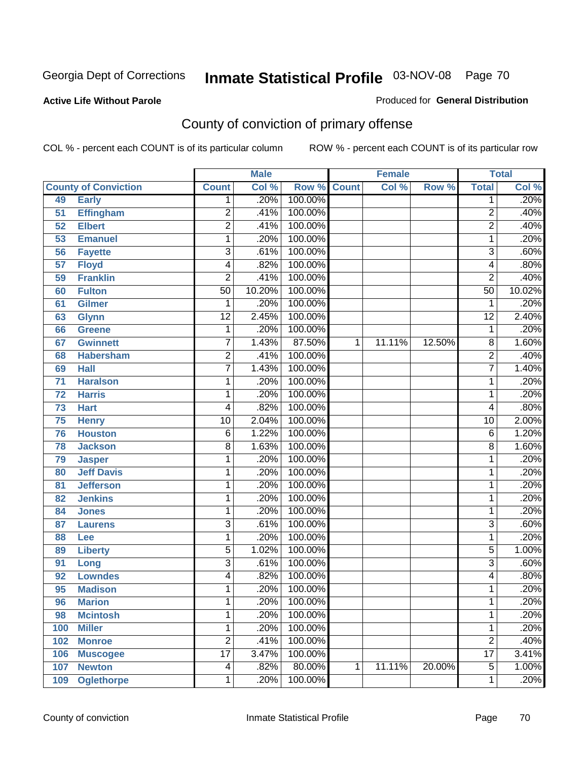Georgia Dept of Corrections **Inmate Statistical Profile** 03-NOV-08

**Active Life Without Parole**

Produced for **General Distribution**

## County of conviction of primary offense

COL % - percent each COUNT is of its particular column ROW % - percent each COUNT is of its particular row

| County of Conviction | | Male | | | Female | | | Total | |
|---|---|---|---|---|---|---|---|---|---|
| | | Count | Col % | Row % | Count | Col % | Row % | Total | Col % |
| 49 | Early | 1 | .20% | 100.00% | | | | 1 | .20% |
| 51 | Effingham | 2 | .41% | 100.00% | | | | 2 | .40% |
| 52 | Elbert | 2 | .41% | 100.00% | | | | 2 | .40% |
| 53 | Emanuel | 1 | .20% | 100.00% | | | | 1 | .20% |
| 56 | Fayette | 3 | .61% | 100.00% | | | | 3 | .60% |
| 57 | Floyd | 4 | .82% | 100.00% | | | | 4 | .80% |
| 59 | Franklin | 2 | .41% | 100.00% | | | | 2 | .40% |
| 60 | Fulton | 50 | 10.20% | 100.00% | | | | 50 | 10.02% |
| 61 | Gilmer | 1 | .20% | 100.00% | | | | 1 | .20% |
| 63 | Glynn | 12 | 2.45% | 100.00% | | | | 12 | 2.40% |
| 66 | Greene | 1 | .20% | 100.00% | | | | 1 | .20% |
| 67 | Gwinnett | 7 | 1.43% | 87.50% | 1 | 11.11% | 12.50% | 8 | 1.60% |
| 68 | Habersham | 2 | .41% | 100.00% | | | | 2 | .40% |
| 69 | Hall | 7 | 1.43% | 100.00% | | | | 7 | 1.40% |
| 71 | Haralson | 1 | .20% | 100.00% | | | | 1 | .20% |
| 72 | Harris | 1 | .20% | 100.00% | | | | 1 | .20% |
| 73 | Hart | 4 | .82% | 100.00% | | | | 4 | .80% |
| 75 | Henry | 10 | 2.04% | 100.00% | | | | 10 | 2.00% |
| 76 | Houston | 6 | 1.22% | 100.00% | | | | 6 | 1.20% |
| 78 | Jackson | 8 | 1.63% | 100.00% | | | | 8 | 1.60% |
| 79 | Jasper | 1 | .20% | 100.00% | | | | 1 | .20% |
| 80 | Jeff Davis | 1 | .20% | 100.00% | | | | 1 | .20% |
| 81 | Jefferson | 1 | .20% | 100.00% | | | | 1 | .20% |
| 82 | Jenkins | 1 | .20% | 100.00% | | | | 1 | .20% |
| 84 | Jones | 1 | .20% | 100.00% | | | | 1 | .20% |
| 87 | Laurens | 3 | .61% | 100.00% | | | | 3 | .60% |
| 88 | Lee | 1 | .20% | 100.00% | | | | 1 | .20% |
| 89 | Liberty | 5 | 1.02% | 100.00% | | | | 5 | 1.00% |
| 91 | Long | 3 | .61% | 100.00% | | | | 3 | .60% |
| 92 | Lowndes | 4 | .82% | 100.00% | | | | 4 | .80% |
| 95 | Madison | 1 | .20% | 100.00% | | | | 1 | .20% |
| 96 | Marion | 1 | .20% | 100.00% | | | | 1 | .20% |
| 98 | Mcintosh | 1 | .20% | 100.00% | | | | 1 | .20% |
| 100 | Miller | 1 | .20% | 100.00% | | | | 1 | .20% |
| 102 | Monroe | 2 | .41% | 100.00% | | | | 2 | .40% |
| 106 | Muscogee | 17 | 3.47% | 100.00% | | | | 17 | 3.41% |
| 107 | Newton | 4 | .82% | 80.00% | 1 | 11.11% | 20.00% | 5 | 1.00% |
| 109 | Oglethorpe | 1 | .20% | 100.00% | | | | 1 | .20% |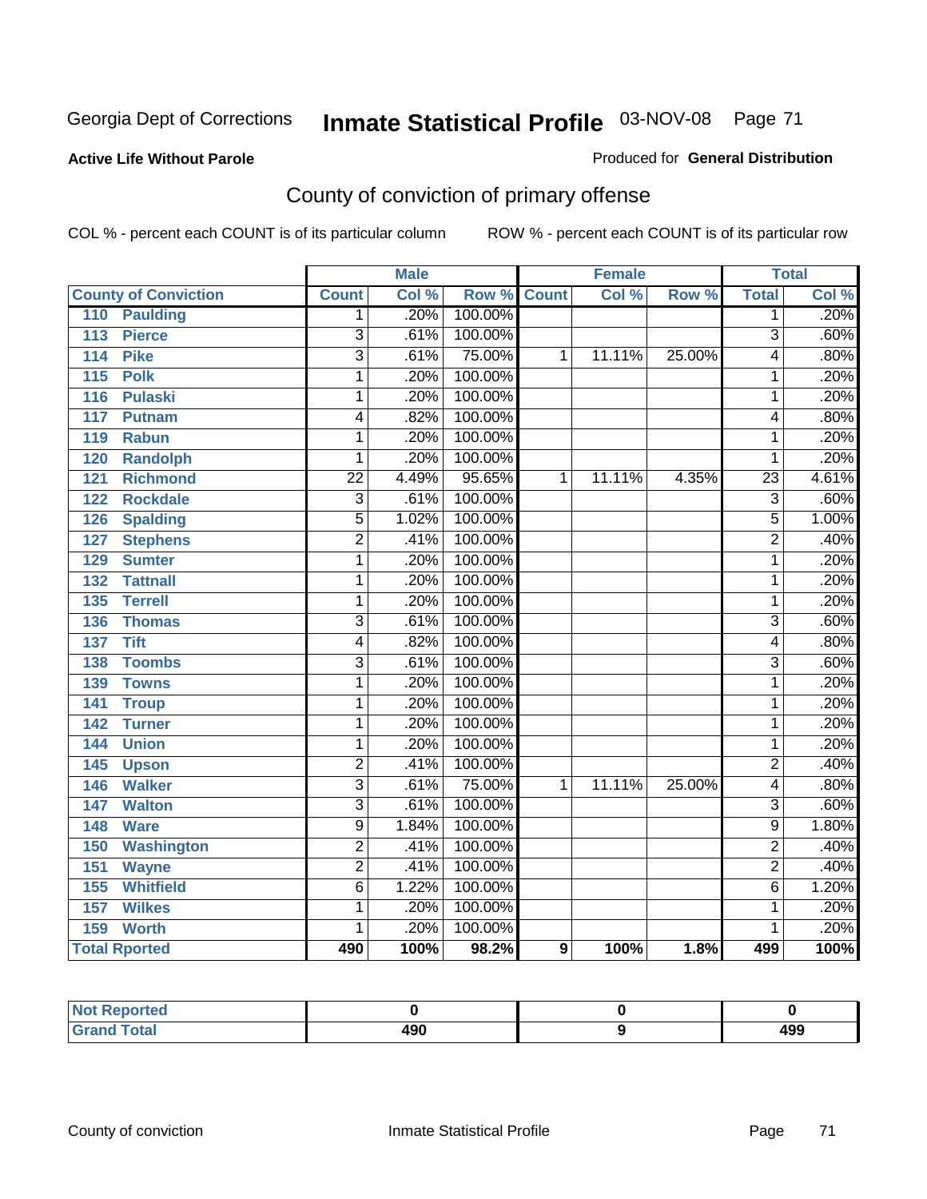Georgia Dept of Corrections **Inmate Statistical Profile** 03-NOV-08

**Active Life Without Parole**

Produced for **General Distribution**

## County of conviction of primary offense

COL % - percent each COUNT is of its particular column ROW % - percent each COUNT is of its particular row

| | Male | | | Female | | | Total | |
|---|---|---|---|---|---|---|---|---|
| **County of Conviction** | **Count** | **Col %** | **Row %** | **Count** | **Col %** | **Row %** | **Total** | **Col %** |
| 110 Paulding | 1 | .20% | 100.00% | | | | 1 | .20% |
| 113 Pierce | 3 | .61% | 100.00% | | | | 3 | .60% |
| 114 Pike | 3 | .61% | 75.00% | 1 | 11.11% | 25.00% | 4 | .80% |
| 115 Polk | 1 | .20% | 100.00% | | | | 1 | .20% |
| 116 Pulaski | 1 | .20% | 100.00% | | | | 1 | .20% |
| 117 Putnam | 4 | .82% | 100.00% | | | | 4 | .80% |
| 119 Rabun | 1 | .20% | 100.00% | | | | 1 | .20% |
| 120 Randolph | 1 | .20% | 100.00% | | | | 1 | .20% |
| 121 Richmond | 22 | 4.49% | 95.65% | 1 | 11.11% | 4.35% | 23 | 4.61% |
| 122 Rockdale | 3 | .61% | 100.00% | | | | 3 | .60% |
| 126 Spalding | 5 | 1.02% | 100.00% | | | | 5 | 1.00% |
| 127 Stephens | 2 | .41% | 100.00% | | | | 2 | .40% |
| 129 Sumter | 1 | .20% | 100.00% | | | | 1 | .20% |
| 132 Tattnall | 1 | .20% | 100.00% | | | | 1 | .20% |
| 135 Terrell | 1 | .20% | 100.00% | | | | 1 | .20% |
| 136 Thomas | 3 | .61% | 100.00% | | | | 3 | .60% |
| 137 Tift | 4 | .82% | 100.00% | | | | 4 | .80% |
| 138 Toombs | 3 | .61% | 100.00% | | | | 3 | .60% |
| 139 Towns | 1 | .20% | 100.00% | | | | 1 | .20% |
| 141 Troup | 1 | .20% | 100.00% | | | | 1 | .20% |
| 142 Turner | 1 | .20% | 100.00% | | | | 1 | .20% |
| 144 Union | 1 | .20% | 100.00% | | | | 1 | .20% |
| 145 Upson | 2 | .41% | 100.00% | | | | 2 | .40% |
| 146 Walker | 3 | .61% | 75.00% | 1 | 11.11% | 25.00% | 4 | .80% |
| 147 Walton | 3 | .61% | 100.00% | | | | 3 | .60% |
| 148 Ware | 9 | 1.84% | 100.00% | | | | 9 | 1.80% |
| 150 Washington | 2 | .41% | 100.00% | | | | 2 | .40% |
| 151 Wayne | 2 | .41% | 100.00% | | | | 2 | .40% |
| 155 Whitfield | 6 | 1.22% | 100.00% | | | | 6 | 1.20% |
| 157 Wilkes | 1 | .20% | 100.00% | | | | 1 | .20% |
| 159 Worth | 1 | .20% | 100.00% | | | | 1 | .20% |
| **Total Rported** | **490** | **100%** | **98.2%** | **9** | **100%** | **1.8%** | **499** | **100%** |

| | Male | Female | Total |
|---|---|---|---|
| **Not Reported** | **0** | **0** | **0** |
| **Grand Total** | **490** | **9** | **499** |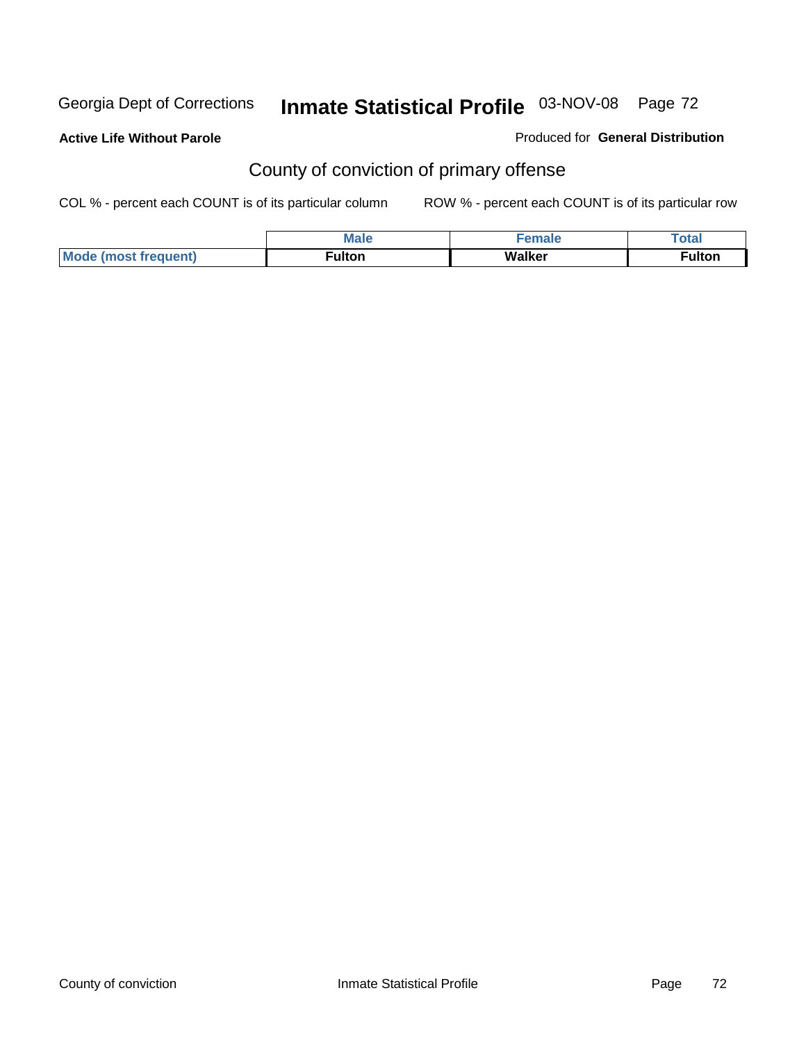**Active Life Without Parole**

Produced for **General Distribution**

## County of conviction of primary offense

COL % - percent each COUNT is of its particular column

ROW % - percent each COUNT is of its particular row

| | Male | Female | Total |
|---|---|---|---|
| Mode (most frequent) | Fulton | Walker | Fulton |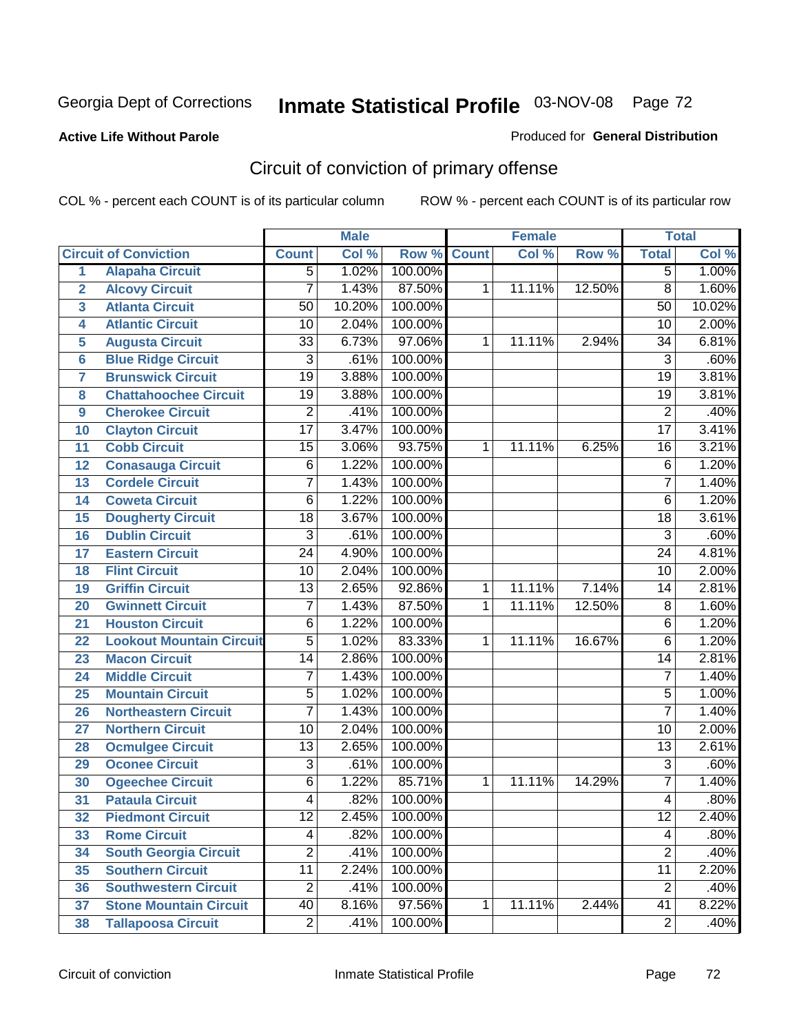Georgia Dept of Corrections **Inmate Statistical Profile** 03-NOV-08

**Active Life Without Parole**

Produced for **General Distribution**

## Circuit of conviction of primary offense

COL % - percent each COUNT is of its particular column ROW % - percent each COUNT is of its particular row

| | | Male | | | Female | | | Total | |
|---|---|---|---|---|---|---|---|---|---|
| **Circuit of Conviction** | | **Count** | **Col %** | **Row %** | **Count** | **Col %** | **Row %** | **Total** | **Col %** |
| 1 | Alapaha Circuit | 5 | 1.02% | 100.00% | | | | 5 | 1.00% |
| 2 | Alcovy Circuit | 7 | 1.43% | 87.50% | 1 | 11.11% | 12.50% | 8 | 1.60% |
| 3 | Atlanta Circuit | 50 | 10.20% | 100.00% | | | | 50 | 10.02% |
| 4 | Atlantic Circuit | 10 | 2.04% | 100.00% | | | | 10 | 2.00% |
| 5 | Augusta Circuit | 33 | 6.73% | 97.06% | 1 | 11.11% | 2.94% | 34 | 6.81% |
| 6 | Blue Ridge Circuit | 3 | .61% | 100.00% | | | | 3 | .60% |
| 7 | Brunswick Circuit | 19 | 3.88% | 100.00% | | | | 19 | 3.81% |
| 8 | Chattahoochee Circuit | 19 | 3.88% | 100.00% | | | | 19 | 3.81% |
| 9 | Cherokee Circuit | 2 | .41% | 100.00% | | | | 2 | .40% |
| 10 | Clayton Circuit | 17 | 3.47% | 100.00% | | | | 17 | 3.41% |
| 11 | Cobb Circuit | 15 | 3.06% | 93.75% | 1 | 11.11% | 6.25% | 16 | 3.21% |
| 12 | Conasauga Circuit | 6 | 1.22% | 100.00% | | | | 6 | 1.20% |
| 13 | Cordele Circuit | 7 | 1.43% | 100.00% | | | | 7 | 1.40% |
| 14 | Coweta Circuit | 6 | 1.22% | 100.00% | | | | 6 | 1.20% |
| 15 | Dougherty Circuit | 18 | 3.67% | 100.00% | | | | 18 | 3.61% |
| 16 | Dublin Circuit | 3 | .61% | 100.00% | | | | 3 | .60% |
| 17 | Eastern Circuit | 24 | 4.90% | 100.00% | | | | 24 | 4.81% |
| 18 | Flint Circuit | 10 | 2.04% | 100.00% | | | | 10 | 2.00% |
| 19 | Griffin Circuit | 13 | 2.65% | 92.86% | 1 | 11.11% | 7.14% | 14 | 2.81% |
| 20 | Gwinnett Circuit | 7 | 1.43% | 87.50% | 1 | 11.11% | 12.50% | 8 | 1.60% |
| 21 | Houston Circuit | 6 | 1.22% | 100.00% | | | | 6 | 1.20% |
| 22 | Lookout Mountain Circuit | 5 | 1.02% | 83.33% | 1 | 11.11% | 16.67% | 6 | 1.20% |
| 23 | Macon Circuit | 14 | 2.86% | 100.00% | | | | 14 | 2.81% |
| 24 | Middle Circuit | 7 | 1.43% | 100.00% | | | | 7 | 1.40% |
| 25 | Mountain Circuit | 5 | 1.02% | 100.00% | | | | 5 | 1.00% |
| 26 | Northeastern Circuit | 7 | 1.43% | 100.00% | | | | 7 | 1.40% |
| 27 | Northern Circuit | 10 | 2.04% | 100.00% | | | | 10 | 2.00% |
| 28 | Ocmulgee Circuit | 13 | 2.65% | 100.00% | | | | 13 | 2.61% |
| 29 | Oconee Circuit | 3 | .61% | 100.00% | | | | 3 | .60% |
| 30 | Ogeechee Circuit | 6 | 1.22% | 85.71% | 1 | 11.11% | 14.29% | 7 | 1.40% |
| 31 | Pataula Circuit | 4 | .82% | 100.00% | | | | 4 | .80% |
| 32 | Piedmont Circuit | 12 | 2.45% | 100.00% | | | | 12 | 2.40% |
| 33 | Rome Circuit | 4 | .82% | 100.00% | | | | 4 | .80% |
| 34 | South Georgia Circuit | 2 | .41% | 100.00% | | | | 2 | .40% |
| 35 | Southern Circuit | 11 | 2.24% | 100.00% | | | | 11 | 2.20% |
| 36 | Southwestern Circuit | 2 | .41% | 100.00% | | | | 2 | .40% |
| 37 | Stone Mountain Circuit | 40 | 8.16% | 97.56% | 1 | 11.11% | 2.44% | 41 | 8.22% |
| 38 | Tallapoosa Circuit | 2 | .41% | 100.00% | | | | 2 | .40% |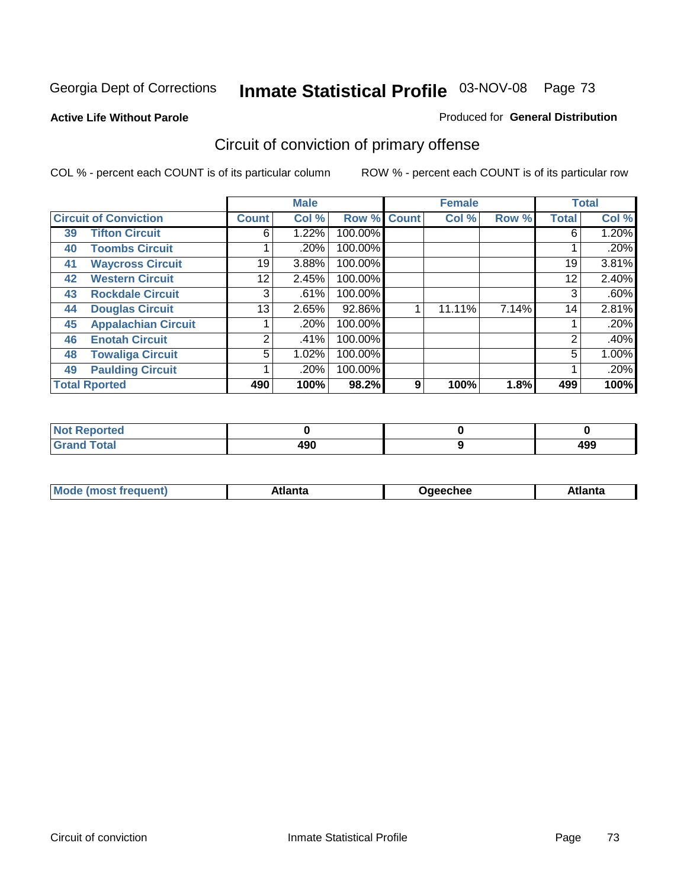Georgia Dept of Corrections **Inmate Statistical Profile** 03-NOV-08

**Active Life Without Parole**

Produced for **General Distribution**

## Circuit of conviction of primary offense

COL % - percent each COUNT is of its particular column

ROW % - percent each COUNT is of its particular row

| Circuit of Conviction | | Male | | | Female | | | Total | |
|---|---|---|---|---|---|---|---|---|---|
| | | Count | Col % | Row % | Count | Col % | Row % | Total | Col % |
| 39 | Tifton Circuit | 6 | 1.22% | 100.00% | | | | 6 | 1.20% |
| 40 | Toombs Circuit | 1 | .20% | 100.00% | | | | 1 | .20% |
| 41 | Waycross Circuit | 19 | 3.88% | 100.00% | | | | 19 | 3.81% |
| 42 | Western Circuit | 12 | 2.45% | 100.00% | | | | 12 | 2.40% |
| 43 | Rockdale Circuit | 3 | .61% | 100.00% | | | | 3 | .60% |
| 44 | Douglas Circuit | 13 | 2.65% | 92.86% | 1 | 11.11% | 7.14% | 14 | 2.81% |
| 45 | Appalachian Circuit | 1 | .20% | 100.00% | | | | 1 | .20% |
| 46 | Enotah Circuit | 2 | .41% | 100.00% | | | | 2 | .40% |
| 48 | Towaliga Circuit | 5 | 1.02% | 100.00% | | | | 5 | 1.00% |
| 49 | Paulding Circuit | 1 | .20% | 100.00% | | | | 1 | .20% |
| **Total Rported** | | **490** | **100%** | **98.2%** | **9** | **100%** | **1.8%** | **499** | **100%** |

| | Male | Female | Total |
|---|---|---|---|
| Not Reported | **0** | **0** | **0** |
| Grand Total | **490** | **9** | **499** |

| | Male | Female | Total |
|---|---|---|---|
| Mode (most frequent) | **Atlanta** | **Ogeechee** | **Atlanta** |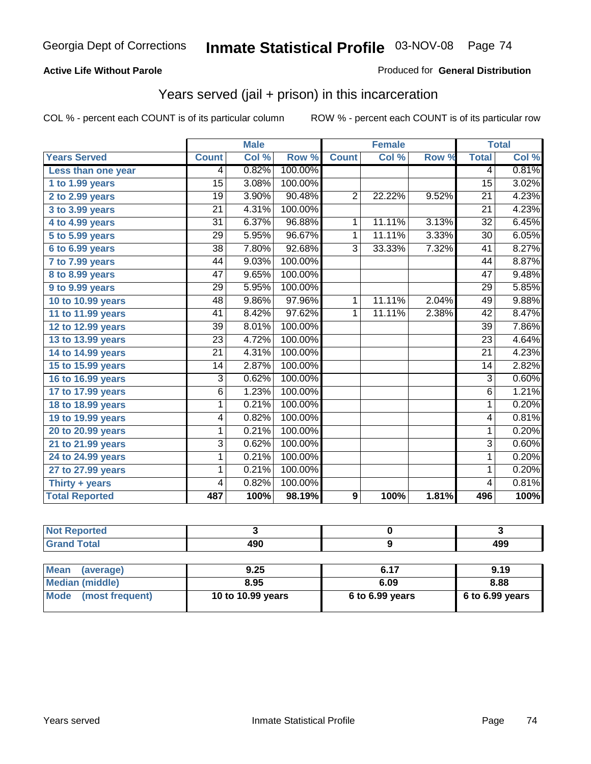**Active Life Without Parole**

Produced for **General Distribution**

## Years served (jail + prison) in this incarceration

COL % - percent each COUNT is of its particular column

ROW % - percent each COUNT is of its particular row

| | Male | | | Female | | | Total | |
|---|---|---|---|---|---|---|---|---|
| **Years Served** | **Count** | **Col %** | **Row %** | **Count** | **Col %** | **Row %** | **Total** | **Col %** |
| Less than one year | 4 | 0.82% | 100.00% | | | | 4 | 0.81% |
| 1 to 1.99 years | 15 | 3.08% | 100.00% | | | | 15 | 3.02% |
| 2 to 2.99 years | 19 | 3.90% | 90.48% | 2 | 22.22% | 9.52% | 21 | 4.23% |
| 3 to 3.99 years | 21 | 4.31% | 100.00% | | | | 21 | 4.23% |
| 4 to 4.99 years | 31 | 6.37% | 96.88% | 1 | 11.11% | 3.13% | 32 | 6.45% |
| 5 to 5.99 years | 29 | 5.95% | 96.67% | 1 | 11.11% | 3.33% | 30 | 6.05% |
| 6 to 6.99 years | 38 | 7.80% | 92.68% | 3 | 33.33% | 7.32% | 41 | 8.27% |
| 7 to 7.99 years | 44 | 9.03% | 100.00% | | | | 44 | 8.87% |
| 8 to 8.99 years | 47 | 9.65% | 100.00% | | | | 47 | 9.48% |
| 9 to 9.99 years | 29 | 5.95% | 100.00% | | | | 29 | 5.85% |
| 10 to 10.99 years | 48 | 9.86% | 97.96% | 1 | 11.11% | 2.04% | 49 | 9.88% |
| 11 to 11.99 years | 41 | 8.42% | 97.62% | 1 | 11.11% | 2.38% | 42 | 8.47% |
| 12 to 12.99 years | 39 | 8.01% | 100.00% | | | | 39 | 7.86% |
| 13 to 13.99 years | 23 | 4.72% | 100.00% | | | | 23 | 4.64% |
| 14 to 14.99 years | 21 | 4.31% | 100.00% | | | | 21 | 4.23% |
| 15 to 15.99 years | 14 | 2.87% | 100.00% | | | | 14 | 2.82% |
| 16 to 16.99 years | 3 | 0.62% | 100.00% | | | | 3 | 0.60% |
| 17 to 17.99 years | 6 | 1.23% | 100.00% | | | | 6 | 1.21% |
| 18 to 18.99 years | 1 | 0.21% | 100.00% | | | | 1 | 0.20% |
| 19 to 19.99 years | 4 | 0.82% | 100.00% | | | | 4 | 0.81% |
| 20 to 20.99 years | 1 | 0.21% | 100.00% | | | | 1 | 0.20% |
| 21 to 21.99 years | 3 | 0.62% | 100.00% | | | | 3 | 0.60% |
| 24 to 24.99 years | 1 | 0.21% | 100.00% | | | | 1 | 0.20% |
| 27 to 27.99 years | 1 | 0.21% | 100.00% | | | | 1 | 0.20% |
| Thirty + years | 4 | 0.82% | 100.00% | | | | 4 | 0.81% |
| **Total Reported** | **487** | **100%** | **98.19%** | **9** | **100%** | **1.81%** | **496** | **100%** |

| | Male | Female | Total |
|---|---|---|---|
| Not Reported | 3 | 0 | 3 |
| Grand Total | 490 | 9 | 499 |

| | Male | Female | Total |
|---|---|---|---|
| Mean (average) | 9.25 | 6.17 | 9.19 |
| Median (middle) | 8.95 | 6.09 | 8.88 |
| Mode (most frequent) | 10 to 10.99 years | 6 to 6.99 years | 6 to 6.99 years |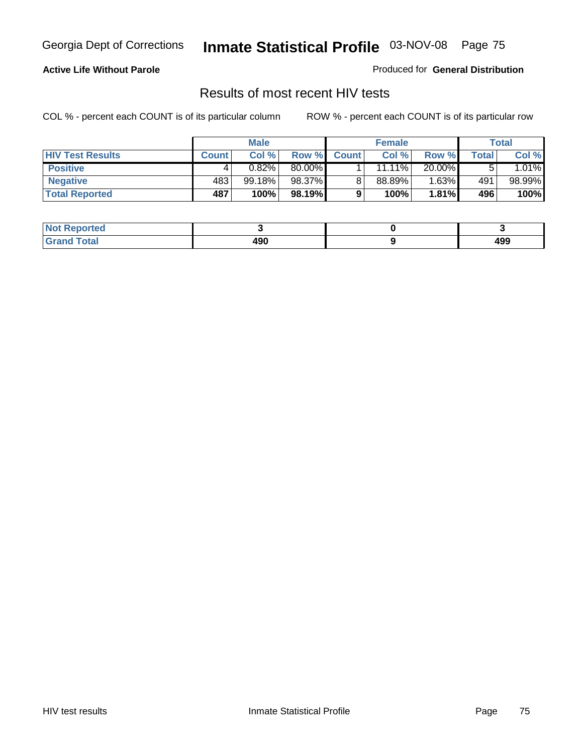**Active Life Without Parole**

Produced for **General Distribution**

## Results of most recent HIV tests

COL % - percent each COUNT is of its particular column

ROW % - percent each COUNT is of its particular row

| | Male | | | Female | | | Total | |
|---|---|---|---|---|---|---|---|---|
| **HIV Test Results** | **Count** | **Col %** | **Row %** | **Count** | **Col %** | **Row %** | **Total** | **Col %** |
| **Positive** | 4 | 0.82% | 80.00% | 1 | 11.11% | 20.00% | 5 | 1.01% |
| **Negative** | 483 | 99.18% | 98.37% | 8 | 88.89% | 1.63% | 491 | 98.99% |
| **Total Reported** | **487** | **100%** | **98.19%** | **9** | **100%** | **1.81%** | **496** | **100%** |

| | Male | Female | Total |
|---|---|---|---|
| **Not Reported** | **3** | **0** | **3** |
| **Grand Total** | **490** | **9** | **499** |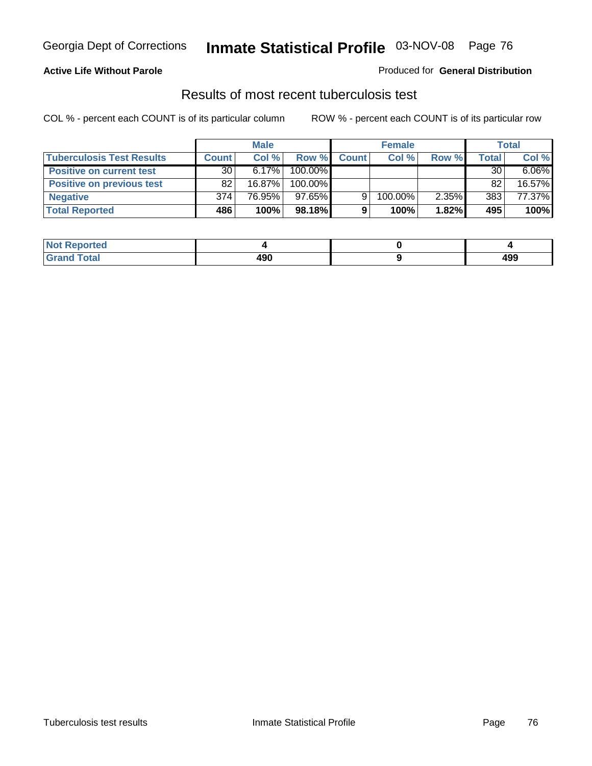**Active Life Without Parole**

Produced for **General Distribution**

## Results of most recent tuberculosis test

COL % - percent each COUNT is of its particular column

ROW % - percent each COUNT is of its particular row

| | Male | | | Female | | | Total | |
|---|---|---|---|---|---|---|---|---|
| **Tuberculosis Test Results** | **Count** | **Col %** | **Row %** | **Count** | **Col %** | **Row %** | **Total** | **Col %** |
| **Positive on current test** | 30 | 6.17% | 100.00% | | | | 30 | 6.06% |
| **Positive on previous test** | 82 | 16.87% | 100.00% | | | | 82 | 16.57% |
| **Negative** | 374 | 76.95% | 97.65% | 9 | 100.00% | 2.35% | 383 | 77.37% |
| **Total Reported** | **486** | **100%** | **98.18%** | **9** | **100%** | **1.82%** | **495** | **100%** |

| | Male | Female | Total |
|---|---|---|---|
| **Not Reported** | **4** | **0** | **4** |
| **Grand Total** | **490** | **9** | **499** |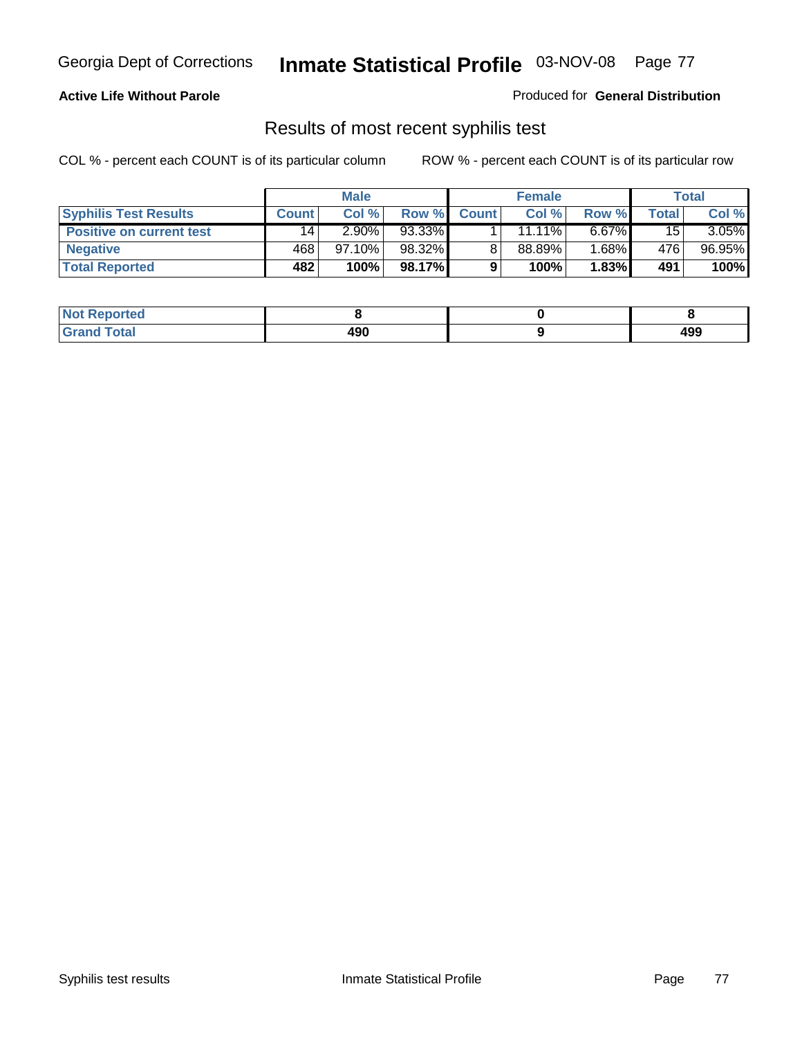**Active Life Without Parole**

Produced for **General Distribution**

## Results of most recent syphilis test

COL % - percent each COUNT is of its particular column

ROW % - percent each COUNT is of its particular row

| | Male | | | Female | | | Total | |
|---|---|---|---|---|---|---|---|---|
| **Syphilis Test Results** | **Count** | **Col %** | **Row %** | **Count** | **Col %** | **Row %** | **Total** | **Col %** |
| **Positive on current test** | 14 | 2.90% | 93.33% | 1 | 11.11% | 6.67% | 15 | 3.05% |
| **Negative** | 468 | 97.10% | 98.32% | 8 | 88.89% | 1.68% | 476 | 96.95% |
| **Total Reported** | **482** | **100%** | **98.17%** | **9** | **100%** | **1.83%** | **491** | **100%** |

| | Male | Female | Total |
|---|---|---|---|
| **Not Reported** | **8** | **0** | **8** |
| **Grand Total** | **490** | **9** | **499** |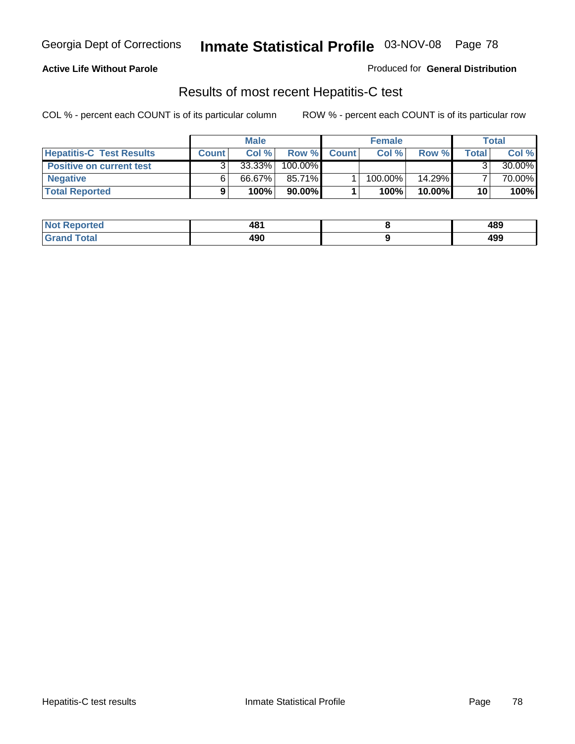**Active Life Without Parole**

Produced for **General Distribution**

## Results of most recent Hepatitis-C test

COL % - percent each COUNT is of its particular column

ROW % - percent each COUNT is of its particular row

| | Male | | | Female | | | Total | |
|---|---|---|---|---|---|---|---|---|
| **Hepatitis-C Test Results** | **Count** | **Col %** | **Row %** | **Count** | **Col %** | **Row %** | **Total** | **Col %** |
| **Positive on current test** | 3 | 33.33% | 100.00% | | | | 3 | 30.00% |
| **Negative** | 6 | 66.67% | 85.71% | 1 | 100.00% | 14.29% | 7 | 70.00% |
| **Total Reported** | **9** | **100%** | **90.00%** | **1** | **100%** | **10.00%** | **10** | **100%** |

| | Male | Female | Total |
|---|---|---|---|
| **Not Reported** | **481** | **8** | **489** |
| **Grand Total** | **490** | **9** | **499** |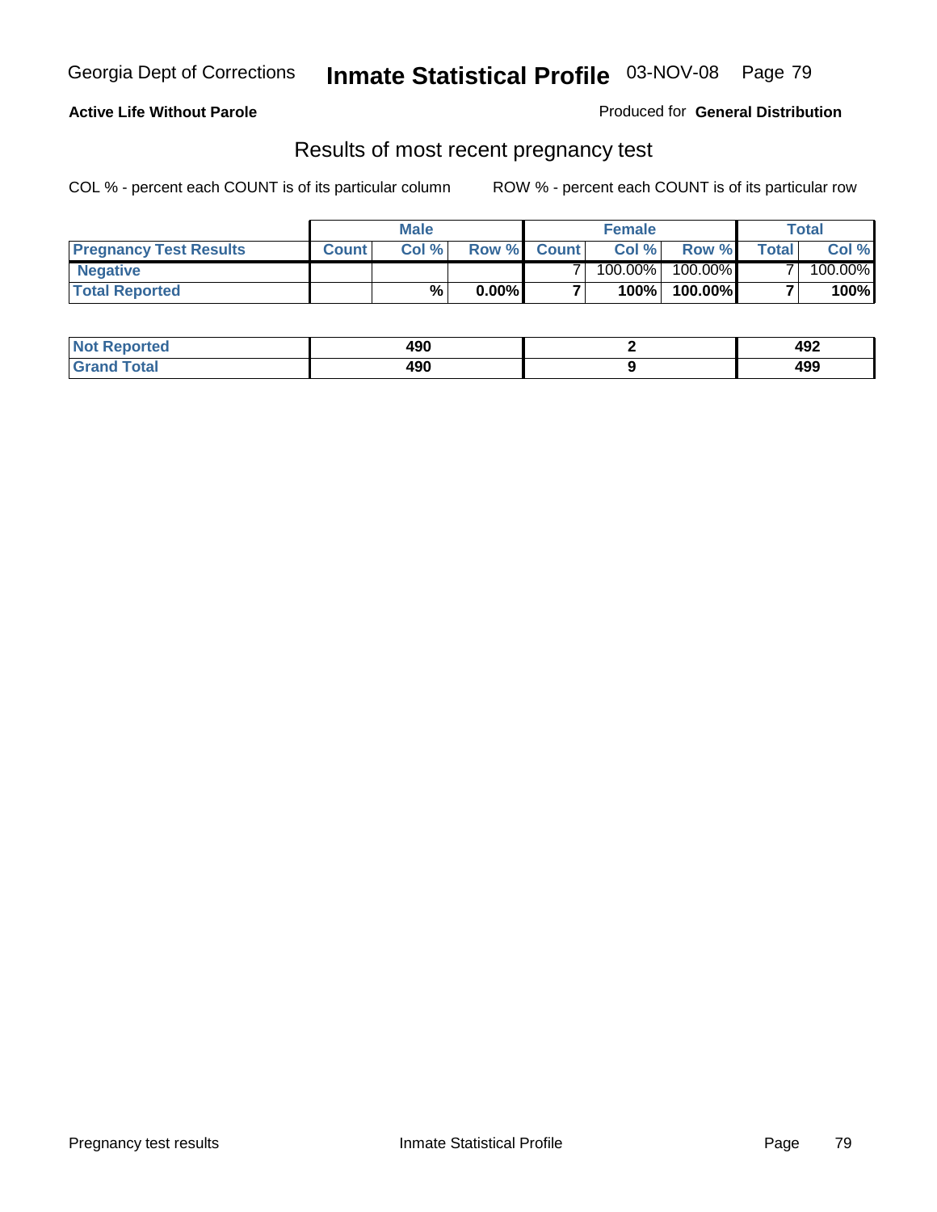**Active Life Without Parole**

Produced for **General Distribution**

## Results of most recent pregnancy test

COL % - percent each COUNT is of its particular column ROW % - percent each COUNT is of its particular row

| | Male | | | Female | | | Total | |
|---|---|---|---|---|---|---|---|---|
| **Pregnancy Test Results** | **Count** | **Col %** | **Row %** | **Count** | **Col %** | **Row %** | **Total** | **Col %** |
| **Negative** | | | | 7 | 100.00% | 100.00% | 7 | 100.00% |
| **Total Reported** | | **%** | **0.00%** | **7** | **100%** | **100.00%** | **7** | **100%** |

| | Male | Female | Total |
|---|---|---|---|
| **Not Reported** | **490** | **2** | **492** |
| **Grand Total** | **490** | **9** | **499** |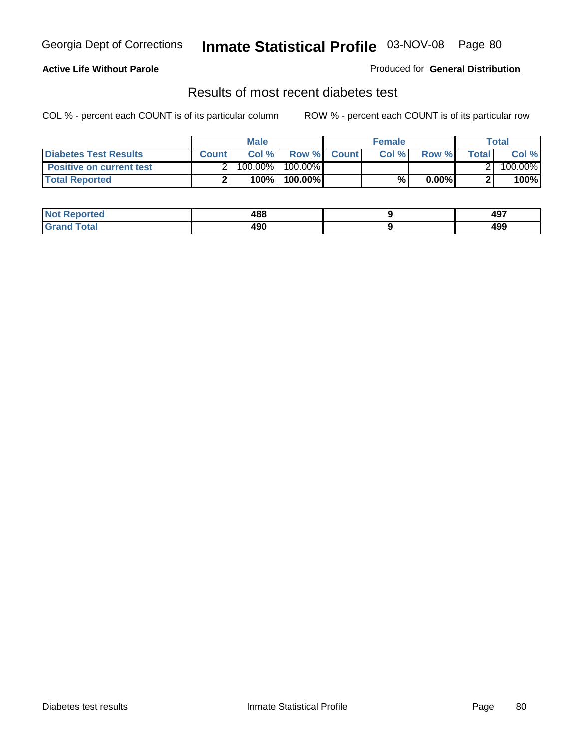**Active Life Without Parole**

Produced for **General Distribution**

## Results of most recent diabetes test

COL % - percent each COUNT is of its particular column

ROW % - percent each COUNT is of its particular row

| | Male | | | Female | | | Total | |
|---|---|---|---|---|---|---|---|---|
| **Diabetes Test Results** | **Count** | **Col %** | **Row %** | **Count** | **Col %** | **Row %** | **Total** | **Col %** |
| **Positive on current test** | 2 | 100.00% | 100.00% | | | | 2 | 100.00% |
| **Total Reported** | **2** | **100%** | **100.00%** | | **%** | **0.00%** | **2** | **100%** |

| | Male | Female | Total |
|---|---|---|---|
| **Not Reported** | **488** | **9** | **497** |
| **Grand Total** | **490** | **9** | **499** |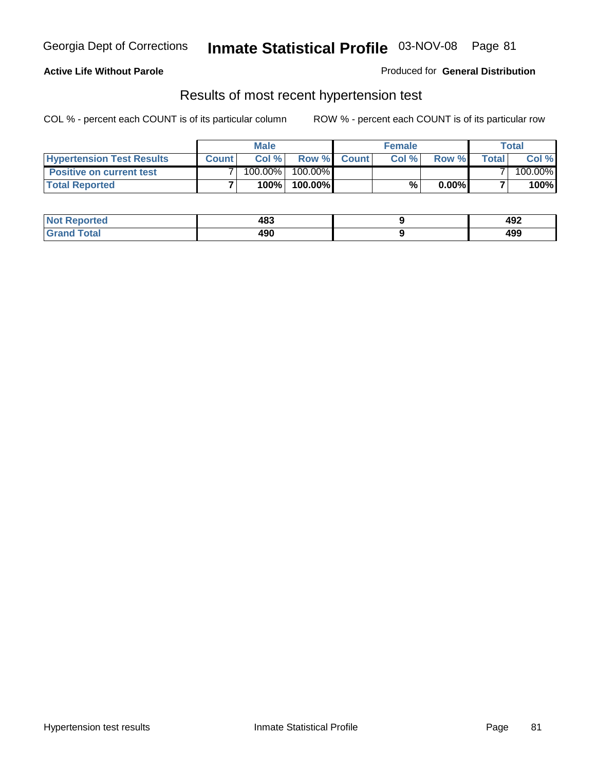Georgia Dept of Corrections **Inmate Statistical Profile** 03-NOV-08

**Active Life Without Parole**

Produced for **General Distribution**

## Results of most recent hypertension test

COL % - percent each COUNT is of its particular column

ROW % - percent each COUNT is of its particular row

| | Male | | | Female | | | Total | |
|---|---|---|---|---|---|---|---|---|
| **Hypertension Test Results** | **Count** | **Col %** | **Row %** | **Count** | **Col %** | **Row %** | **Total** | **Col %** |
| **Positive on current test** | 7 | 100.00% | 100.00% | | | | 7 | 100.00% |
| **Total Reported** | **7** | **100%** | **100.00%** | | **%** | **0.00%** | **7** | **100%** |

| | Male | Female | Total |
|---|---|---|---|
| **Not Reported** | **483** | **9** | **492** |
| **Grand Total** | **490** | **9** | **499** |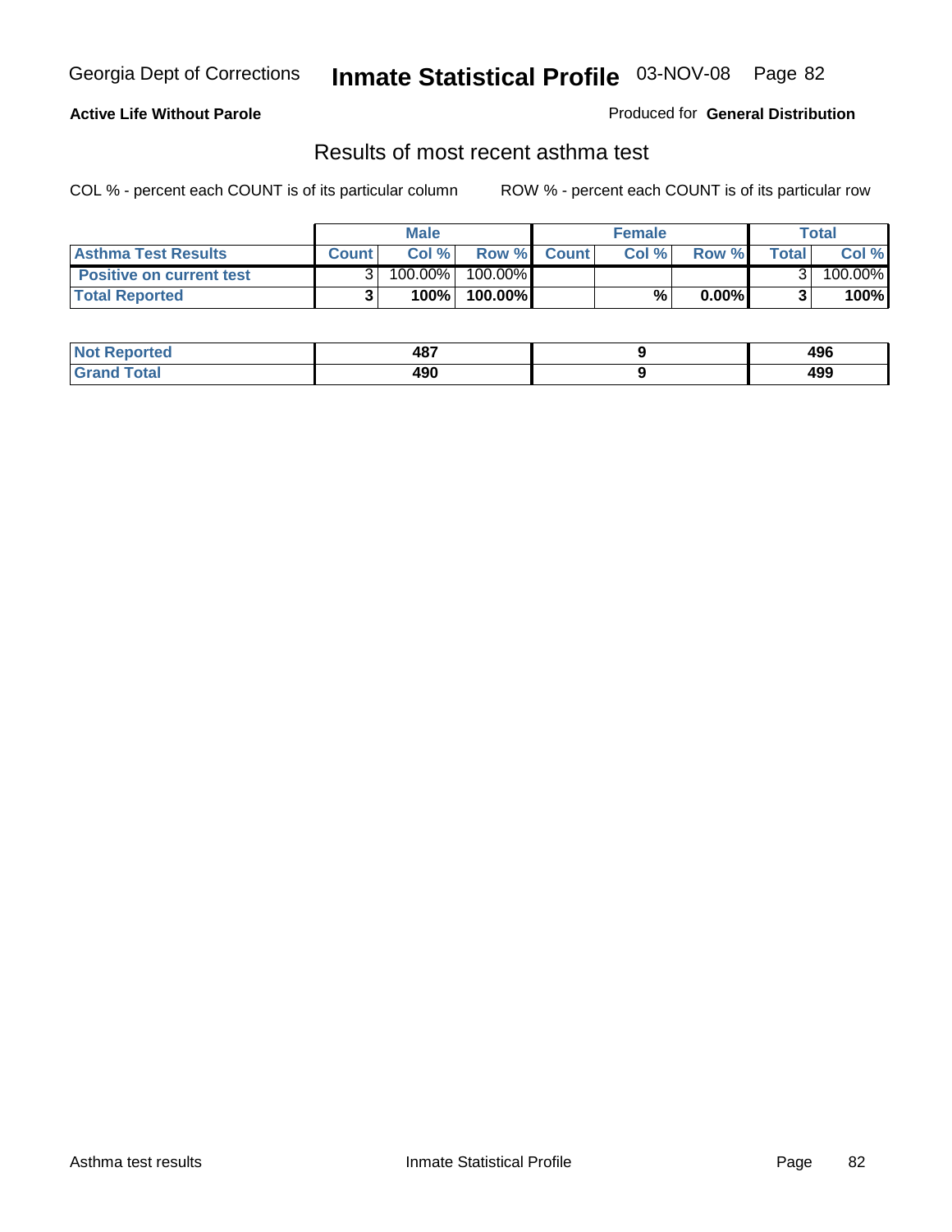Georgia Dept of Corrections **Inmate Statistical Profile** 03-NOV-08

**Active Life Without Parole**

Produced for **General Distribution**

## Results of most recent asthma test

COL % - percent each COUNT is of its particular column  ROW % - percent each COUNT is of its particular row

| | Male | | | Female | | | Total | |
|---|---|---|---|---|---|---|---|---|
| **Asthma Test Results** | **Count** | **Col %** | **Row %** | **Count** | **Col %** | **Row %** | **Total** | **Col %** |
| **Positive on current test** | 3 | 100.00% | 100.00% | | | | 3 | 100.00% |
| **Total Reported** | **3** | **100%** | **100.00%** | | **%** | **0.00%** | **3** | **100%** |

| | Male | Female | Total |
|---|---|---|---|
| **Not Reported** | **487** | **9** | **496** |
| **Grand Total** | **490** | **9** | **499** |

Asthma test results